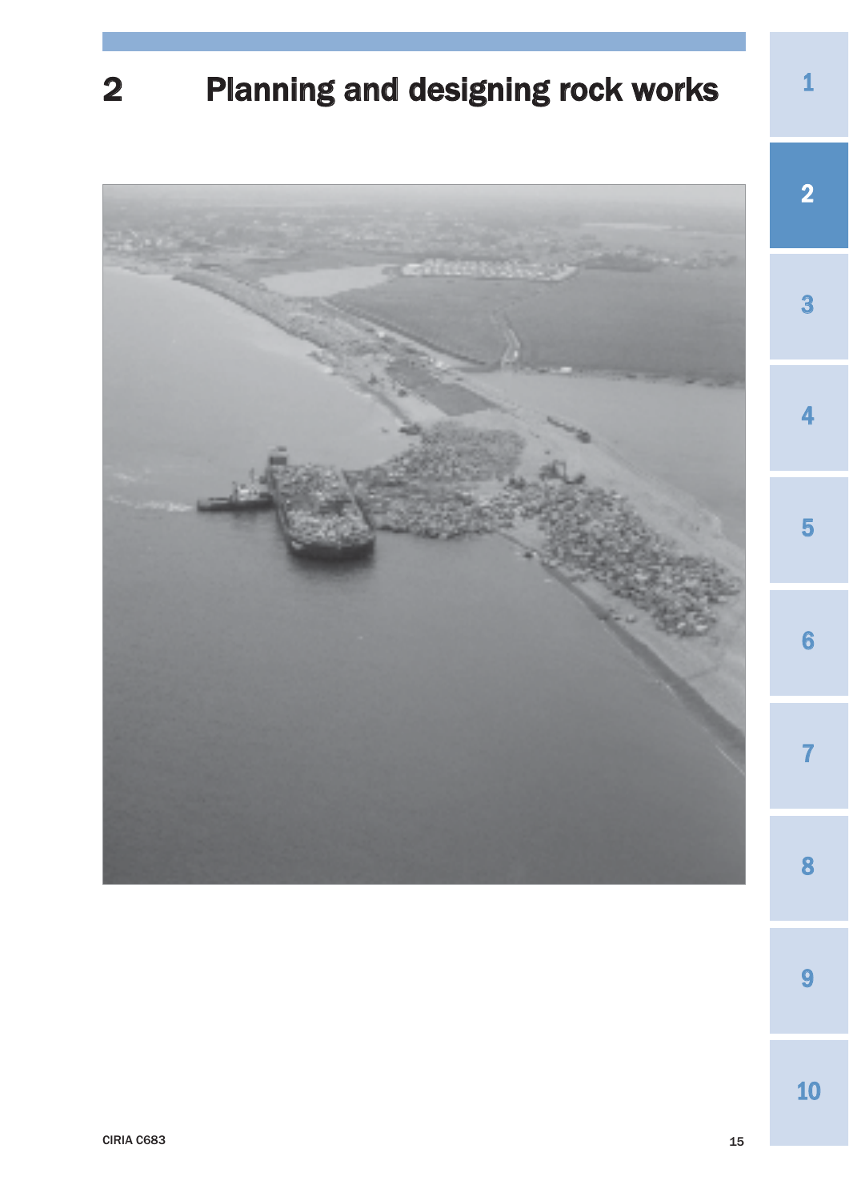# 2 Planning and designing rock works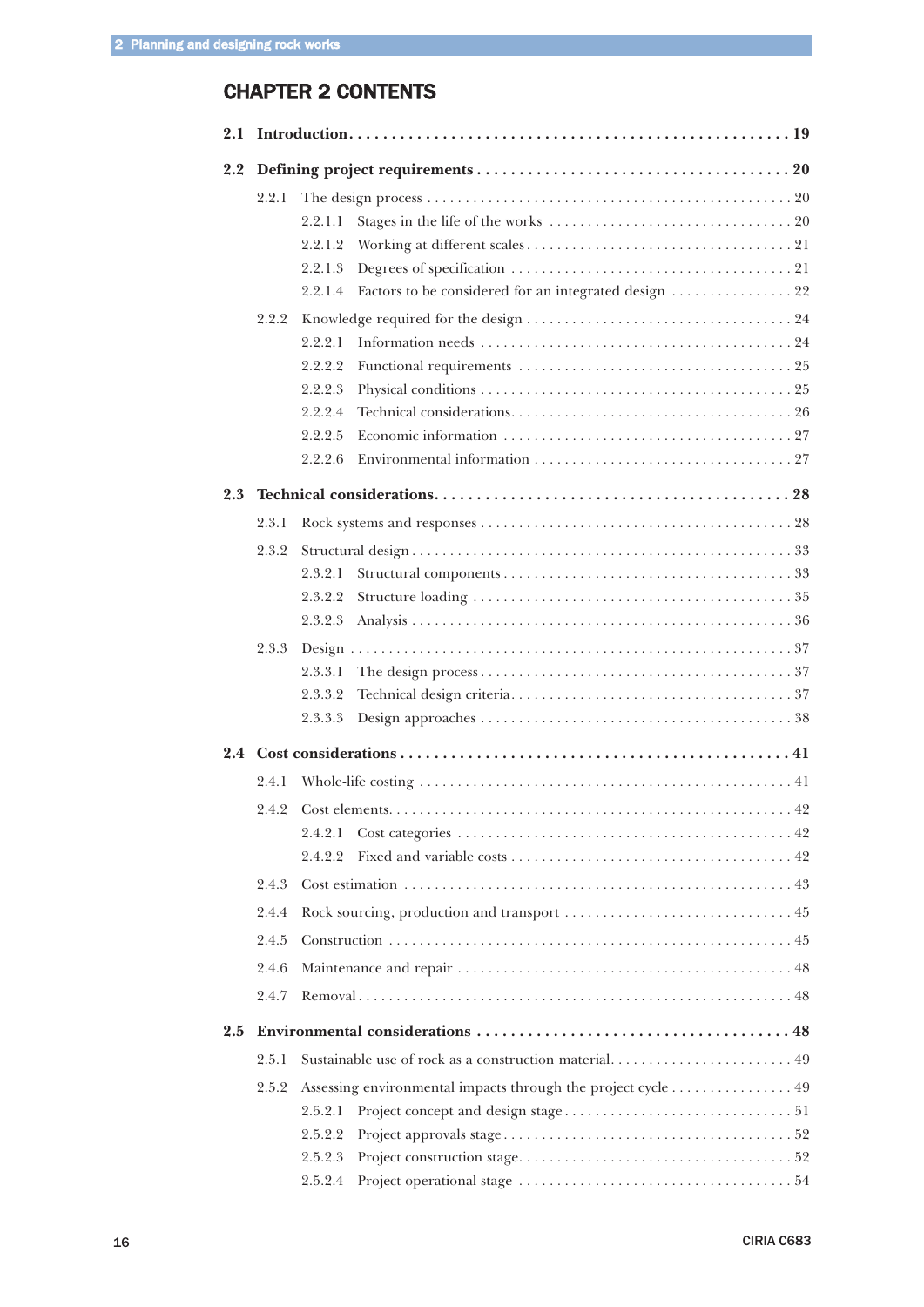# CHAPTER 2 CONTENTS

**2.1 Introduction . . . . . 19**

**2.2 Defining project requirements . . . . . 20**

- 2.2.1 The design process . . . . . 20
  - 2.2.1.1 Stages in the life of the works . . . . . 20
  - 2.2.1.2 Working at different scales . . . . . 21
  - 2.2.1.3 Degrees of specification . . . . . 21
  - 2.2.1.4 Factors to be considered for an integrated design . . . . . 22
- 2.2.2 Knowledge required for the design . . . . . 24
  - 2.2.2.1 Information needs . . . . . 24
  - 2.2.2.2 Functional requirements . . . . . 25
  - 2.2.2.3 Physical conditions . . . . . 25
  - 2.2.2.4 Technical considerations . . . . . 26
  - 2.2.2.5 Economic information . . . . . 27
  - 2.2.2.6 Environmental information . . . . . 27

**2.3 Technical considerations . . . . . 28**

- 2.3.1 Rock systems and responses . . . . . 28
- 2.3.2 Structural design . . . . . 33
  - 2.3.2.1 Structural components . . . . . 33
  - 2.3.2.2 Structure loading . . . . . 35
  - 2.3.2.3 Analysis . . . . . 36
- 2.3.3 Design . . . . . 37
  - 2.3.3.1 The design process . . . . . 37
  - 2.3.3.2 Technical design criteria . . . . . 37
  - 2.3.3.3 Design approaches . . . . . 38

**2.4 Cost considerations . . . . . 41**

- 2.4.1 Whole-life costing . . . . . 41
- 2.4.2 Cost elements . . . . . 42
  - 2.4.2.1 Cost categories . . . . . 42
  - 2.4.2.2 Fixed and variable costs . . . . . 42
- 2.4.3 Cost estimation . . . . . 43
- 2.4.4 Rock sourcing, production and transport . . . . . 45
- 2.4.5 Construction . . . . . 45
- 2.4.6 Maintenance and repair . . . . . 48
- 2.4.7 Removal . . . . . 48

**2.5 Environmental considerations . . . . . 48**

- 2.5.1 Sustainable use of rock as a construction material . . . . . 49
- 2.5.2 Assessing environmental impacts through the project cycle . . . . . 49
  - 2.5.2.1 Project concept and design stage . . . . . 51
  - 2.5.2.2 Project approvals stage . . . . . 52
  - 2.5.2.3 Project construction stage . . . . . 52
  - 2.5.2.4 Project operational stage . . . . . 54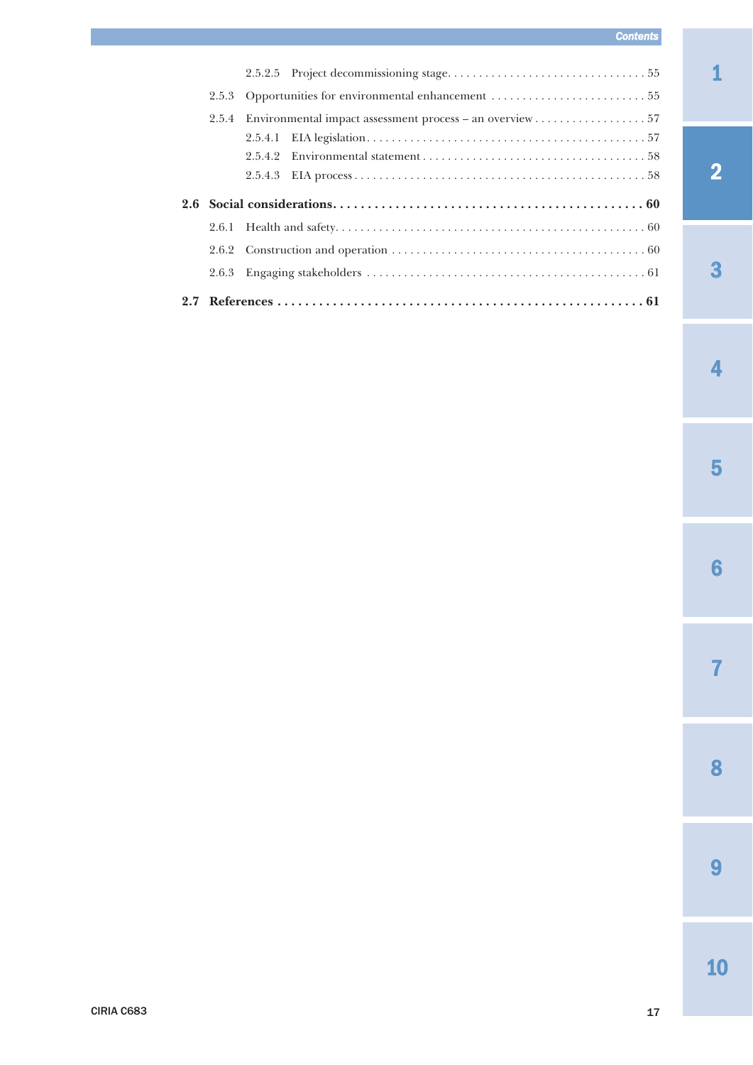2.5.2.5 Project decommissioning stage . . . . . . . . . . . . . . . . . . . . . . . . . . . . . . . . 55

2.5.3 Opportunities for environmental enhancement . . . . . . . . . . . . . . . . . . . . . . . . . 55

2.5.4 Environmental impact assessment process – an overview . . . . . . . . . . . . . . . . . . 57

2.5.4.1 EIA legislation . . . . . . . . . . . . . . . . . . . . . . . . . . . . . . . . . . . . . . . . . . . . 57

2.5.4.2 Environmental statement . . . . . . . . . . . . . . . . . . . . . . . . . . . . . . . . . . . . 58

2.5.4.3 EIA process . . . . . . . . . . . . . . . . . . . . . . . . . . . . . . . . . . . . . . . . . . . . . . 58

**2.6 Social considerations . . . . . . . . . . . . . . . . . . . . . . . . . . . . . . . . . . . . . . . . . . . . . 60**

2.6.1 Health and safety . . . . . . . . . . . . . . . . . . . . . . . . . . . . . . . . . . . . . . . . . . . . . . . . . 60

2.6.2 Construction and operation . . . . . . . . . . . . . . . . . . . . . . . . . . . . . . . . . . . . . . . . 60

2.6.3 Engaging stakeholders . . . . . . . . . . . . . . . . . . . . . . . . . . . . . . . . . . . . . . . . . . . . 61

**2.7 References . . . . . . . . . . . . . . . . . . . . . . . . . . . . . . . . . . . . . . . . . . . . . . . . . . . . 61**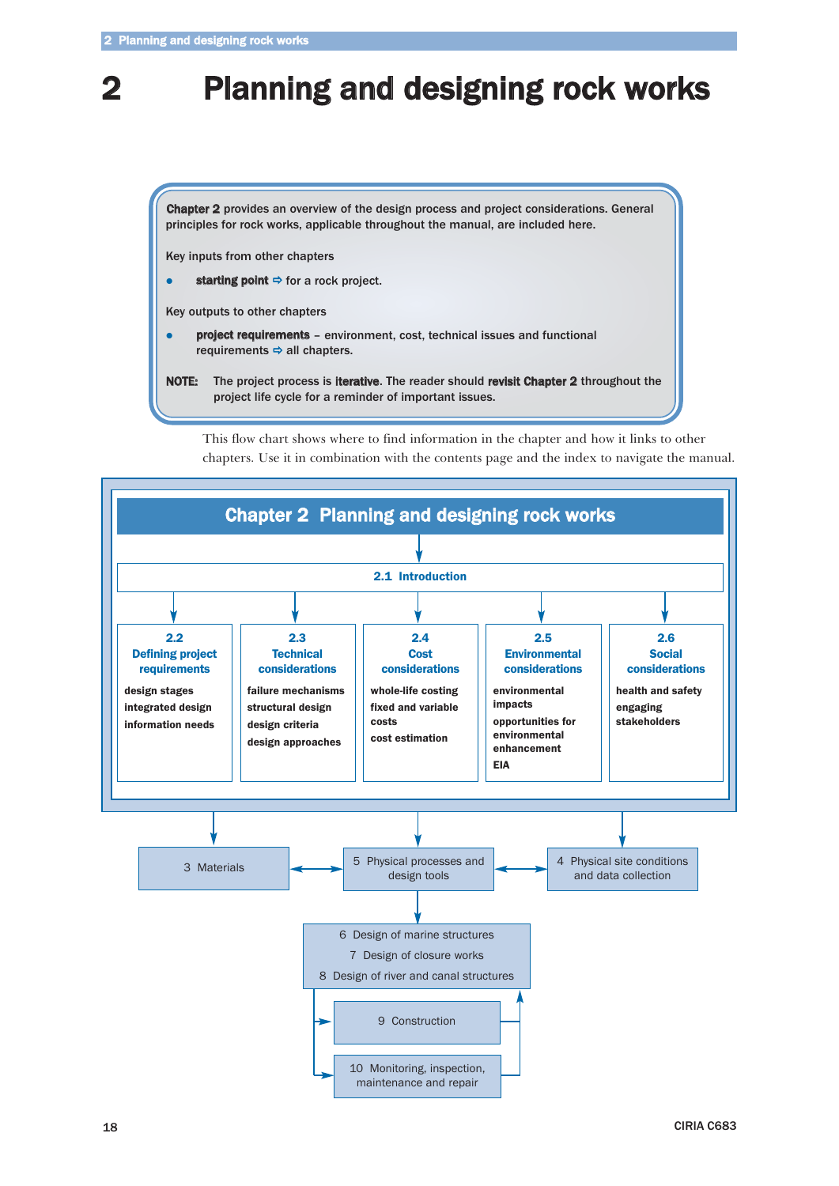# 2 Planning and designing rock works

**Chapter 2** provides an overview of the design process and project considerations. General principles for rock works, applicable throughout the manual, are included here.

Key inputs from other chapters

- **starting point** ⇨ for a rock project.

Key outputs to other chapters

- **project requirements** – environment, cost, technical issues and functional requirements ⇨ all chapters.

**NOTE:** The project process is **iterative**. The reader should **revisit Chapter 2** throughout the project life cycle for a reminder of important issues.

This flow chart shows where to find information in the chapter and how it links to other chapters. Use it in combination with the contents page and the index to navigate the manual.

**Chapter 2 Planning and designing rock works**

**2.1 Introduction**

- **2.2 Defining project requirements**
  - design stages
  - integrated design
  - information needs
- **2.3 Technical considerations**
  - failure mechanisms
  - structural design
  - design criteria
  - design approaches
- **2.4 Cost considerations**
  - whole-life costing
  - fixed and variable costs
  - cost estimation
- **2.5 Environmental considerations**
  - environmental impacts
  - opportunities for environmental enhancement
  - EIA
- **2.6 Social considerations**
  - health and safety
  - engaging stakeholders

3 Materials ↔ 5 Physical processes and design tools ↔ 4 Physical site conditions and data collection

6 Design of marine structures
7 Design of closure works
8 Design of river and canal structures

9 Construction

10 Monitoring, inspection, maintenance and repair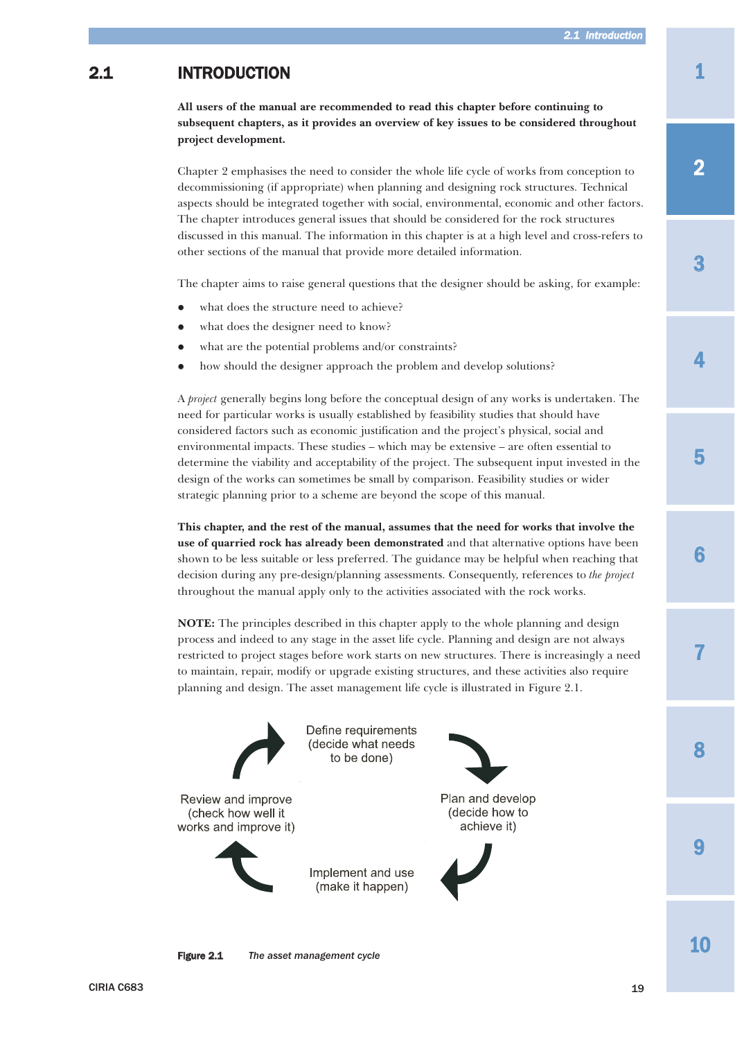## 2.1 INTRODUCTION

**All users of the manual are recommended to read this chapter before continuing to subsequent chapters, as it provides an overview of key issues to be considered throughout project development.**

Chapter 2 emphasises the need to consider the whole life cycle of works from conception to decommissioning (if appropriate) when planning and designing rock structures. Technical aspects should be integrated together with social, environmental, economic and other factors. The chapter introduces general issues that should be considered for the rock structures discussed in this manual. The information in this chapter is at a high level and cross-refers to other sections of the manual that provide more detailed information.

The chapter aims to raise general questions that the designer should be asking, for example:

- what does the structure need to achieve?
- what does the designer need to know?
- what are the potential problems and/or constraints?
- how should the designer approach the problem and develop solutions?

A *project* generally begins long before the conceptual design of any works is undertaken. The need for particular works is usually established by feasibility studies that should have considered factors such as economic justification and the project's physical, social and environmental impacts. These studies – which may be extensive – are often essential to determine the viability and acceptability of the project. The subsequent input invested in the design of the works can sometimes be small by comparison. Feasibility studies or wider strategic planning prior to a scheme are beyond the scope of this manual.

**This chapter, and the rest of the manual, assumes that the need for works that involve the use of quarried rock has already been demonstrated** and that alternative options have been shown to be less suitable or less preferred. The guidance may be helpful when reaching that decision during any pre-design/planning assessments. Consequently, references to *the project* throughout the manual apply only to the activities associated with the rock works.

**NOTE:** The principles described in this chapter apply to the whole planning and design process and indeed to any stage in the asset life cycle. Planning and design are not always restricted to project stages before work starts on new structures. There is increasingly a need to maintain, repair, modify or upgrade existing structures, and these activities also require planning and design. The asset management life cycle is illustrated in Figure 2.1.

Define requirements (decide what needs to be done) → Plan and develop (decide how to achieve it) → Implement and use (make it happen) → Review and improve (check how well it works and improve it) → Define requirements

**Figure 2.1** *The asset management cycle*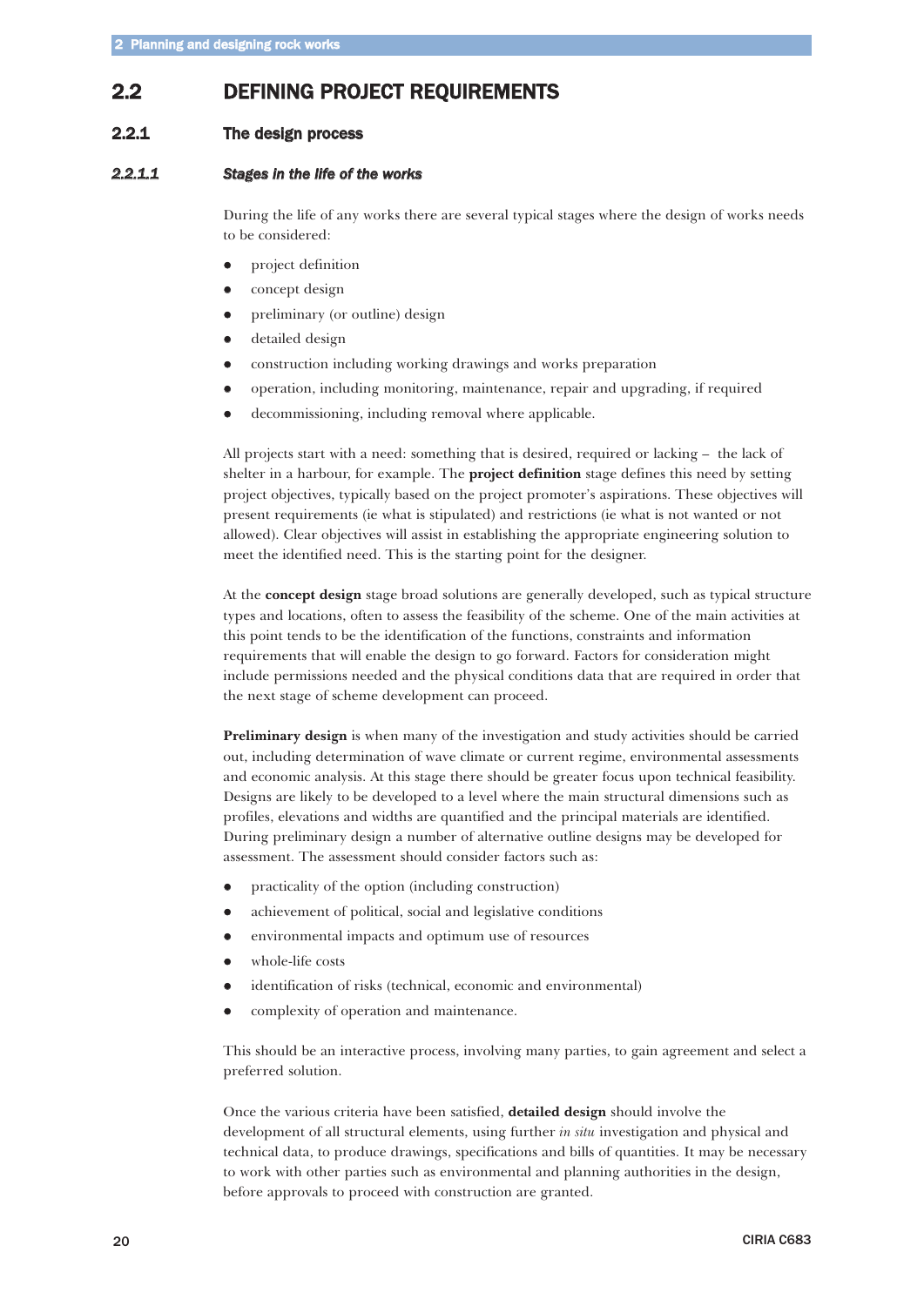## 2.2 DEFINING PROJECT REQUIREMENTS

### 2.2.1 The design process

#### *2.2.1.1 Stages in the life of the works*

During the life of any works there are several typical stages where the design of works needs to be considered:

- project definition
- concept design
- preliminary (or outline) design
- detailed design
- construction including working drawings and works preparation
- operation, including monitoring, maintenance, repair and upgrading, if required
- decommissioning, including removal where applicable.

All projects start with a need: something that is desired, required or lacking – the lack of shelter in a harbour, for example. The **project definition** stage defines this need by setting project objectives, typically based on the project promoter's aspirations. These objectives will present requirements (ie what is stipulated) and restrictions (ie what is not wanted or not allowed). Clear objectives will assist in establishing the appropriate engineering solution to meet the identified need. This is the starting point for the designer.

At the **concept design** stage broad solutions are generally developed, such as typical structure types and locations, often to assess the feasibility of the scheme. One of the main activities at this point tends to be the identification of the functions, constraints and information requirements that will enable the design to go forward. Factors for consideration might include permissions needed and the physical conditions data that are required in order that the next stage of scheme development can proceed.

**Preliminary design** is when many of the investigation and study activities should be carried out, including determination of wave climate or current regime, environmental assessments and economic analysis. At this stage there should be greater focus upon technical feasibility. Designs are likely to be developed to a level where the main structural dimensions such as profiles, elevations and widths are quantified and the principal materials are identified. During preliminary design a number of alternative outline designs may be developed for assessment. The assessment should consider factors such as:

- practicality of the option (including construction)
- achievement of political, social and legislative conditions
- environmental impacts and optimum use of resources
- whole-life costs
- identification of risks (technical, economic and environmental)
- complexity of operation and maintenance.

This should be an interactive process, involving many parties, to gain agreement and select a preferred solution.

Once the various criteria have been satisfied, **detailed design** should involve the development of all structural elements, using further *in situ* investigation and physical and technical data, to produce drawings, specifications and bills of quantities. It may be necessary to work with other parties such as environmental and planning authorities in the design, before approvals to proceed with construction are granted.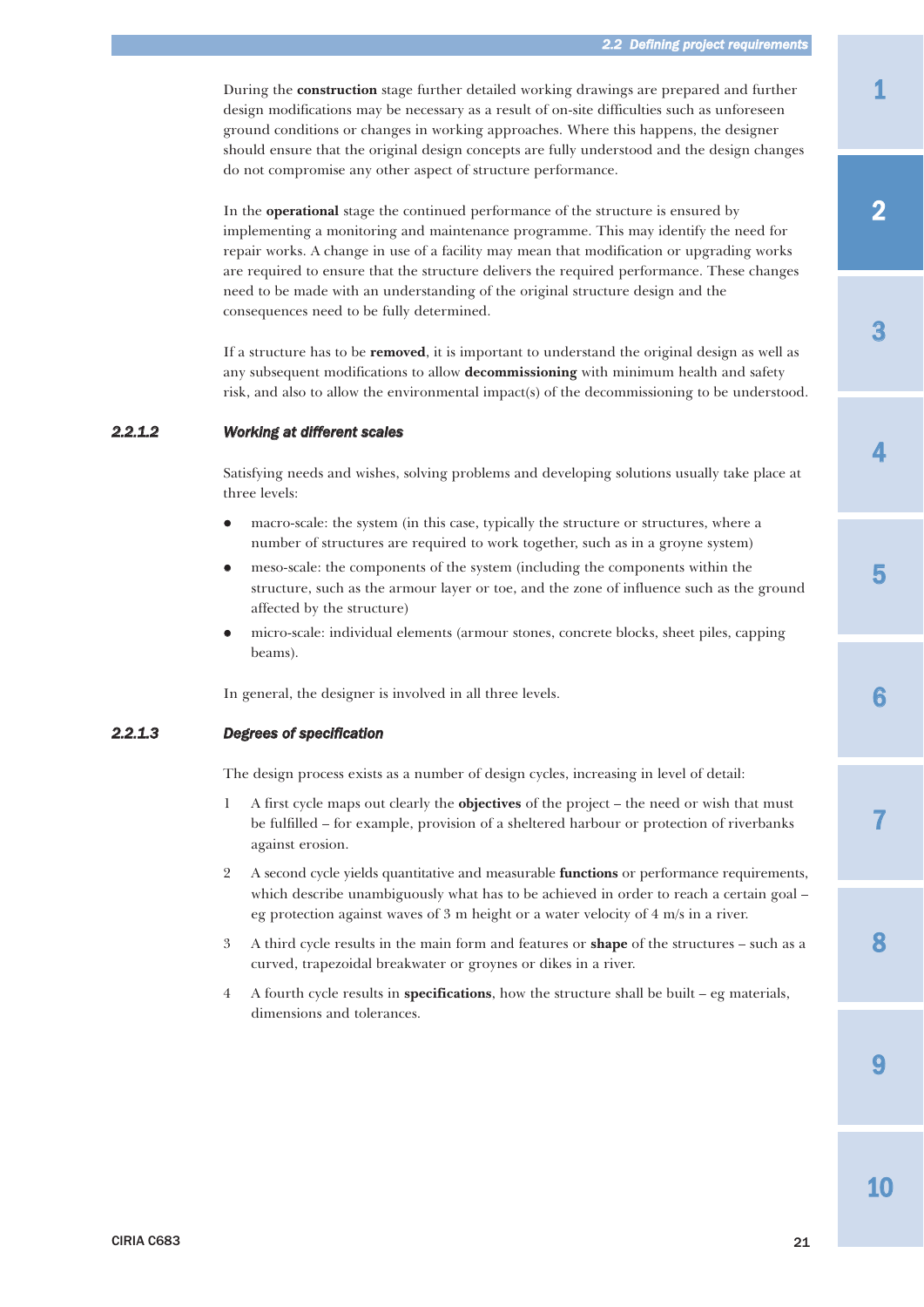During the **construction** stage further detailed working drawings are prepared and further design modifications may be necessary as a result of on-site difficulties such as unforeseen ground conditions or changes in working approaches. Where this happens, the designer should ensure that the original design concepts are fully understood and the design changes do not compromise any other aspect of structure performance.

In the **operational** stage the continued performance of the structure is ensured by implementing a monitoring and maintenance programme. This may identify the need for repair works. A change in use of a facility may mean that modification or upgrading works are required to ensure that the structure delivers the required performance. These changes need to be made with an understanding of the original structure design and the consequences need to be fully determined.

If a structure has to be **removed**, it is important to understand the original design as well as any subsequent modifications to allow **decommissioning** with minimum health and safety risk, and also to allow the environmental impact(s) of the decommissioning to be understood.

### 2.2.1.2 *Working at different scales*

Satisfying needs and wishes, solving problems and developing solutions usually take place at three levels:

- macro-scale: the system (in this case, typically the structure or structures, where a number of structures are required to work together, such as in a groyne system)
- meso-scale: the components of the system (including the components within the structure, such as the armour layer or toe, and the zone of influence such as the ground affected by the structure)
- micro-scale: individual elements (armour stones, concrete blocks, sheet piles, capping beams).

In general, the designer is involved in all three levels.

### 2.2.1.3 *Degrees of specification*

The design process exists as a number of design cycles, increasing in level of detail:

1. A first cycle maps out clearly the **objectives** of the project – the need or wish that must be fulfilled – for example, provision of a sheltered harbour or protection of riverbanks against erosion.
2. A second cycle yields quantitative and measurable **functions** or performance requirements, which describe unambiguously what has to be achieved in order to reach a certain goal – eg protection against waves of 3 m height or a water velocity of 4 m/s in a river.
3. A third cycle results in the main form and features or **shape** of the structures – such as a curved, trapezoidal breakwater or groynes or dikes in a river.
4. A fourth cycle results in **specifications**, how the structure shall be built – eg materials, dimensions and tolerances.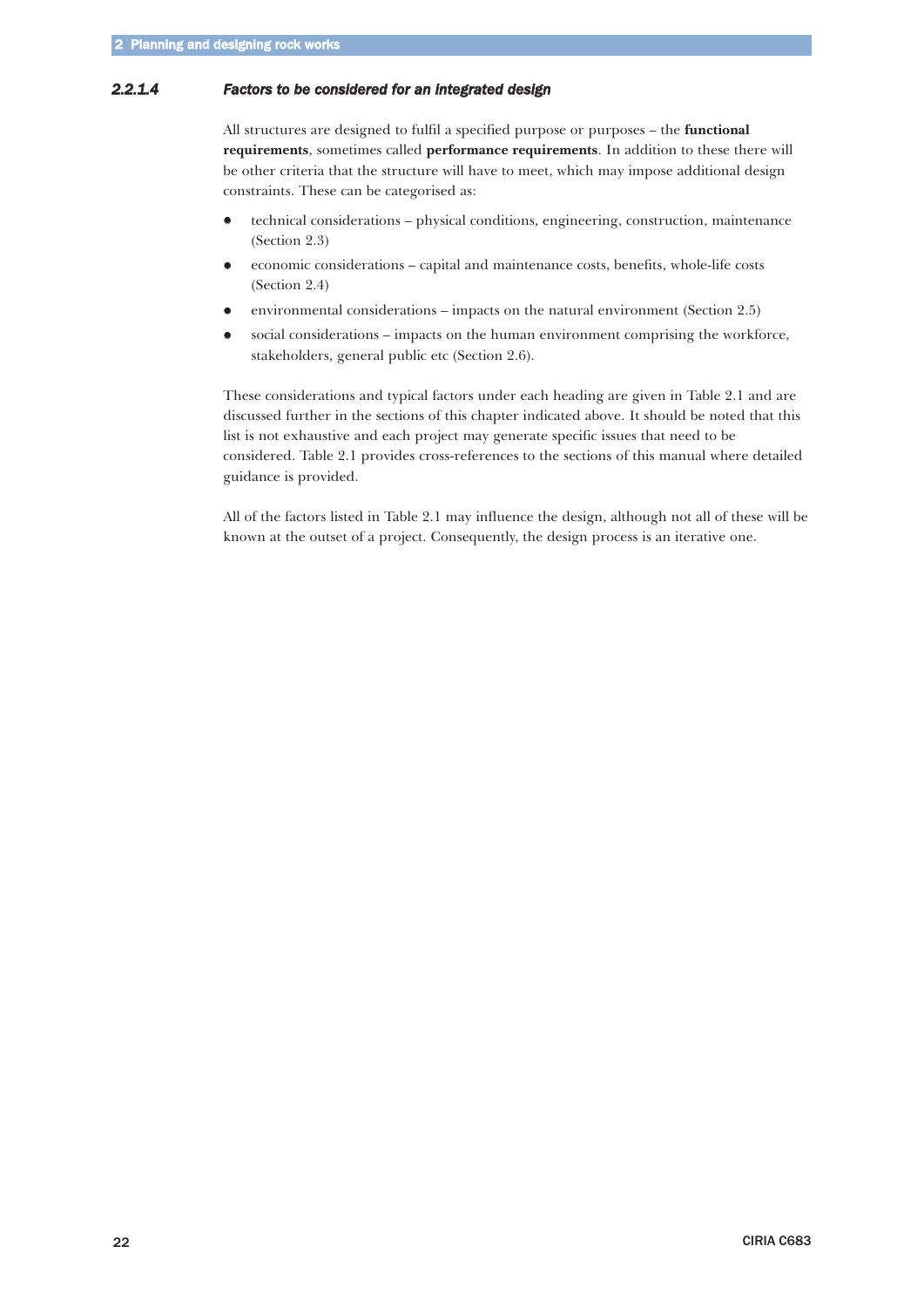#### *2.2.1.4 Factors to be considered for an integrated design*

All structures are designed to fulfil a specified purpose or purposes – the **functional requirements**, sometimes called **performance requirements**. In addition to these there will be other criteria that the structure will have to meet, which may impose additional design constraints. These can be categorised as:

- technical considerations – physical conditions, engineering, construction, maintenance (Section 2.3)
- economic considerations – capital and maintenance costs, benefits, whole-life costs (Section 2.4)
- environmental considerations – impacts on the natural environment (Section 2.5)
- social considerations – impacts on the human environment comprising the workforce, stakeholders, general public etc (Section 2.6).

These considerations and typical factors under each heading are given in Table 2.1 and are discussed further in the sections of this chapter indicated above. It should be noted that this list is not exhaustive and each project may generate specific issues that need to be considered. Table 2.1 provides cross-references to the sections of this manual where detailed guidance is provided.

All of the factors listed in Table 2.1 may influence the design, although not all of these will be known at the outset of a project. Consequently, the design process is an iterative one.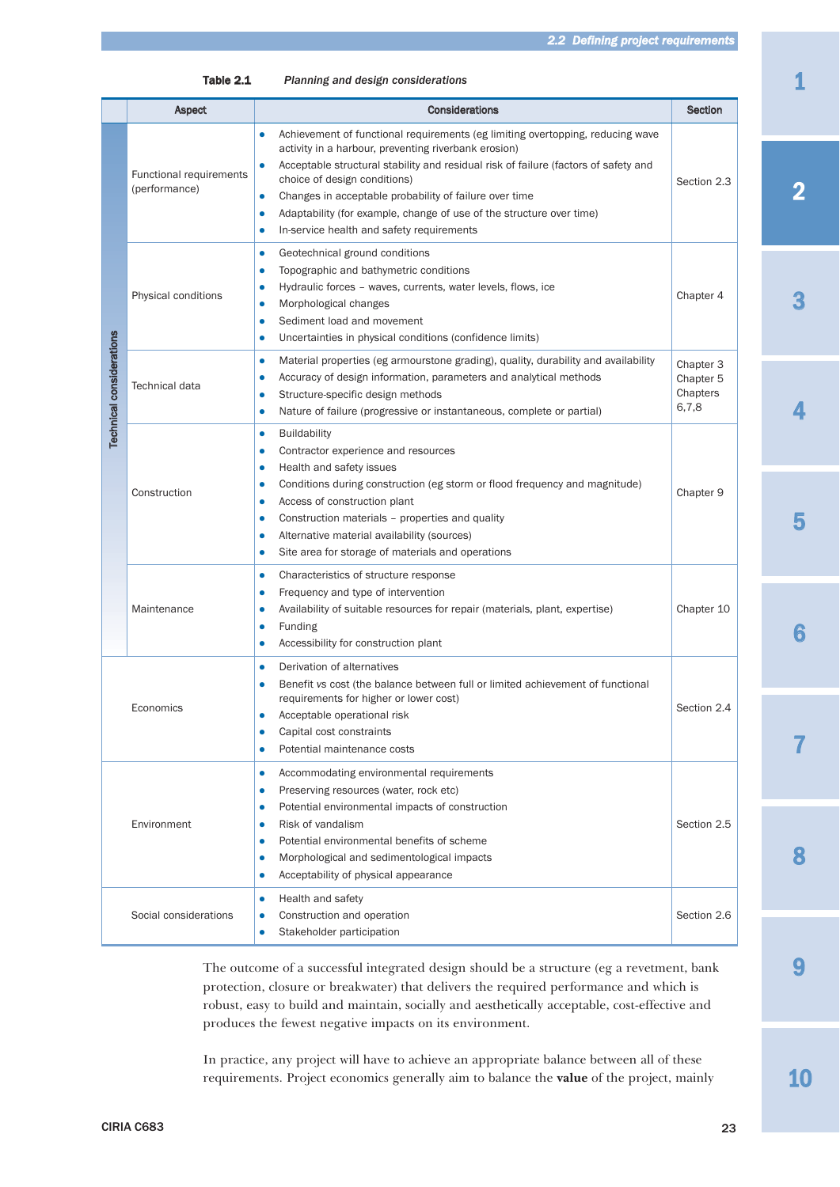Table 2.1 *Planning and design considerations*

| | Aspect | Considerations | Section |
|---|---|---|---|
| Technical considerations | Functional requirements (performance) | • Achievement of functional requirements (eg limiting overtopping, reducing wave activity in a harbour, preventing riverbank erosion)<br>• Acceptable structural stability and residual risk of failure (factors of safety and choice of design conditions)<br>• Changes in acceptable probability of failure over time<br>• Adaptability (for example, change of use of the structure over time)<br>• In-service health and safety requirements | Section 2.3 |
| Technical considerations | Physical conditions | • Geotechnical ground conditions<br>• Topographic and bathymetric conditions<br>• Hydraulic forces – waves, currents, water levels, flows, ice<br>• Morphological changes<br>• Sediment load and movement<br>• Uncertainties in physical conditions (confidence limits) | Chapter 4 |
| Technical considerations | Technical data | • Material properties (eg armourstone grading), quality, durability and availability<br>• Accuracy of design information, parameters and analytical methods<br>• Structure-specific design methods<br>• Nature of failure (progressive or instantaneous, complete or partial) | Chapter 3<br>Chapter 5<br>Chapters 6,7,8 |
| Technical considerations | Construction | • Buildability<br>• Contractor experience and resources<br>• Health and safety issues<br>• Conditions during construction (eg storm or flood frequency and magnitude)<br>• Access of construction plant<br>• Construction materials – properties and quality<br>• Alternative material availability (sources)<br>• Site area for storage of materials and operations | Chapter 9 |
| Technical considerations | Maintenance | • Characteristics of structure response<br>• Frequency and type of intervention<br>• Availability of suitable resources for repair (materials, plant, expertise)<br>• Funding<br>• Accessibility for construction plant | Chapter 10 |
| Economics | | • Derivation of alternatives<br>• Benefit vs cost (the balance between full or limited achievement of functional requirements for higher or lower cost)<br>• Acceptable operational risk<br>• Capital cost constraints<br>• Potential maintenance costs | Section 2.4 |
| Environment | | • Accommodating environmental requirements<br>• Preserving resources (water, rock etc)<br>• Potential environmental impacts of construction<br>• Risk of vandalism<br>• Potential environmental benefits of scheme<br>• Morphological and sedimentological impacts<br>• Acceptability of physical appearance | Section 2.5 |
| Social considerations | | • Health and safety<br>• Construction and operation<br>• Stakeholder participation | Section 2.6 |

The outcome of a successful integrated design should be a structure (eg a revetment, bank protection, closure or breakwater) that delivers the required performance and which is robust, easy to build and maintain, socially and aesthetically acceptable, cost-effective and produces the fewest negative impacts on its environment.

In practice, any project will have to achieve an appropriate balance between all of these requirements. Project economics generally aim to balance the **value** of the project, mainly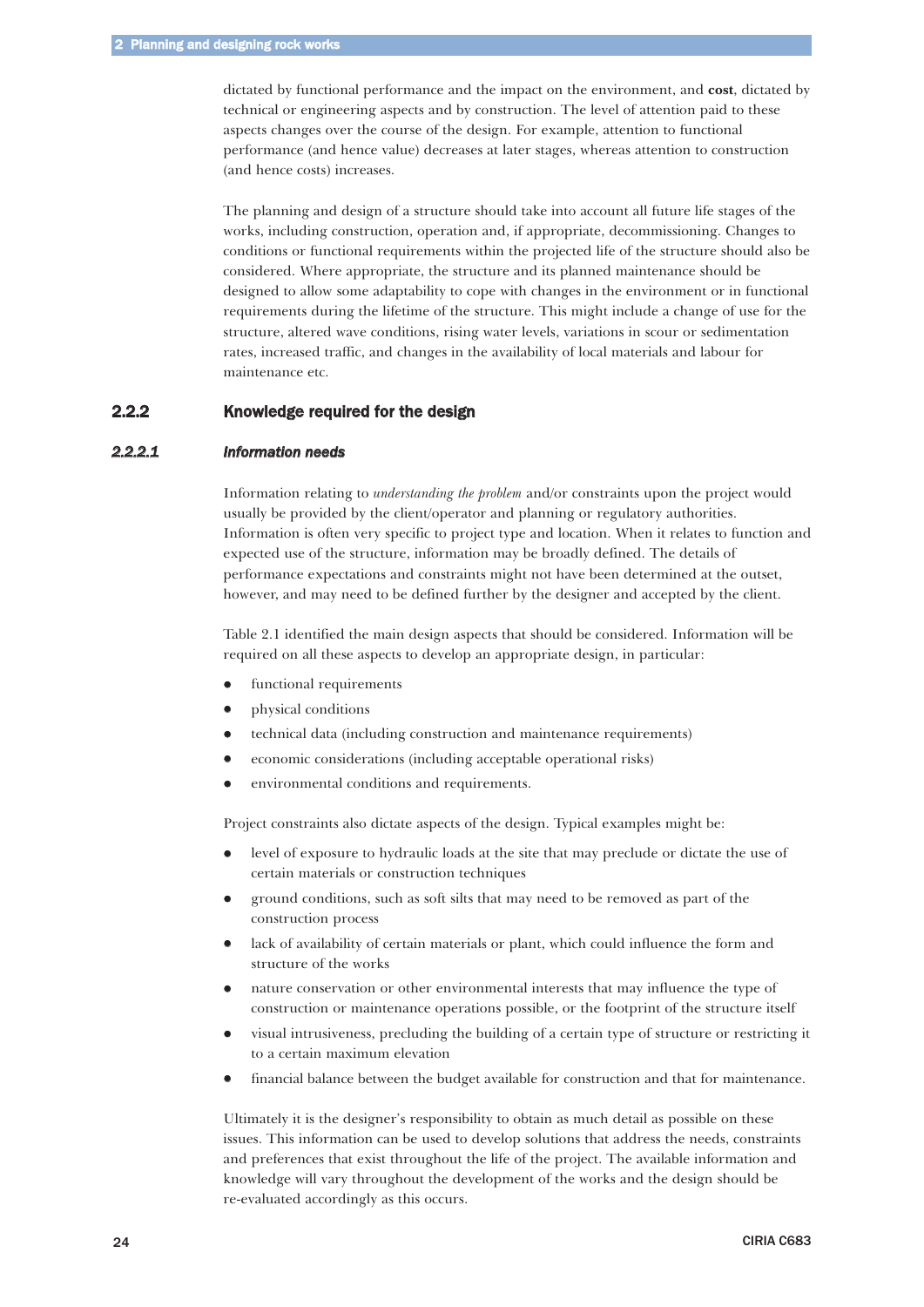dictated by functional performance and the impact on the environment, and **cost**, dictated by technical or engineering aspects and by construction. The level of attention paid to these aspects changes over the course of the design. For example, attention to functional performance (and hence value) decreases at later stages, whereas attention to construction (and hence costs) increases.

The planning and design of a structure should take into account all future life stages of the works, including construction, operation and, if appropriate, decommissioning. Changes to conditions or functional requirements within the projected life of the structure should also be considered. Where appropriate, the structure and its planned maintenance should be designed to allow some adaptability to cope with changes in the environment or in functional requirements during the lifetime of the structure. This might include a change of use for the structure, altered wave conditions, rising water levels, variations in scour or sedimentation rates, increased traffic, and changes in the availability of local materials and labour for maintenance etc.

## 2.2.2 Knowledge required for the design

### *2.2.2.1 Information needs*

Information relating to *understanding the problem* and/or constraints upon the project would usually be provided by the client/operator and planning or regulatory authorities. Information is often very specific to project type and location. When it relates to function and expected use of the structure, information may be broadly defined. The details of performance expectations and constraints might not have been determined at the outset, however, and may need to be defined further by the designer and accepted by the client.

Table 2.1 identified the main design aspects that should be considered. Information will be required on all these aspects to develop an appropriate design, in particular:

- functional requirements
- physical conditions
- technical data (including construction and maintenance requirements)
- economic considerations (including acceptable operational risks)
- environmental conditions and requirements.

Project constraints also dictate aspects of the design. Typical examples might be:

- level of exposure to hydraulic loads at the site that may preclude or dictate the use of certain materials or construction techniques
- ground conditions, such as soft silts that may need to be removed as part of the construction process
- lack of availability of certain materials or plant, which could influence the form and structure of the works
- nature conservation or other environmental interests that may influence the type of construction or maintenance operations possible, or the footprint of the structure itself
- visual intrusiveness, precluding the building of a certain type of structure or restricting it to a certain maximum elevation
- financial balance between the budget available for construction and that for maintenance.

Ultimately it is the designer's responsibility to obtain as much detail as possible on these issues. This information can be used to develop solutions that address the needs, constraints and preferences that exist throughout the life of the project. The available information and knowledge will vary throughout the development of the works and the design should be re-evaluated accordingly as this occurs.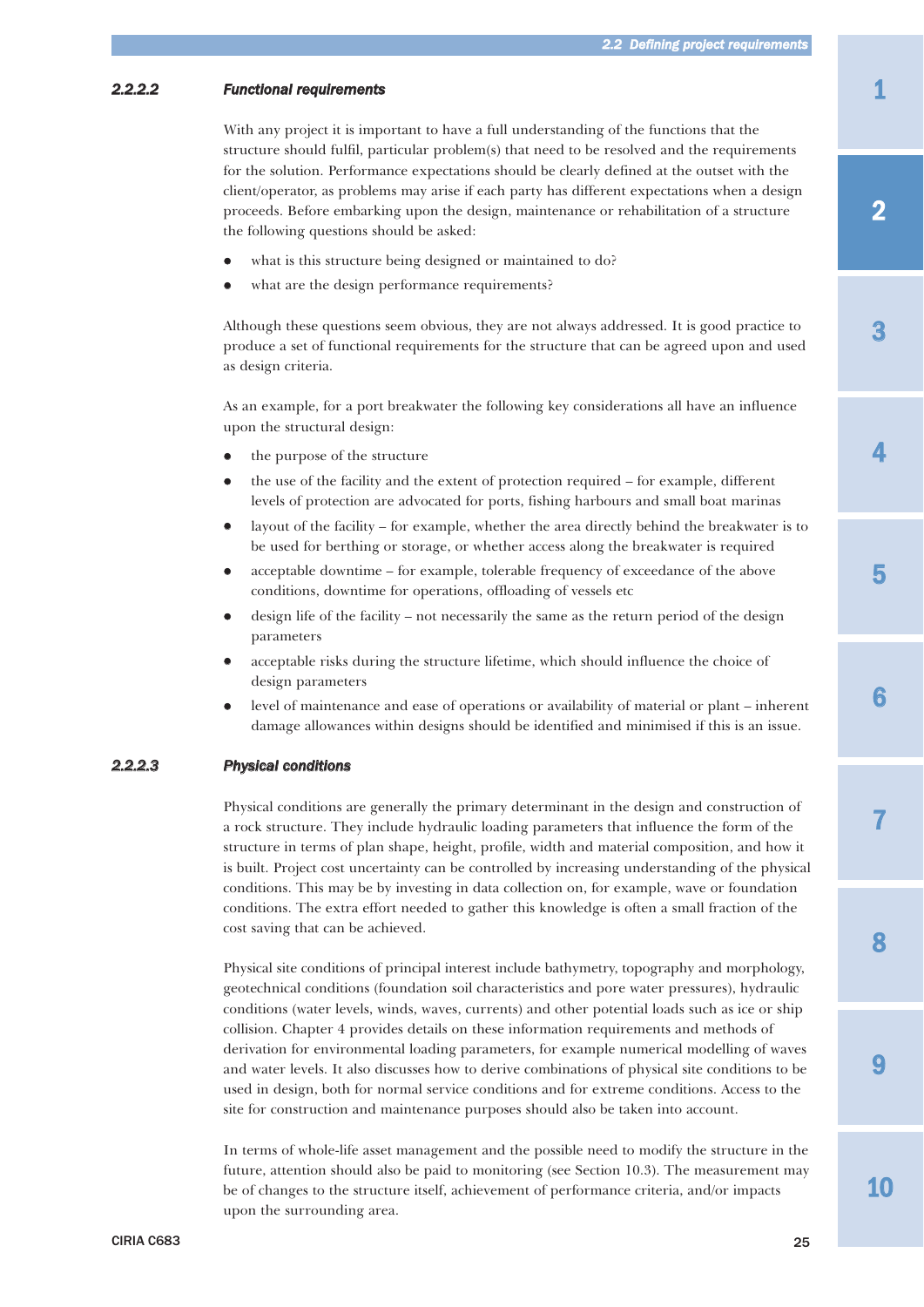#### 2.2.2.2 Functional requirements

With any project it is important to have a full understanding of the functions that the structure should fulfil, particular problem(s) that need to be resolved and the requirements for the solution. Performance expectations should be clearly defined at the outset with the client/operator, as problems may arise if each party has different expectations when a design proceeds. Before embarking upon the design, maintenance or rehabilitation of a structure the following questions should be asked:

- what is this structure being designed or maintained to do?
- what are the design performance requirements?

Although these questions seem obvious, they are not always addressed. It is good practice to produce a set of functional requirements for the structure that can be agreed upon and used as design criteria.

As an example, for a port breakwater the following key considerations all have an influence upon the structural design:

- the purpose of the structure
- the use of the facility and the extent of protection required – for example, different levels of protection are advocated for ports, fishing harbours and small boat marinas
- layout of the facility – for example, whether the area directly behind the breakwater is to be used for berthing or storage, or whether access along the breakwater is required
- acceptable downtime – for example, tolerable frequency of exceedance of the above conditions, downtime for operations, offloading of vessels etc
- design life of the facility – not necessarily the same as the return period of the design parameters
- acceptable risks during the structure lifetime, which should influence the choice of design parameters
- level of maintenance and ease of operations or availability of material or plant – inherent damage allowances within designs should be identified and minimised if this is an issue.

#### 2.2.2.3 Physical conditions

Physical conditions are generally the primary determinant in the design and construction of a rock structure. They include hydraulic loading parameters that influence the form of the structure in terms of plan shape, height, profile, width and material composition, and how it is built. Project cost uncertainty can be controlled by increasing understanding of the physical conditions. This may be by investing in data collection on, for example, wave or foundation conditions. The extra effort needed to gather this knowledge is often a small fraction of the cost saving that can be achieved.

Physical site conditions of principal interest include bathymetry, topography and morphology, geotechnical conditions (foundation soil characteristics and pore water pressures), hydraulic conditions (water levels, winds, waves, currents) and other potential loads such as ice or ship collision. Chapter 4 provides details on these information requirements and methods of derivation for environmental loading parameters, for example numerical modelling of waves and water levels. It also discusses how to derive combinations of physical site conditions to be used in design, both for normal service conditions and for extreme conditions. Access to the site for construction and maintenance purposes should also be taken into account.

In terms of whole-life asset management and the possible need to modify the structure in the future, attention should also be paid to monitoring (see Section 10.3). The measurement may be of changes to the structure itself, achievement of performance criteria, and/or impacts upon the surrounding area.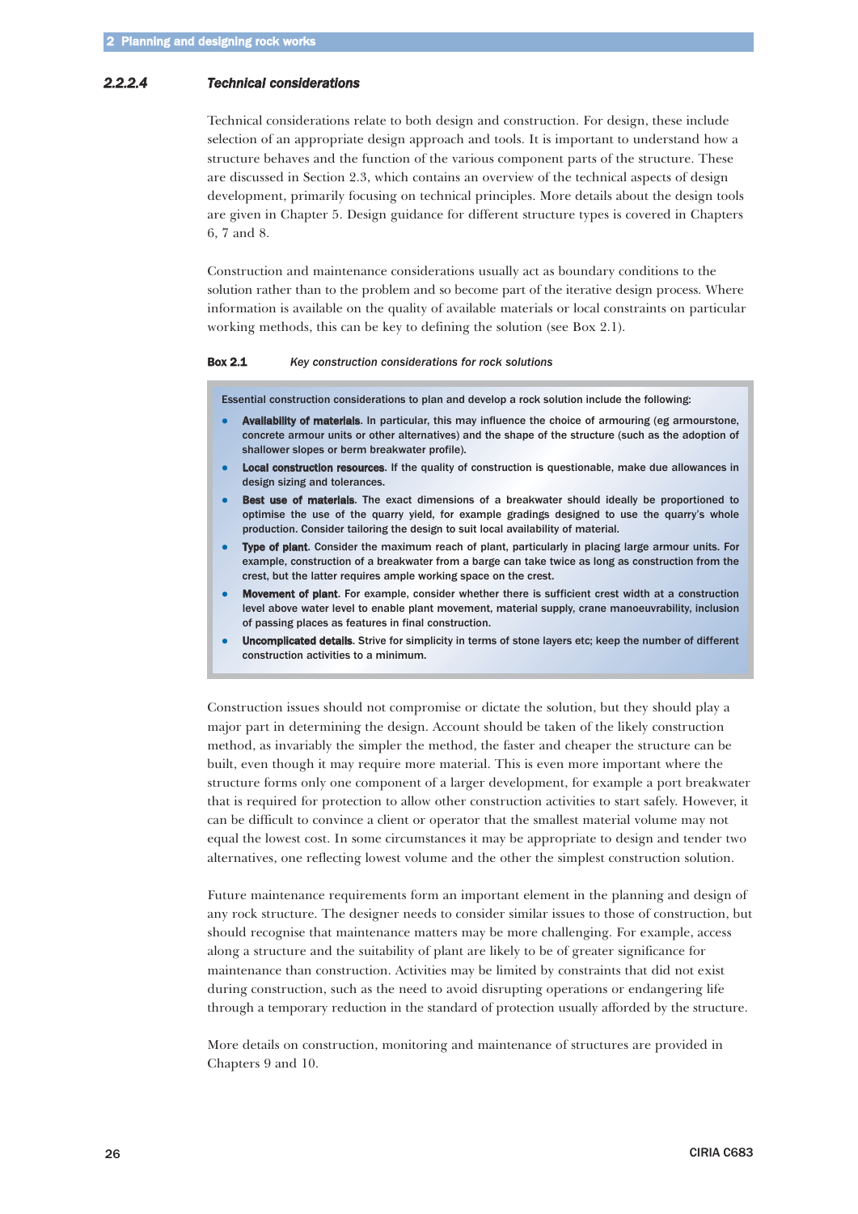#### 2.2.2.4 *Technical considerations*

Technical considerations relate to both design and construction. For design, these include selection of an appropriate design approach and tools. It is important to understand how a structure behaves and the function of the various component parts of the structure. These are discussed in Section 2.3, which contains an overview of the technical aspects of design development, primarily focusing on technical principles. More details about the design tools are given in Chapter 5. Design guidance for different structure types is covered in Chapters 6, 7 and 8.

Construction and maintenance considerations usually act as boundary conditions to the solution rather than to the problem and so become part of the iterative design process. Where information is available on the quality of available materials or local constraints on particular working methods, this can be key to defining the solution (see Box 2.1).

**Box 2.1** *Key construction considerations for rock solutions*

Essential construction considerations to plan and develop a rock solution include the following:

- **Availability of materials**. In particular, this may influence the choice of armouring (eg armourstone, concrete armour units or other alternatives) and the shape of the structure (such as the adoption of shallower slopes or berm breakwater profile).
- **Local construction resources**. If the quality of construction is questionable, make due allowances in design sizing and tolerances.
- **Best use of materials**. The exact dimensions of a breakwater should ideally be proportioned to optimise the use of the quarry yield, for example gradings designed to use the quarry's whole production. Consider tailoring the design to suit local availability of material.
- **Type of plant**. Consider the maximum reach of plant, particularly in placing large armour units. For example, construction of a breakwater from a barge can take twice as long as construction from the crest, but the latter requires ample working space on the crest.
- **Movement of plant**. For example, consider whether there is sufficient crest width at a construction level above water level to enable plant movement, material supply, crane manoeuvrability, inclusion of passing places as features in final construction.
- **Uncomplicated details**. Strive for simplicity in terms of stone layers etc; keep the number of different construction activities to a minimum.

Construction issues should not compromise or dictate the solution, but they should play a major part in determining the design. Account should be taken of the likely construction method, as invariably the simpler the method, the faster and cheaper the structure can be built, even though it may require more material. This is even more important where the structure forms only one component of a larger development, for example a port breakwater that is required for protection to allow other construction activities to start safely. However, it can be difficult to convince a client or operator that the smallest material volume may not equal the lowest cost. In some circumstances it may be appropriate to design and tender two alternatives, one reflecting lowest volume and the other the simplest construction solution.

Future maintenance requirements form an important element in the planning and design of any rock structure. The designer needs to consider similar issues to those of construction, but should recognise that maintenance matters may be more challenging. For example, access along a structure and the suitability of plant are likely to be of greater significance for maintenance than construction. Activities may be limited by constraints that did not exist during construction, such as the need to avoid disrupting operations or endangering life through a temporary reduction in the standard of protection usually afforded by the structure.

More details on construction, monitoring and maintenance of structures are provided in Chapters 9 and 10.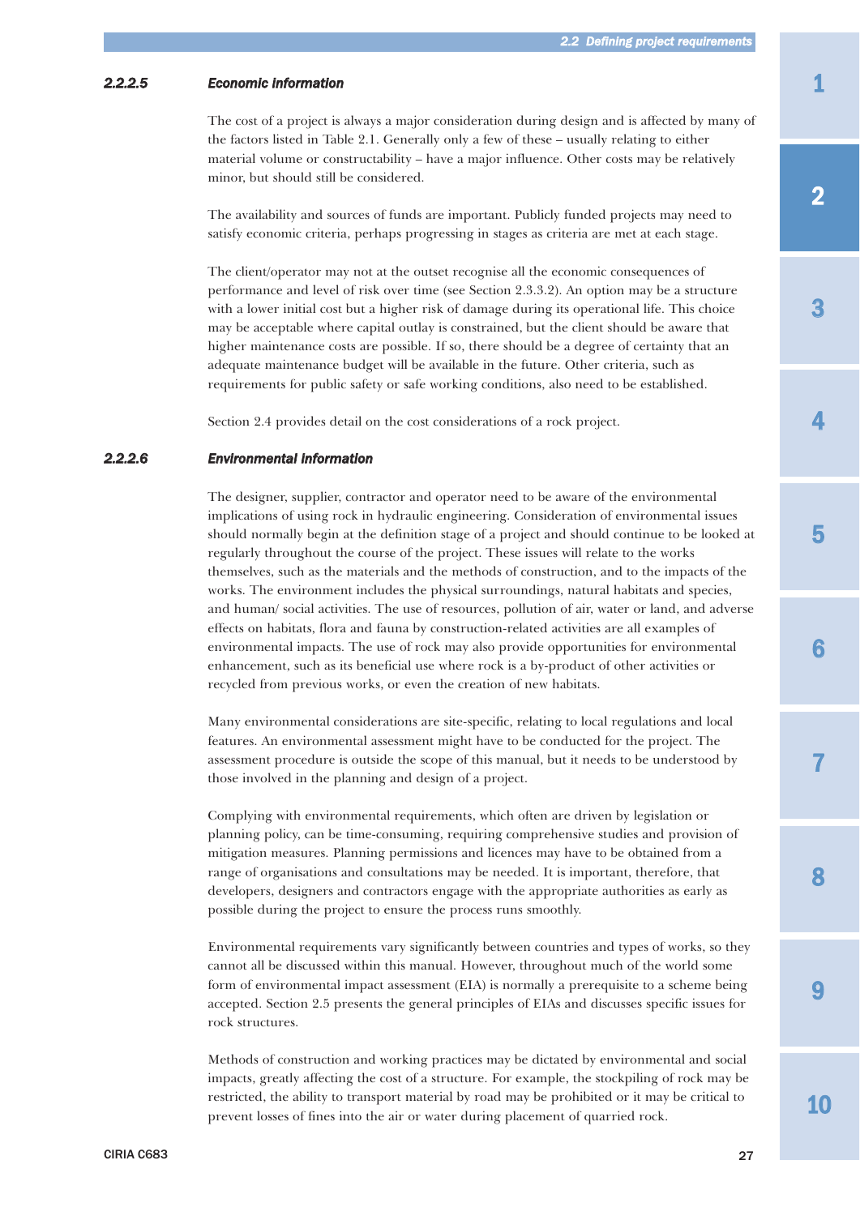#### 2.2.2.5 *Economic information*

The cost of a project is always a major consideration during design and is affected by many of the factors listed in Table 2.1. Generally only a few of these – usually relating to either material volume or constructability – have a major influence. Other costs may be relatively minor, but should still be considered.

The availability and sources of funds are important. Publicly funded projects may need to satisfy economic criteria, perhaps progressing in stages as criteria are met at each stage.

The client/operator may not at the outset recognise all the economic consequences of performance and level of risk over time (see Section 2.3.3.2). An option may be a structure with a lower initial cost but a higher risk of damage during its operational life. This choice may be acceptable where capital outlay is constrained, but the client should be aware that higher maintenance costs are possible. If so, there should be a degree of certainty that an adequate maintenance budget will be available in the future. Other criteria, such as requirements for public safety or safe working conditions, also need to be established.

Section 2.4 provides detail on the cost considerations of a rock project.

#### 2.2.2.6 *Environmental information*

The designer, supplier, contractor and operator need to be aware of the environmental implications of using rock in hydraulic engineering. Consideration of environmental issues should normally begin at the definition stage of a project and should continue to be looked at regularly throughout the course of the project. These issues will relate to the works themselves, such as the materials and the methods of construction, and to the impacts of the works. The environment includes the physical surroundings, natural habitats and species, and human/ social activities. The use of resources, pollution of air, water or land, and adverse effects on habitats, flora and fauna by construction-related activities are all examples of environmental impacts. The use of rock may also provide opportunities for environmental enhancement, such as its beneficial use where rock is a by-product of other activities or recycled from previous works, or even the creation of new habitats.

Many environmental considerations are site-specific, relating to local regulations and local features. An environmental assessment might have to be conducted for the project. The assessment procedure is outside the scope of this manual, but it needs to be understood by those involved in the planning and design of a project.

Complying with environmental requirements, which often are driven by legislation or planning policy, can be time-consuming, requiring comprehensive studies and provision of mitigation measures. Planning permissions and licences may have to be obtained from a range of organisations and consultations may be needed. It is important, therefore, that developers, designers and contractors engage with the appropriate authorities as early as possible during the project to ensure the process runs smoothly.

Environmental requirements vary significantly between countries and types of works, so they cannot all be discussed within this manual. However, throughout much of the world some form of environmental impact assessment (EIA) is normally a prerequisite to a scheme being accepted. Section 2.5 presents the general principles of EIAs and discusses specific issues for rock structures.

Methods of construction and working practices may be dictated by environmental and social impacts, greatly affecting the cost of a structure. For example, the stockpiling of rock may be restricted, the ability to transport material by road may be prohibited or it may be critical to prevent losses of fines into the air or water during placement of quarried rock.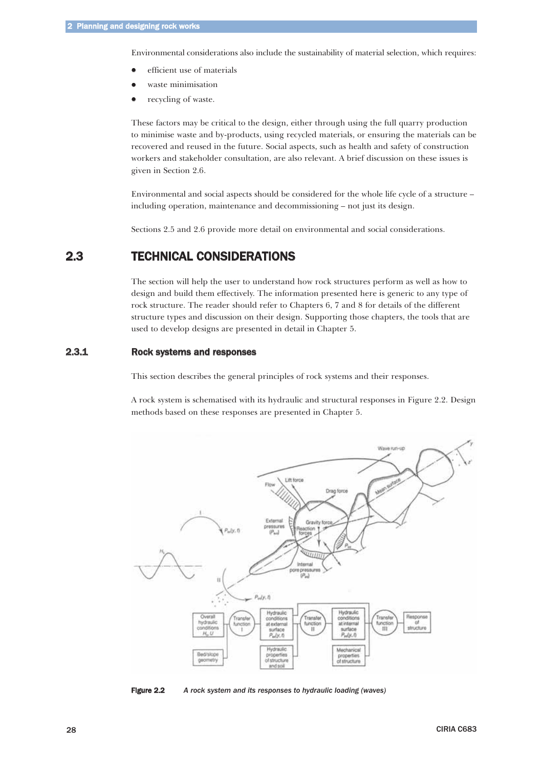Environmental considerations also include the sustainability of material selection, which requires:

- efficient use of materials
- waste minimisation
- recycling of waste.

These factors may be critical to the design, either through using the full quarry production to minimise waste and by-products, using recycled materials, or ensuring the materials can be recovered and reused in the future. Social aspects, such as health and safety of construction workers and stakeholder consultation, are also relevant. A brief discussion on these issues is given in Section 2.6.

Environmental and social aspects should be considered for the whole life cycle of a structure – including operation, maintenance and decommissioning – not just its design.

Sections 2.5 and 2.6 provide more detail on environmental and social considerations.

## 2.3 TECHNICAL CONSIDERATIONS

The section will help the user to understand how rock structures perform as well as how to design and build them effectively. The information presented here is generic to any type of rock structure. The reader should refer to Chapters 6, 7 and 8 for details of the different structure types and discussion on their design. Supporting those chapters, the tools that are used to develop designs are presented in detail in Chapter 5.

### 2.3.1 Rock systems and responses

This section describes the general principles of rock systems and their responses.

A rock system is schematised with its hydraulic and structural responses in Figure 2.2. Design methods based on these responses are presented in Chapter 5.

**Figure 2.2** *A rock system and its responses to hydraulic loading (waves)*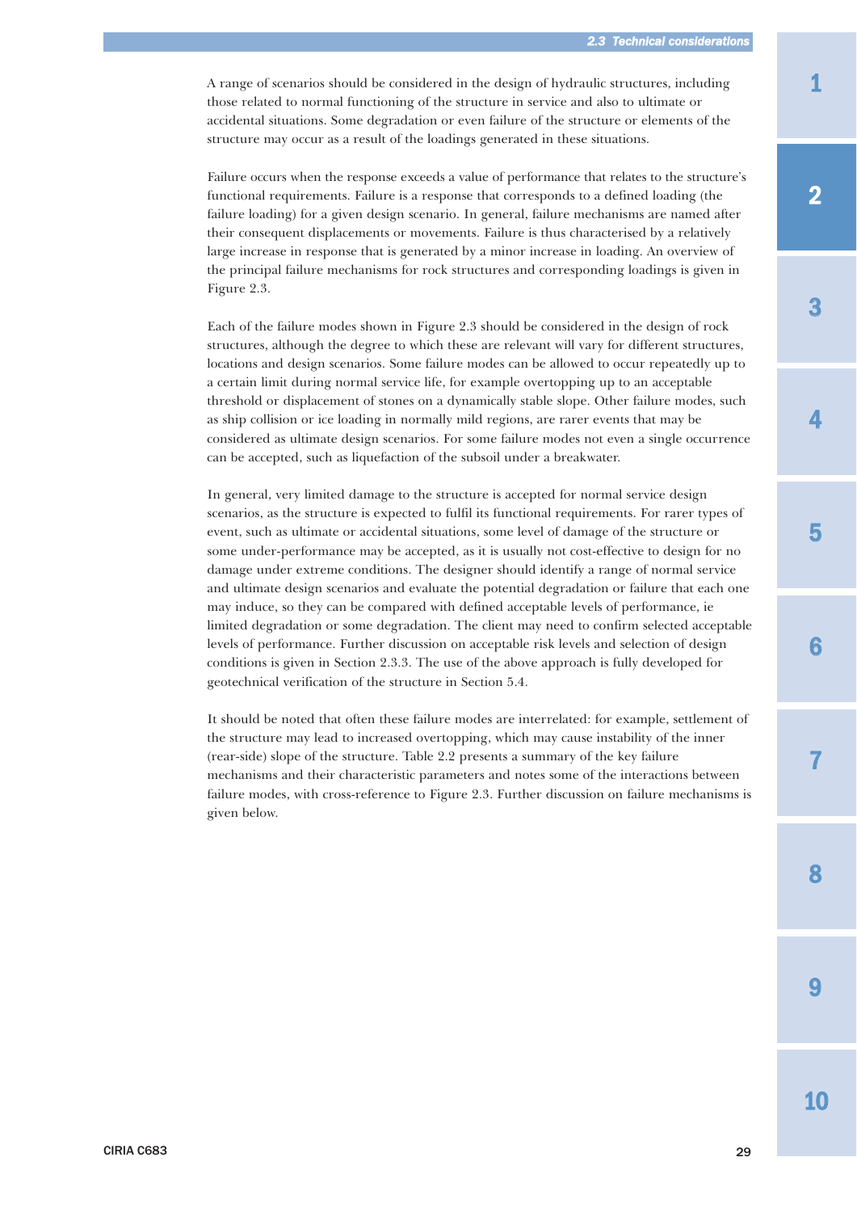A range of scenarios should be considered in the design of hydraulic structures, including those related to normal functioning of the structure in service and also to ultimate or accidental situations. Some degradation or even failure of the structure or elements of the structure may occur as a result of the loadings generated in these situations.

Failure occurs when the response exceeds a value of performance that relates to the structure's functional requirements. Failure is a response that corresponds to a defined loading (the failure loading) for a given design scenario. In general, failure mechanisms are named after their consequent displacements or movements. Failure is thus characterised by a relatively large increase in response that is generated by a minor increase in loading. An overview of the principal failure mechanisms for rock structures and corresponding loadings is given in Figure 2.3.

Each of the failure modes shown in Figure 2.3 should be considered in the design of rock structures, although the degree to which these are relevant will vary for different structures, locations and design scenarios. Some failure modes can be allowed to occur repeatedly up to a certain limit during normal service life, for example overtopping up to an acceptable threshold or displacement of stones on a dynamically stable slope. Other failure modes, such as ship collision or ice loading in normally mild regions, are rarer events that may be considered as ultimate design scenarios. For some failure modes not even a single occurrence can be accepted, such as liquefaction of the subsoil under a breakwater.

In general, very limited damage to the structure is accepted for normal service design scenarios, as the structure is expected to fulfil its functional requirements. For rarer types of event, such as ultimate or accidental situations, some level of damage of the structure or some under-performance may be accepted, as it is usually not cost-effective to design for no damage under extreme conditions. The designer should identify a range of normal service and ultimate design scenarios and evaluate the potential degradation or failure that each one may induce, so they can be compared with defined acceptable levels of performance, ie limited degradation or some degradation. The client may need to confirm selected acceptable levels of performance. Further discussion on acceptable risk levels and selection of design conditions is given in Section 2.3.3. The use of the above approach is fully developed for geotechnical verification of the structure in Section 5.4.

It should be noted that often these failure modes are interrelated: for example, settlement of the structure may lead to increased overtopping, which may cause instability of the inner (rear-side) slope of the structure. Table 2.2 presents a summary of the key failure mechanisms and their characteristic parameters and notes some of the interactions between failure modes, with cross-reference to Figure 2.3. Further discussion on failure mechanisms is given below.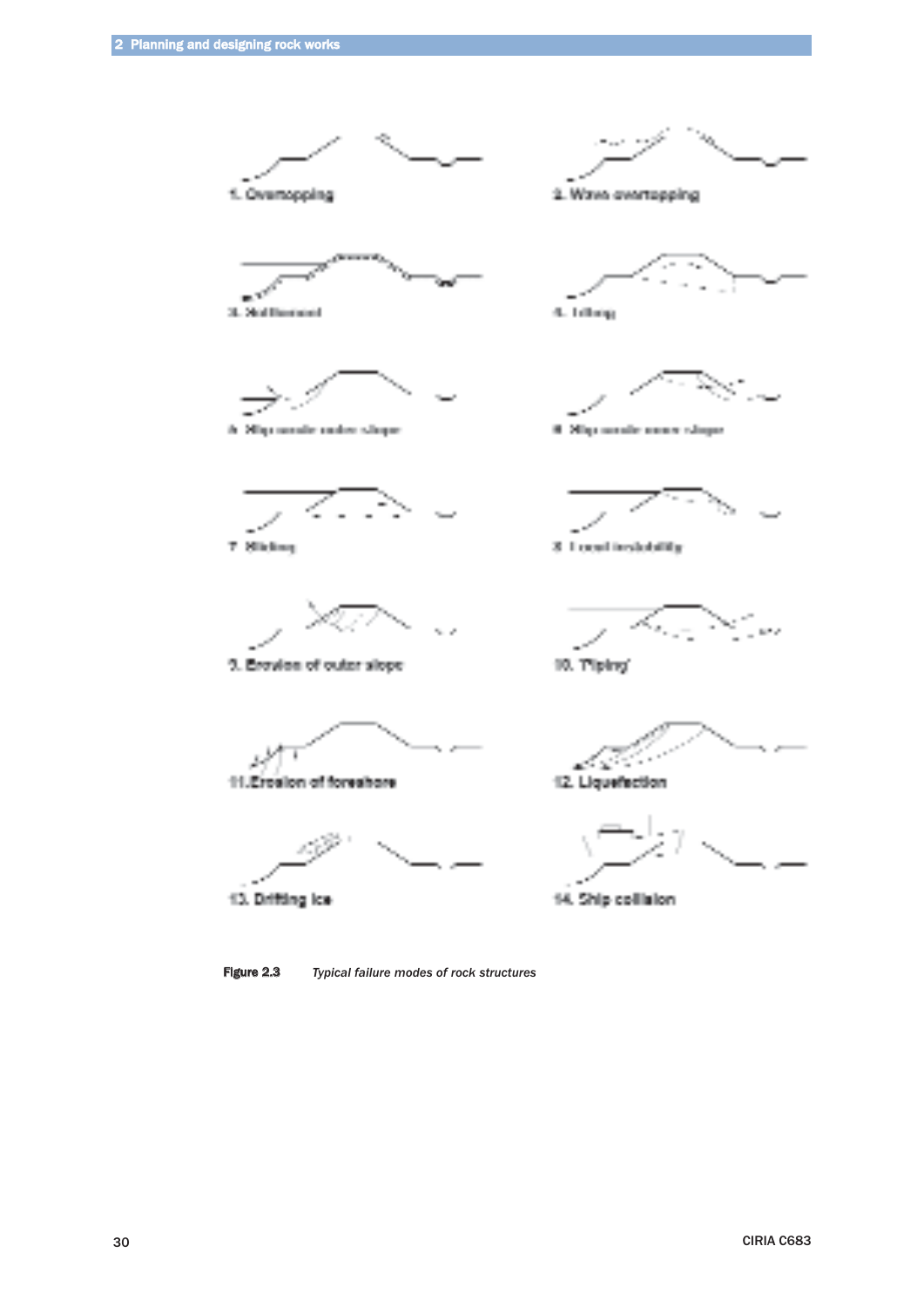1. Overtopping

2. Wave overtopping

3. Settlement

4. Tilting

5. Slip circle outer slope

6. Slip circle inner slope

7. Sliding

8. Local instability

9. Erosion of outer slope

10. 'Piping'

11. Erosion of foreshore

12. Liquefaction

13. Drifting ice

14. Ship collision

**Figure 2.3** *Typical failure modes of rock structures*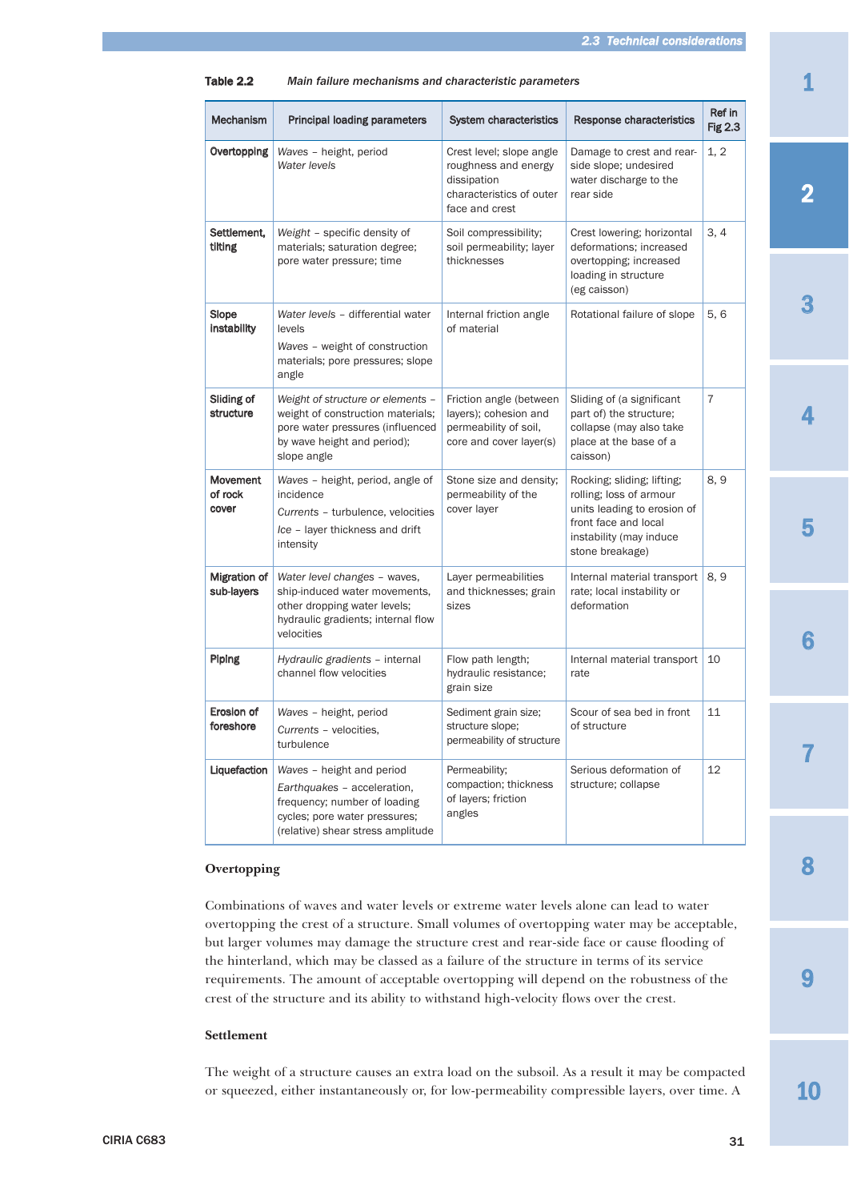**Table 2.2** *Main failure mechanisms and characteristic parameters*

| Mechanism | Principal loading parameters | System characteristics | Response characteristics | Ref in Fig 2.3 |
|---|---|---|---|---|
| **Overtopping** | *Waves* – height, period<br>*Water levels* | Crest level; slope angle roughness and energy dissipation characteristics of outer face and crest | Damage to crest and rear-side slope; undesired water discharge to the rear side | 1, 2 |
| **Settlement, tilting** | *Weight* – specific density of materials; saturation degree; pore water pressure; time | Soil compressibility; soil permeability; layer thicknesses | Crest lowering; horizontal deformations; increased overtopping; increased loading in structure (eg caisson) | 3, 4 |
| **Slope instability** | *Water levels* – differential water levels<br>*Waves* – weight of construction materials; pore pressures; slope angle | Internal friction angle of material | Rotational failure of slope | 5, 6 |
| **Sliding of structure** | *Weight of structure or elements* – weight of construction materials; pore water pressures (influenced by wave height and period); slope angle | Friction angle (between layers); cohesion and permeability of soil, core and cover layer(s) | Sliding of (a significant part of) the structure; collapse (may also take place at the base of a caisson) | 7 |
| **Movement of rock cover** | *Waves* – height, period, angle of incidence<br>*Currents* – turbulence, velocities<br>*Ice* – layer thickness and drift intensity | Stone size and density; permeability of the cover layer | Rocking; sliding; lifting; rolling; loss of armour units leading to erosion of front face and local instability (may induce stone breakage) | 8, 9 |
| **Migration of sub-layers** | *Water level changes* – waves, ship-induced water movements, other dropping water levels; hydraulic gradients; internal flow velocities | Layer permeabilities and thicknesses; grain sizes | Internal material transport rate; local instability or deformation | 8, 9 |
| **Piping** | *Hydraulic gradients* – internal channel flow velocities | Flow path length; hydraulic resistance; grain size | Internal material transport rate | 10 |
| **Erosion of foreshore** | *Waves* – height, period<br>*Currents* – velocities, turbulence | Sediment grain size; structure slope; permeability of structure | Scour of sea bed in front of structure | 11 |
| **Liquefaction** | *Waves* – height and period<br>*Earthquakes* – acceleration, frequency; number of loading cycles; pore water pressures; (relative) shear stress amplitude | Permeability; compaction; thickness of layers; friction angles | Serious deformation of structure; collapse | 12 |

### Overtopping

Combinations of waves and water levels or extreme water levels alone can lead to water overtopping the crest of a structure. Small volumes of overtopping water may be acceptable, but larger volumes may damage the structure crest and rear-side face or cause flooding of the hinterland, which may be classed as a failure of the structure in terms of its service requirements. The amount of acceptable overtopping will depend on the robustness of the crest of the structure and its ability to withstand high-velocity flows over the crest.

### Settlement

The weight of a structure causes an extra load on the subsoil. As a result it may be compacted or squeezed, either instantaneously or, for low-permeability compressible layers, over time. A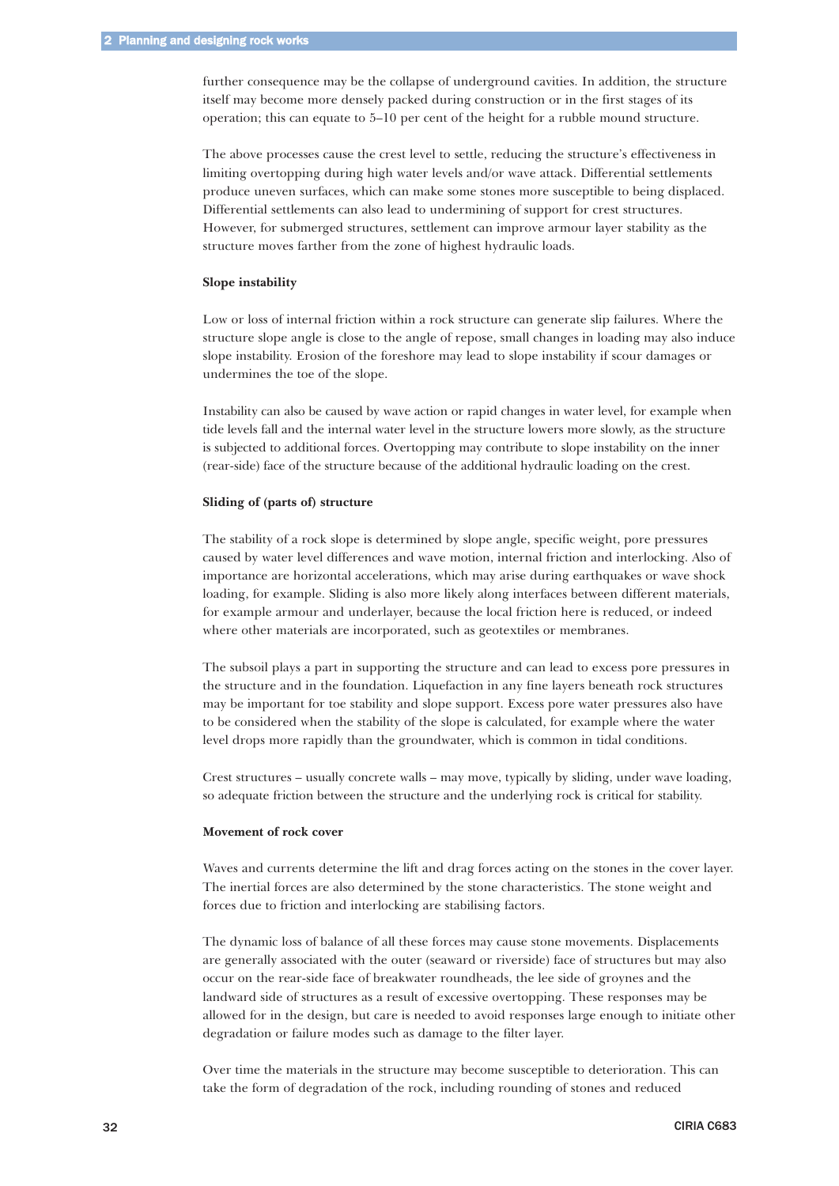further consequence may be the collapse of underground cavities. In addition, the structure itself may become more densely packed during construction or in the first stages of its operation; this can equate to 5–10 per cent of the height for a rubble mound structure.

The above processes cause the crest level to settle, reducing the structure's effectiveness in limiting overtopping during high water levels and/or wave attack. Differential settlements produce uneven surfaces, which can make some stones more susceptible to being displaced. Differential settlements can also lead to undermining of support for crest structures. However, for submerged structures, settlement can improve armour layer stability as the structure moves farther from the zone of highest hydraulic loads.

**Slope instability**

Low or loss of internal friction within a rock structure can generate slip failures. Where the structure slope angle is close to the angle of repose, small changes in loading may also induce slope instability. Erosion of the foreshore may lead to slope instability if scour damages or undermines the toe of the slope.

Instability can also be caused by wave action or rapid changes in water level, for example when tide levels fall and the internal water level in the structure lowers more slowly, as the structure is subjected to additional forces. Overtopping may contribute to slope instability on the inner (rear-side) face of the structure because of the additional hydraulic loading on the crest.

**Sliding of (parts of) structure**

The stability of a rock slope is determined by slope angle, specific weight, pore pressures caused by water level differences and wave motion, internal friction and interlocking. Also of importance are horizontal accelerations, which may arise during earthquakes or wave shock loading, for example. Sliding is also more likely along interfaces between different materials, for example armour and underlayer, because the local friction here is reduced, or indeed where other materials are incorporated, such as geotextiles or membranes.

The subsoil plays a part in supporting the structure and can lead to excess pore pressures in the structure and in the foundation. Liquefaction in any fine layers beneath rock structures may be important for toe stability and slope support. Excess pore water pressures also have to be considered when the stability of the slope is calculated, for example where the water level drops more rapidly than the groundwater, which is common in tidal conditions.

Crest structures – usually concrete walls – may move, typically by sliding, under wave loading, so adequate friction between the structure and the underlying rock is critical for stability.

**Movement of rock cover**

Waves and currents determine the lift and drag forces acting on the stones in the cover layer. The inertial forces are also determined by the stone characteristics. The stone weight and forces due to friction and interlocking are stabilising factors.

The dynamic loss of balance of all these forces may cause stone movements. Displacements are generally associated with the outer (seaward or riverside) face of structures but may also occur on the rear-side face of breakwater roundheads, the lee side of groynes and the landward side of structures as a result of excessive overtopping. These responses may be allowed for in the design, but care is needed to avoid responses large enough to initiate other degradation or failure modes such as damage to the filter layer.

Over time the materials in the structure may become susceptible to deterioration. This can take the form of degradation of the rock, including rounding of stones and reduced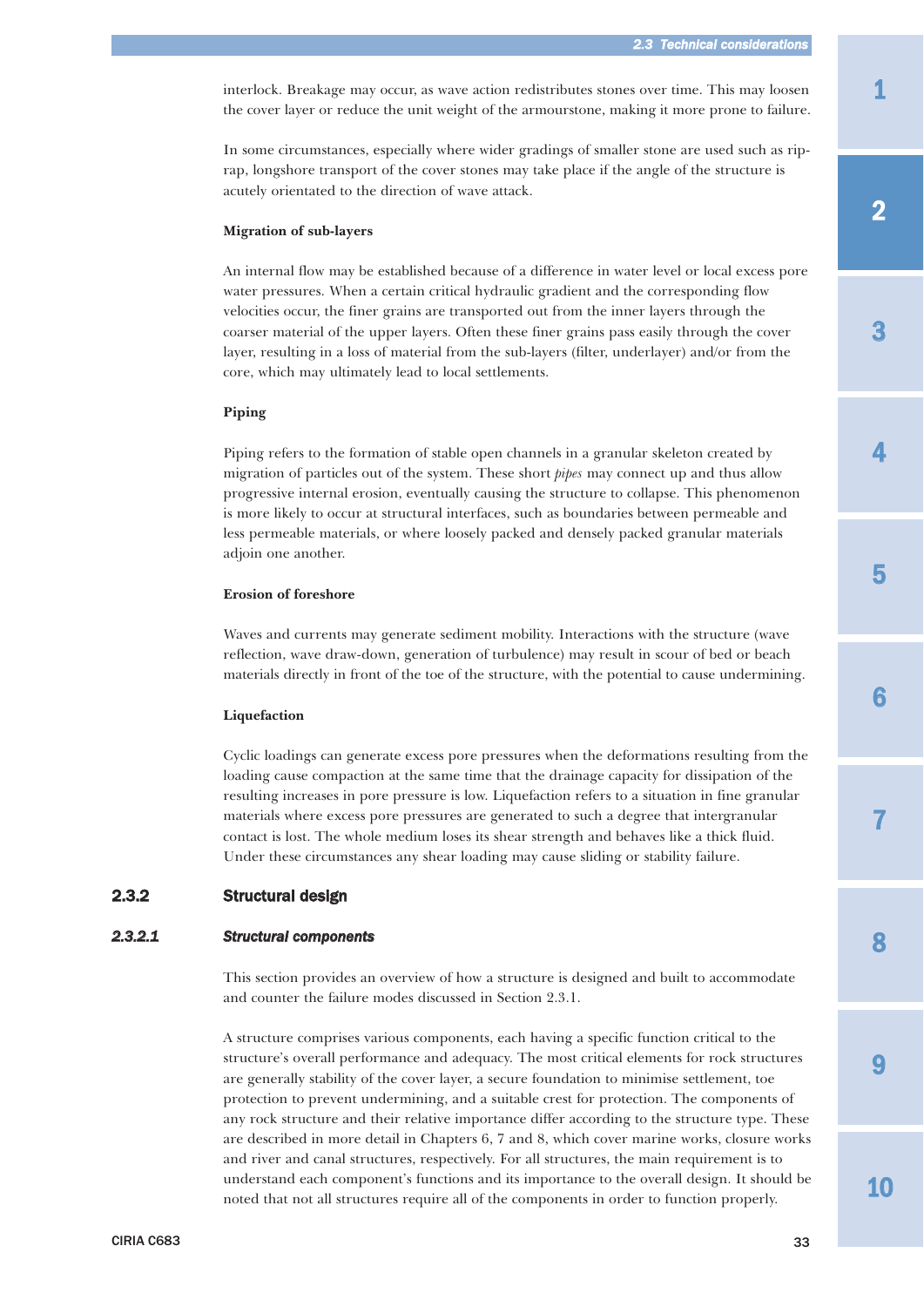interlock. Breakage may occur, as wave action redistributes stones over time. This may loosen the cover layer or reduce the unit weight of the armourstone, making it more prone to failure.

In some circumstances, especially where wider gradings of smaller stone are used such as rip-rap, longshore transport of the cover stones may take place if the angle of the structure is acutely orientated to the direction of wave attack.

**Migration of sub-layers**

An internal flow may be established because of a difference in water level or local excess pore water pressures. When a certain critical hydraulic gradient and the corresponding flow velocities occur, the finer grains are transported out from the inner layers through the coarser material of the upper layers. Often these finer grains pass easily through the cover layer, resulting in a loss of material from the sub-layers (filter, underlayer) and/or from the core, which may ultimately lead to local settlements.

**Piping**

Piping refers to the formation of stable open channels in a granular skeleton created by migration of particles out of the system. These short *pipes* may connect up and thus allow progressive internal erosion, eventually causing the structure to collapse. This phenomenon is more likely to occur at structural interfaces, such as boundaries between permeable and less permeable materials, or where loosely packed and densely packed granular materials adjoin one another.

**Erosion of foreshore**

Waves and currents may generate sediment mobility. Interactions with the structure (wave reflection, wave draw-down, generation of turbulence) may result in scour of bed or beach materials directly in front of the toe of the structure, with the potential to cause undermining.

**Liquefaction**

Cyclic loadings can generate excess pore pressures when the deformations resulting from the loading cause compaction at the same time that the drainage capacity for dissipation of the resulting increases in pore pressure is low. Liquefaction refers to a situation in fine granular materials where excess pore pressures are generated to such a degree that intergranular contact is lost. The whole medium loses its shear strength and behaves like a thick fluid. Under these circumstances any shear loading may cause sliding or stability failure.

## 2.3.2 Structural design

### *2.3.2.1 Structural components*

This section provides an overview of how a structure is designed and built to accommodate and counter the failure modes discussed in Section 2.3.1.

A structure comprises various components, each having a specific function critical to the structure's overall performance and adequacy. The most critical elements for rock structures are generally stability of the cover layer, a secure foundation to minimise settlement, toe protection to prevent undermining, and a suitable crest for protection. The components of any rock structure and their relative importance differ according to the structure type. These are described in more detail in Chapters 6, 7 and 8, which cover marine works, closure works and river and canal structures, respectively. For all structures, the main requirement is to understand each component's functions and its importance to the overall design. It should be noted that not all structures require all of the components in order to function properly.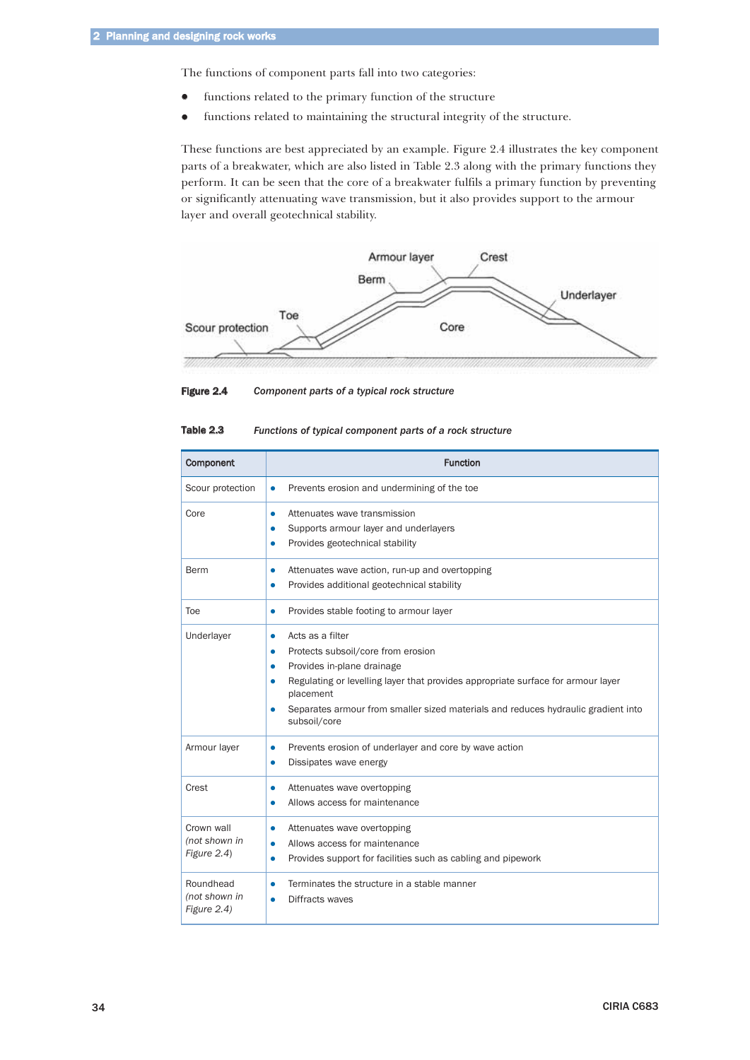The functions of component parts fall into two categories:

- functions related to the primary function of the structure
- functions related to maintaining the structural integrity of the structure.

These functions are best appreciated by an example. Figure 2.4 illustrates the key component parts of a breakwater, which are also listed in Table 2.3 along with the primary functions they perform. It can be seen that the core of a breakwater fulfils a primary function by preventing or significantly attenuating wave transmission, but it also provides support to the armour layer and overall geotechnical stability.

**Figure 2.4** *Component parts of a typical rock structure*

**Table 2.3** *Functions of typical component parts of a rock structure*

| Component | Function |
|---|---|
| Scour protection | • Prevents erosion and undermining of the toe |
| Core | • Attenuates wave transmission<br>• Supports armour layer and underlayers<br>• Provides geotechnical stability |
| Berm | • Attenuates wave action, run-up and overtopping<br>• Provides additional geotechnical stability |
| Toe | • Provides stable footing to armour layer |
| Underlayer | • Acts as a filter<br>• Protects subsoil/core from erosion<br>• Provides in-plane drainage<br>• Regulating or levelling layer that provides appropriate surface for armour layer placement<br>• Separates armour from smaller sized materials and reduces hydraulic gradient into subsoil/core |
| Armour layer | • Prevents erosion of underlayer and core by wave action<br>• Dissipates wave energy |
| Crest | • Attenuates wave overtopping<br>• Allows access for maintenance |
| Crown wall *(not shown in Figure 2.4)* | • Attenuates wave overtopping<br>• Allows access for maintenance<br>• Provides support for facilities such as cabling and pipework |
| Roundhead *(not shown in Figure 2.4)* | • Terminates the structure in a stable manner<br>• Diffracts waves |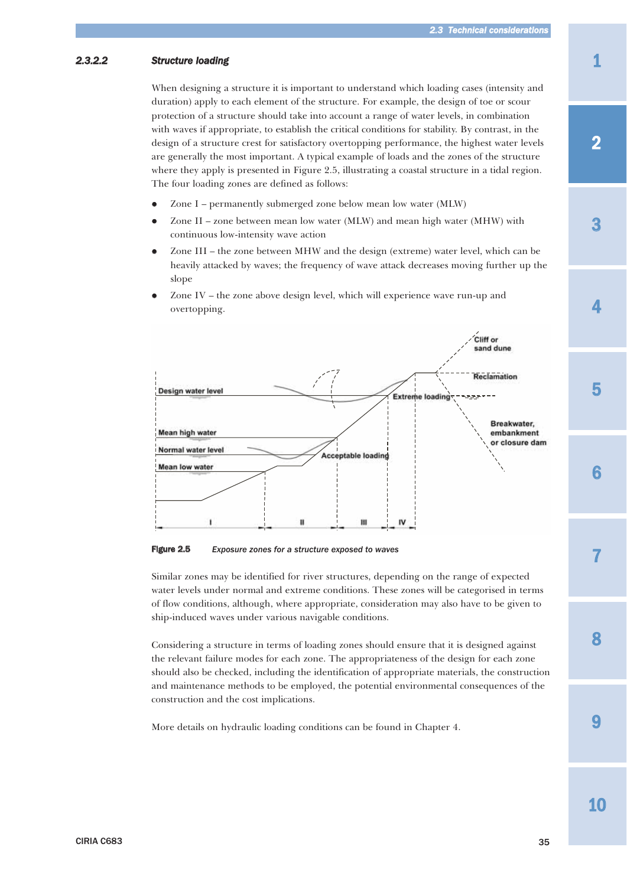#### 2.3.2.2 Structure loading

When designing a structure it is important to understand which loading cases (intensity and duration) apply to each element of the structure. For example, the design of toe or scour protection of a structure should take into account a range of water levels, in combination with waves if appropriate, to establish the critical conditions for stability. By contrast, in the design of a structure crest for satisfactory overtopping performance, the highest water levels are generally the most important. A typical example of loads and the zones of the structure where they apply is presented in Figure 2.5, illustrating a coastal structure in a tidal region. The four loading zones are defined as follows:

- Zone I – permanently submerged zone below mean low water (MLW)
- Zone II – zone between mean low water (MLW) and mean high water (MHW) with continuous low-intensity wave action
- Zone III – the zone between MHW and the design (extreme) water level, which can be heavily attacked by waves; the frequency of wave attack decreases moving further up the slope
- Zone IV – the zone above design level, which will experience wave run-up and overtopping.

**Figure 2.5** *Exposure zones for a structure exposed to waves*

Similar zones may be identified for river structures, depending on the range of expected water levels under normal and extreme conditions. These zones will be categorised in terms of flow conditions, although, where appropriate, consideration may also have to be given to ship-induced waves under various navigable conditions.

Considering a structure in terms of loading zones should ensure that it is designed against the relevant failure modes for each zone. The appropriateness of the design for each zone should also be checked, including the identification of appropriate materials, the construction and maintenance methods to be employed, the potential environmental consequences of the construction and the cost implications.

More details on hydraulic loading conditions can be found in Chapter 4.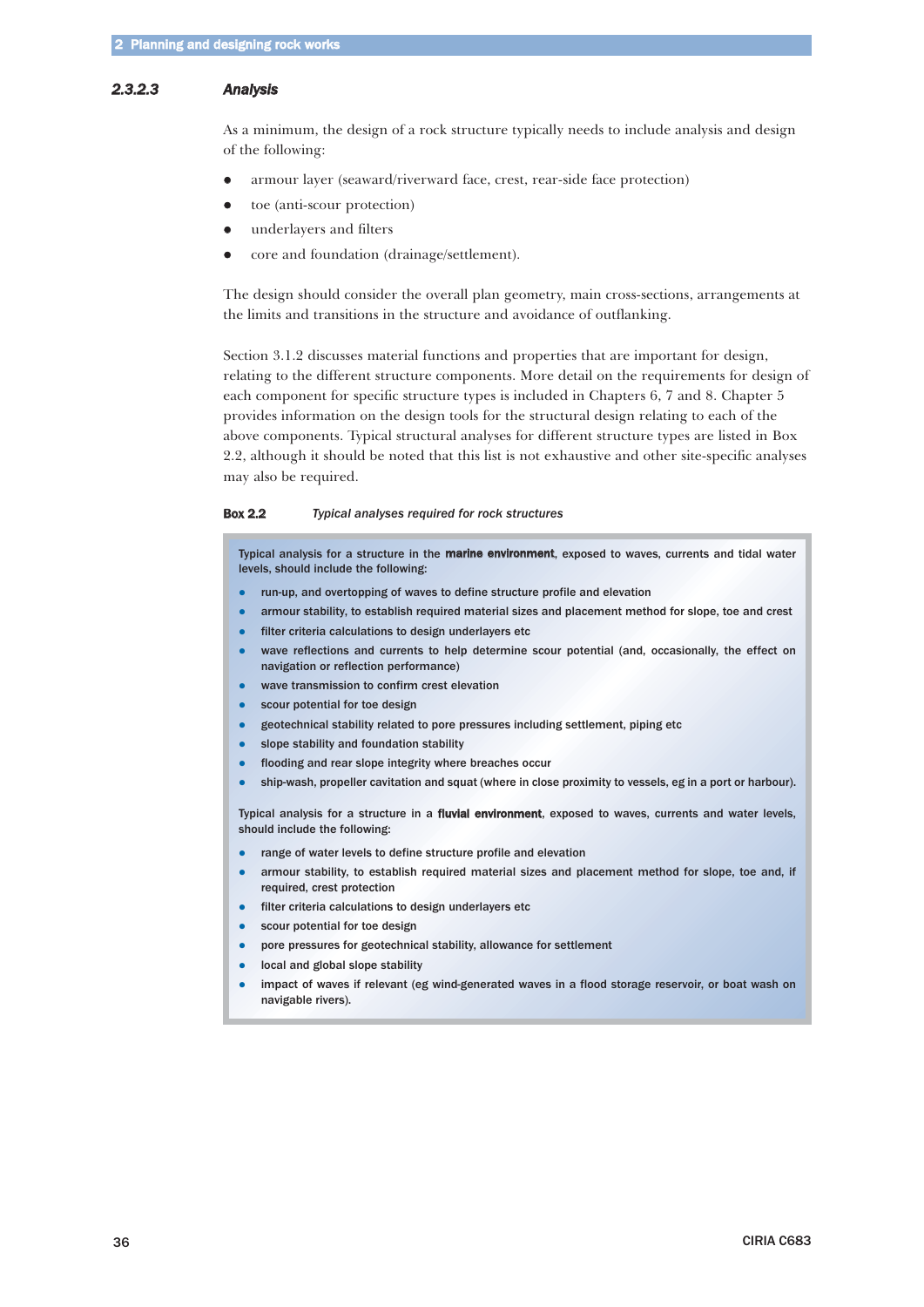### 2.3.2.3 Analysis

As a minimum, the design of a rock structure typically needs to include analysis and design of the following:

- armour layer (seaward/riverward face, crest, rear-side face protection)
- toe (anti-scour protection)
- underlayers and filters
- core and foundation (drainage/settlement).

The design should consider the overall plan geometry, main cross-sections, arrangements at the limits and transitions in the structure and avoidance of outflanking.

Section 3.1.2 discusses material functions and properties that are important for design, relating to the different structure components. More detail on the requirements for design of each component for specific structure types is included in Chapters 6, 7 and 8. Chapter 5 provides information on the design tools for the structural design relating to each of the above components. Typical structural analyses for different structure types are listed in Box 2.2, although it should be noted that this list is not exhaustive and other site-specific analyses may also be required.

**Box 2.2** *Typical analyses required for rock structures*

Typical analysis for a structure in the **marine environment**, exposed to waves, currents and tidal water levels, should include the following:

- run-up, and overtopping of waves to define structure profile and elevation
- armour stability, to establish required material sizes and placement method for slope, toe and crest
- filter criteria calculations to design underlayers etc
- wave reflections and currents to help determine scour potential (and, occasionally, the effect on navigation or reflection performance)
- wave transmission to confirm crest elevation
- scour potential for toe design
- geotechnical stability related to pore pressures including settlement, piping etc
- slope stability and foundation stability
- flooding and rear slope integrity where breaches occur
- ship-wash, propeller cavitation and squat (where in close proximity to vessels, eg in a port or harbour).

Typical analysis for a structure in a **fluvial environment**, exposed to waves, currents and water levels, should include the following:

- range of water levels to define structure profile and elevation
- armour stability, to establish required material sizes and placement method for slope, toe and, if required, crest protection
- filter criteria calculations to design underlayers etc
- scour potential for toe design
- pore pressures for geotechnical stability, allowance for settlement
- local and global slope stability
- impact of waves if relevant (eg wind-generated waves in a flood storage reservoir, or boat wash on navigable rivers).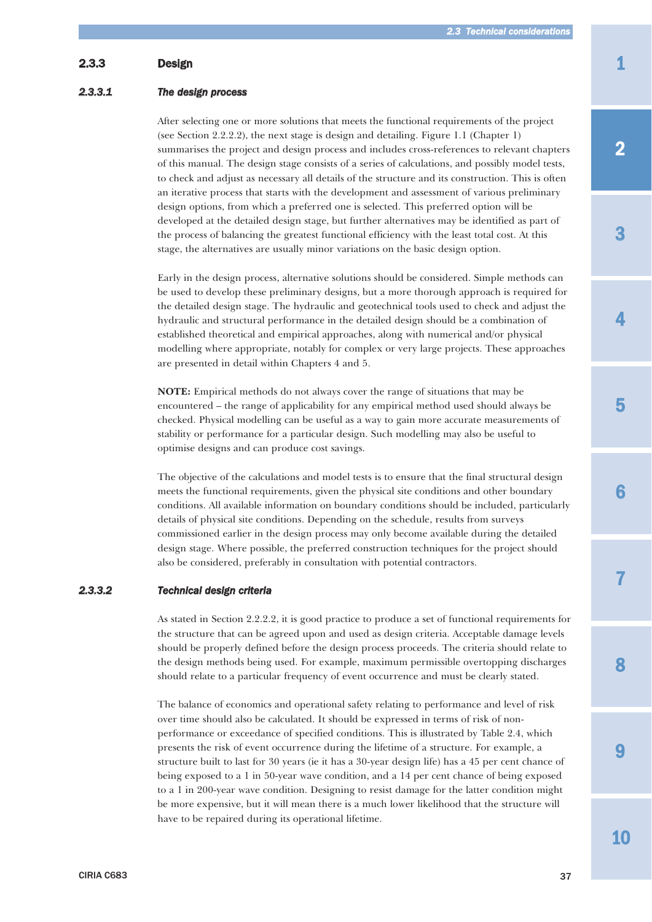### 2.3.3 Design

#### *2.3.3.1 The design process*

After selecting one or more solutions that meets the functional requirements of the project (see Section 2.2.2.2), the next stage is design and detailing. Figure 1.1 (Chapter 1) summarises the project and design process and includes cross-references to relevant chapters of this manual. The design stage consists of a series of calculations, and possibly model tests, to check and adjust as necessary all details of the structure and its construction. This is often an iterative process that starts with the development and assessment of various preliminary design options, from which a preferred one is selected. This preferred option will be developed at the detailed design stage, but further alternatives may be identified as part of the process of balancing the greatest functional efficiency with the least total cost. At this stage, the alternatives are usually minor variations on the basic design option.

Early in the design process, alternative solutions should be considered. Simple methods can be used to develop these preliminary designs, but a more thorough approach is required for the detailed design stage. The hydraulic and geotechnical tools used to check and adjust the hydraulic and structural performance in the detailed design should be a combination of established theoretical and empirical approaches, along with numerical and/or physical modelling where appropriate, notably for complex or very large projects. These approaches are presented in detail within Chapters 4 and 5.

**NOTE:** Empirical methods do not always cover the range of situations that may be encountered – the range of applicability for any empirical method used should always be checked. Physical modelling can be useful as a way to gain more accurate measurements of stability or performance for a particular design. Such modelling may also be useful to optimise designs and can produce cost savings.

The objective of the calculations and model tests is to ensure that the final structural design meets the functional requirements, given the physical site conditions and other boundary conditions. All available information on boundary conditions should be included, particularly details of physical site conditions. Depending on the schedule, results from surveys commissioned earlier in the design process may only become available during the detailed design stage. Where possible, the preferred construction techniques for the project should also be considered, preferably in consultation with potential contractors.

#### *2.3.3.2 Technical design criteria*

As stated in Section 2.2.2.2, it is good practice to produce a set of functional requirements for the structure that can be agreed upon and used as design criteria. Acceptable damage levels should be properly defined before the design process proceeds. The criteria should relate to the design methods being used. For example, maximum permissible overtopping discharges should relate to a particular frequency of event occurrence and must be clearly stated.

The balance of economics and operational safety relating to performance and level of risk over time should also be calculated. It should be expressed in terms of risk of non-performance or exceedance of specified conditions. This is illustrated by Table 2.4, which presents the risk of event occurrence during the lifetime of a structure. For example, a structure built to last for 30 years (ie it has a 30-year design life) has a 45 per cent chance of being exposed to a 1 in 50-year wave condition, and a 14 per cent chance of being exposed to a 1 in 200-year wave condition. Designing to resist damage for the latter condition might be more expensive, but it will mean there is a much lower likelihood that the structure will have to be repaired during its operational lifetime.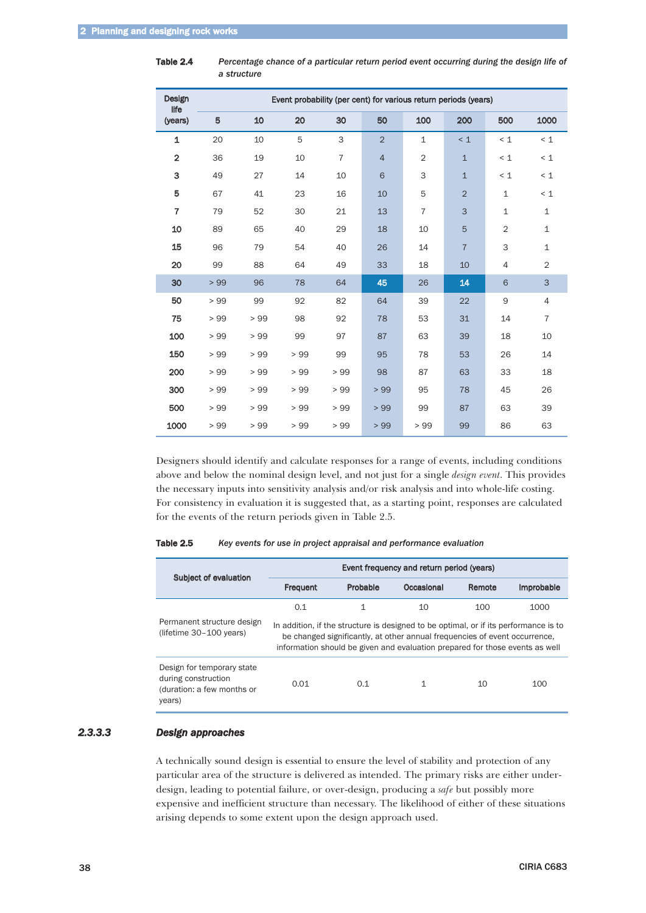**Table 2.4** *Percentage chance of a particular return period event occurring during the design life of a structure*

| Design life (years) | Event probability (per cent) for various return periods (years) | | | | | | | | |
|---|---|---|---|---|---|---|---|---|---|
| | 5 | 10 | 20 | 30 | 50 | 100 | 200 | 500 | 1000 |
| 1 | 20 | 10 | 5 | 3 | 2 | 1 | < 1 | < 1 | < 1 |
| 2 | 36 | 19 | 10 | 7 | 4 | 2 | 1 | < 1 | < 1 |
| 3 | 49 | 27 | 14 | 10 | 6 | 3 | 1 | < 1 | < 1 |
| 5 | 67 | 41 | 23 | 16 | 10 | 5 | 2 | 1 | < 1 |
| 7 | 79 | 52 | 30 | 21 | 13 | 7 | 3 | 1 | 1 |
| 10 | 89 | 65 | 40 | 29 | 18 | 10 | 5 | 2 | 1 |
| 15 | 96 | 79 | 54 | 40 | 26 | 14 | 7 | 3 | 1 |
| 20 | 99 | 88 | 64 | 49 | 33 | 18 | 10 | 4 | 2 |
| 30 | > 99 | 96 | 78 | 64 | 45 | 26 | 14 | 6 | 3 |
| 50 | > 99 | 99 | 92 | 82 | 64 | 39 | 22 | 9 | 4 |
| 75 | > 99 | > 99 | 98 | 92 | 78 | 53 | 31 | 14 | 7 |
| 100 | > 99 | > 99 | 99 | 97 | 87 | 63 | 39 | 18 | 10 |
| 150 | > 99 | > 99 | > 99 | 99 | 95 | 78 | 53 | 26 | 14 |
| 200 | > 99 | > 99 | > 99 | > 99 | 98 | 87 | 63 | 33 | 18 |
| 300 | > 99 | > 99 | > 99 | > 99 | > 99 | 95 | 78 | 45 | 26 |
| 500 | > 99 | > 99 | > 99 | > 99 | > 99 | 99 | 87 | 63 | 39 |
| 1000 | > 99 | > 99 | > 99 | > 99 | > 99 | > 99 | 99 | 86 | 63 |

Designers should identify and calculate responses for a range of events, including conditions above and below the nominal design level, and not just for a single *design event*. This provides the necessary inputs into sensitivity analysis and/or risk analysis and into whole-life costing. For consistency in evaluation it is suggested that, as a starting point, responses are calculated for the events of the return periods given in Table 2.5.

**Table 2.5** *Key events for use in project appraisal and performance evaluation*

| Subject of evaluation | Event frequency and return period (years) | | | | |
|---|---|---|---|---|---|
| | Frequent | Probable | Occasional | Remote | Improbable |
| Permanent structure design (lifetime 30–100 years) | 0.1 | 1 | 10 | 100 | 1000 |
| | In addition, if the structure is designed to be optimal, or if its performance is to be changed significantly, at other annual frequencies of event occurrence, information should be given and evaluation prepared for those events as well | | | | |
| Design for temporary state during construction (duration: a few months or years) | 0.01 | 0.1 | 1 | 10 | 100 |

### 2.3.3.3 Design approaches

A technically sound design is essential to ensure the level of stability and protection of any particular area of the structure is delivered as intended. The primary risks are either under-design, leading to potential failure, or over-design, producing a *safe* but possibly more expensive and inefficient structure than necessary. The likelihood of either of these situations arising depends to some extent upon the design approach used.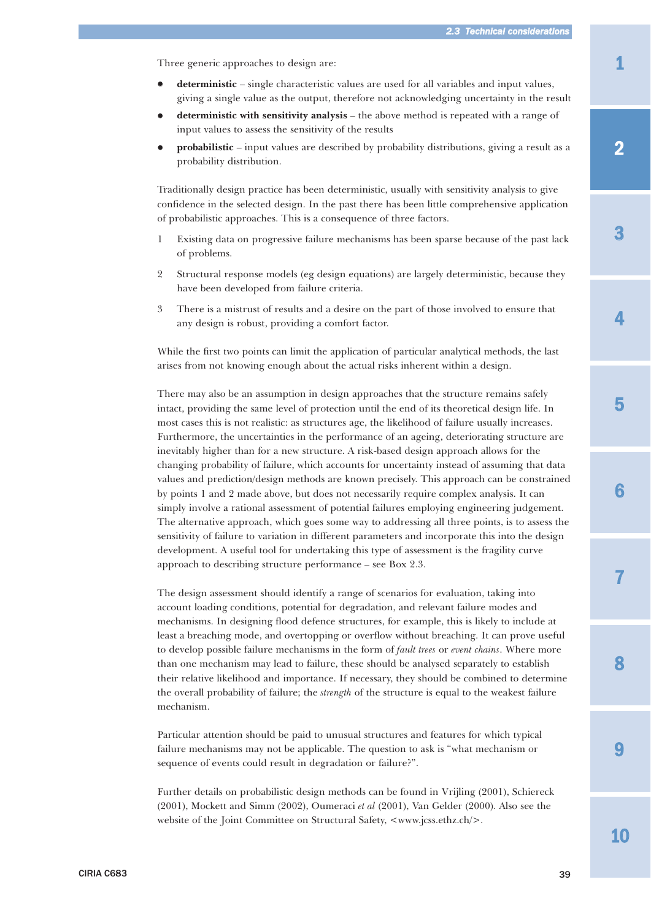Three generic approaches to design are:

- **deterministic** – single characteristic values are used for all variables and input values, giving a single value as the output, therefore not acknowledging uncertainty in the result
- **deterministic with sensitivity analysis** – the above method is repeated with a range of input values to assess the sensitivity of the results
- **probabilistic** – input values are described by probability distributions, giving a result as a probability distribution.

Traditionally design practice has been deterministic, usually with sensitivity analysis to give confidence in the selected design. In the past there has been little comprehensive application of probabilistic approaches. This is a consequence of three factors.

1. Existing data on progressive failure mechanisms has been sparse because of the past lack of problems.
2. Structural response models (eg design equations) are largely deterministic, because they have been developed from failure criteria.
3. There is a mistrust of results and a desire on the part of those involved to ensure that any design is robust, providing a comfort factor.

While the first two points can limit the application of particular analytical methods, the last arises from not knowing enough about the actual risks inherent within a design.

There may also be an assumption in design approaches that the structure remains safely intact, providing the same level of protection until the end of its theoretical design life. In most cases this is not realistic: as structures age, the likelihood of failure usually increases. Furthermore, the uncertainties in the performance of an ageing, deteriorating structure are inevitably higher than for a new structure. A risk-based design approach allows for the changing probability of failure, which accounts for uncertainty instead of assuming that data values and prediction/design methods are known precisely. This approach can be constrained by points 1 and 2 made above, but does not necessarily require complex analysis. It can simply involve a rational assessment of potential failures employing engineering judgement. The alternative approach, which goes some way to addressing all three points, is to assess the sensitivity of failure to variation in different parameters and incorporate this into the design development. A useful tool for undertaking this type of assessment is the fragility curve approach to describing structure performance – see Box 2.3.

The design assessment should identify a range of scenarios for evaluation, taking into account loading conditions, potential for degradation, and relevant failure modes and mechanisms. In designing flood defence structures, for example, this is likely to include at least a breaching mode, and overtopping or overflow without breaching. It can prove useful to develop possible failure mechanisms in the form of *fault trees* or *event chains*. Where more than one mechanism may lead to failure, these should be analysed separately to establish their relative likelihood and importance. If necessary, they should be combined to determine the overall probability of failure; the *strength* of the structure is equal to the weakest failure mechanism.

Particular attention should be paid to unusual structures and features for which typical failure mechanisms may not be applicable. The question to ask is "what mechanism or sequence of events could result in degradation or failure?".

Further details on probabilistic design methods can be found in Vrijling (2001), Schiereck (2001), Mockett and Simm (2002), Oumeraci *et al* (2001), Van Gelder (2000). Also see the website of the Joint Committee on Structural Safety, <www.jcss.ethz.ch/>.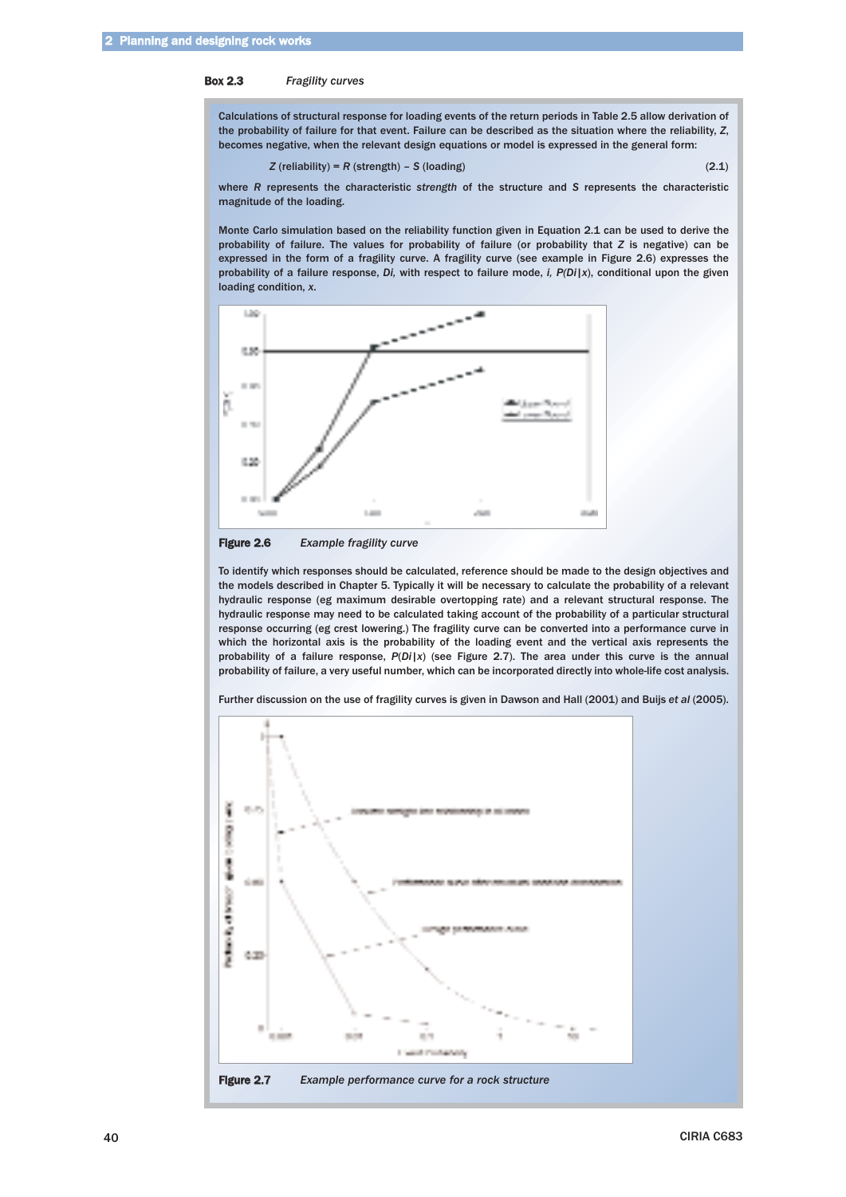**Box 2.3** *Fragility curves*

Calculations of structural response for loading events of the return periods in Table 2.5 allow derivation of the probability of failure for that event. Failure can be described as the situation where the reliability, $Z$, becomes negative, when the relevant design equations or model is expressed in the general form:

$$Z \text{ (reliability)} = R \text{ (strength)} - S \text{ (loading)} \tag{2.1}$$

where $R$ represents the characteristic *strength* of the structure and $S$ represents the characteristic magnitude of the loading.

Monte Carlo simulation based on the reliability function given in Equation 2.1 can be used to derive the probability of failure. The values for probability of failure (or probability that $Z$ is negative) can be expressed in the form of a fragility curve. A fragility curve (see example in Figure 2.6) expresses the probability of a failure response, *Di,* with respect to failure mode, *i*, $P(Di|x)$, conditional upon the given loading condition, $x$.

**Figure 2.6** *Example fragility curve*

To identify which responses should be calculated, reference should be made to the design objectives and the models described in Chapter 5. Typically it will be necessary to calculate the probability of a relevant hydraulic response (eg maximum desirable overtopping rate) and a relevant structural response. The hydraulic response may need to be calculated taking account of the probability of a particular structural response occurring (eg crest lowering.) The fragility curve can be converted into a performance curve in which the horizontal axis is the probability of the loading event and the vertical axis represents the probability of a failure response, $P(Di|x)$ (see Figure 2.7). The area under this curve is the annual probability of failure, a very useful number, which can be incorporated directly into whole-life cost analysis.

Further discussion on the use of fragility curves is given in Dawson and Hall (2001) and Buijs *et al* (2005).

**Figure 2.7** *Example performance curve for a rock structure*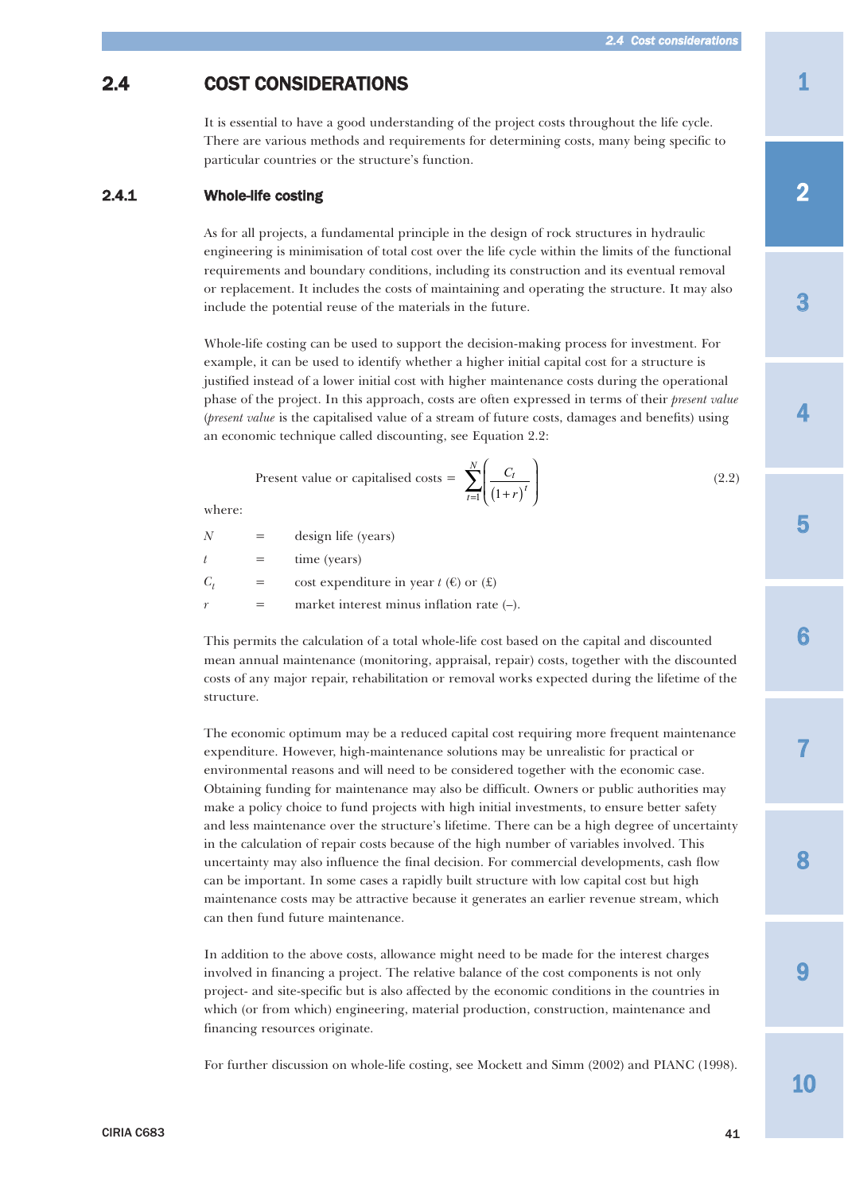## 2.4 COST CONSIDERATIONS

It is essential to have a good understanding of the project costs throughout the life cycle. There are various methods and requirements for determining costs, many being specific to particular countries or the structure's function.

### 2.4.1 Whole-life costing

As for all projects, a fundamental principle in the design of rock structures in hydraulic engineering is minimisation of total cost over the life cycle within the limits of the functional requirements and boundary conditions, including its construction and its eventual removal or replacement. It includes the costs of maintaining and operating the structure. It may also include the potential reuse of the materials in the future.

Whole-life costing can be used to support the decision-making process for investment. For example, it can be used to identify whether a higher initial capital cost for a structure is justified instead of a lower initial cost with higher maintenance costs during the operational phase of the project. In this approach, costs are often expressed in terms of their *present value* (*present value* is the capitalised value of a stream of future costs, damages and benefits) using an economic technique called discounting, see Equation 2.2:

$$\text{Present value or capitalised costs} = \sum_{t=1}^{N}\left(\frac{C_t}{(1+r)^t}\right) \tag{2.2}$$

where:

| | | |
|---|---|---|
| $N$ | = | design life (years) |
| $t$ | = | time (years) |
| $C_t$ | = | cost expenditure in year $t$ (€) or (£) |
| $r$ | = | market interest minus inflation rate (–). |

This permits the calculation of a total whole-life cost based on the capital and discounted mean annual maintenance (monitoring, appraisal, repair) costs, together with the discounted costs of any major repair, rehabilitation or removal works expected during the lifetime of the structure.

The economic optimum may be a reduced capital cost requiring more frequent maintenance expenditure. However, high-maintenance solutions may be unrealistic for practical or environmental reasons and will need to be considered together with the economic case. Obtaining funding for maintenance may also be difficult. Owners or public authorities may make a policy choice to fund projects with high initial investments, to ensure better safety and less maintenance over the structure's lifetime. There can be a high degree of uncertainty in the calculation of repair costs because of the high number of variables involved. This uncertainty may also influence the final decision. For commercial developments, cash flow can be important. In some cases a rapidly built structure with low capital cost but high maintenance costs may be attractive because it generates an earlier revenue stream, which can then fund future maintenance.

In addition to the above costs, allowance might need to be made for the interest charges involved in financing a project. The relative balance of the cost components is not only project- and site-specific but is also affected by the economic conditions in the countries in which (or from which) engineering, material production, construction, maintenance and financing resources originate.

For further discussion on whole-life costing, see Mockett and Simm (2002) and PIANC (1998).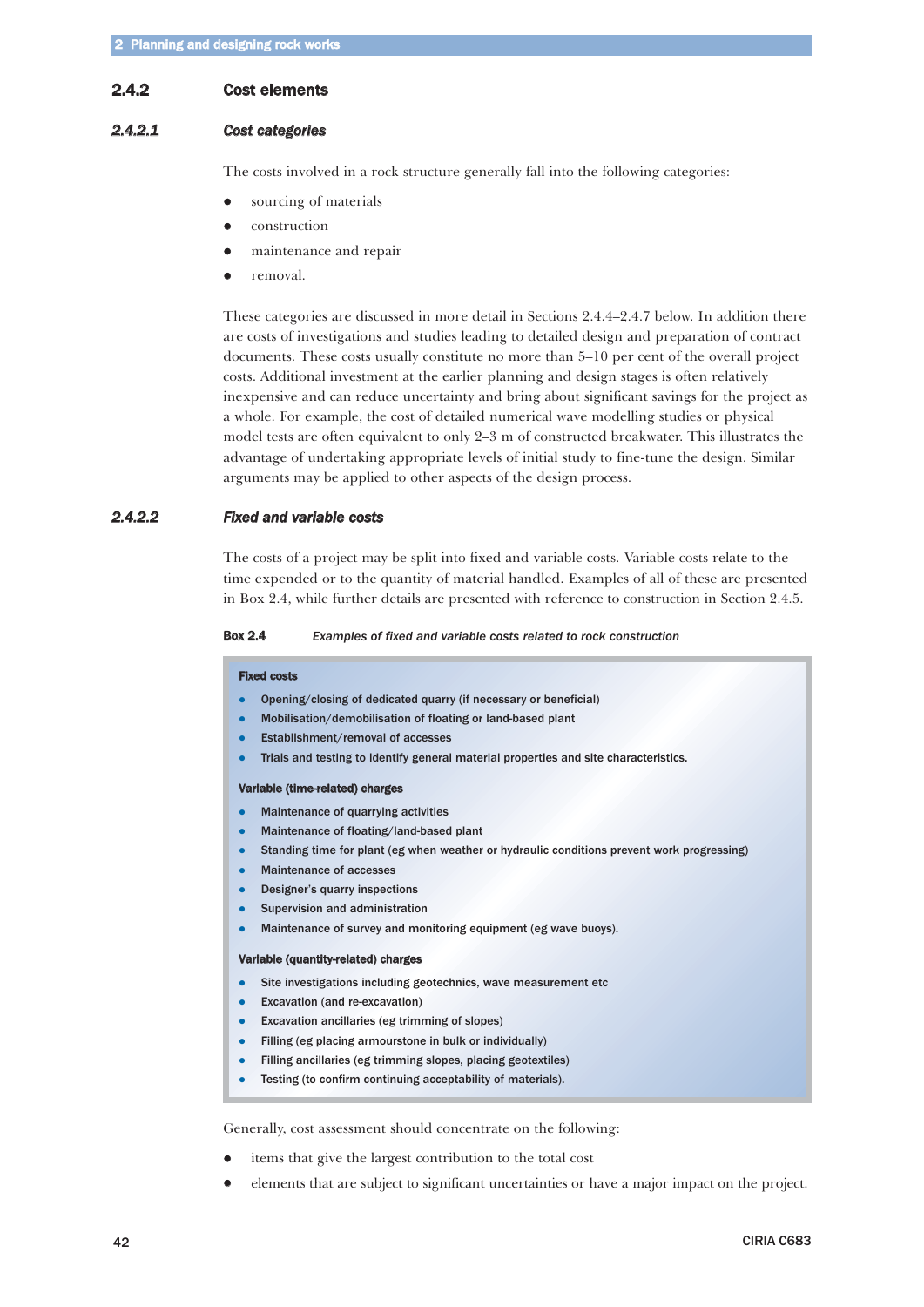### 2.4.2 Cost elements

#### *2.4.2.1 Cost categories*

The costs involved in a rock structure generally fall into the following categories:

- sourcing of materials
- construction
- maintenance and repair
- removal.

These categories are discussed in more detail in Sections 2.4.4–2.4.7 below. In addition there are costs of investigations and studies leading to detailed design and preparation of contract documents. These costs usually constitute no more than 5–10 per cent of the overall project costs. Additional investment at the earlier planning and design stages is often relatively inexpensive and can reduce uncertainty and bring about significant savings for the project as a whole. For example, the cost of detailed numerical wave modelling studies or physical model tests are often equivalent to only 2–3 m of constructed breakwater. This illustrates the advantage of undertaking appropriate levels of initial study to fine-tune the design. Similar arguments may be applied to other aspects of the design process.

#### *2.4.2.2 Fixed and variable costs*

The costs of a project may be split into fixed and variable costs. Variable costs relate to the time expended or to the quantity of material handled. Examples of all of these are presented in Box 2.4, while further details are presented with reference to construction in Section 2.4.5.

**Box 2.4** *Examples of fixed and variable costs related to rock construction*

**Fixed costs**

- Opening/closing of dedicated quarry (if necessary or beneficial)
- Mobilisation/demobilisation of floating or land-based plant
- Establishment/removal of accesses
- Trials and testing to identify general material properties and site characteristics.

**Variable (time-related) charges**

- Maintenance of quarrying activities
- Maintenance of floating/land-based plant
- Standing time for plant (eg when weather or hydraulic conditions prevent work progressing)
- Maintenance of accesses
- Designer's quarry inspections
- Supervision and administration
- Maintenance of survey and monitoring equipment (eg wave buoys).

**Variable (quantity-related) charges**

- Site investigations including geotechnics, wave measurement etc
- Excavation (and re-excavation)
- Excavation ancillaries (eg trimming of slopes)
- Filling (eg placing armourstone in bulk or individually)
- Filling ancillaries (eg trimming slopes, placing geotextiles)
- Testing (to confirm continuing acceptability of materials).

Generally, cost assessment should concentrate on the following:

- items that give the largest contribution to the total cost
- elements that are subject to significant uncertainties or have a major impact on the project.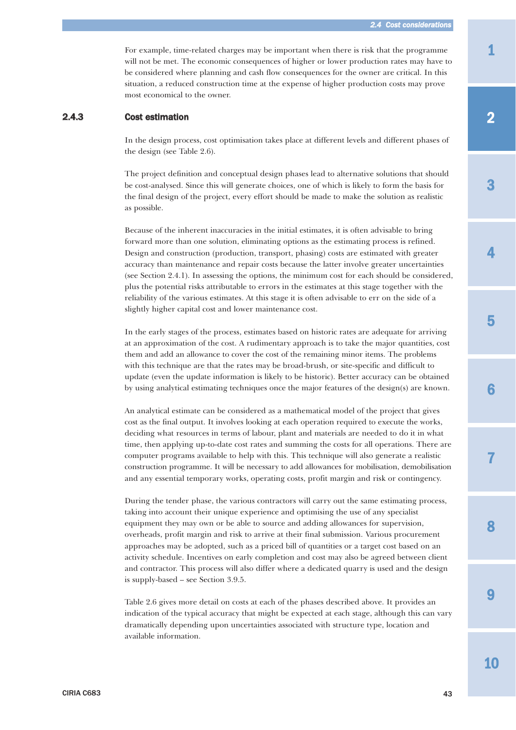For example, time-related charges may be important when there is risk that the programme will not be met. The economic consequences of higher or lower production rates may have to be considered where planning and cash flow consequences for the owner are critical. In this situation, a reduced construction time at the expense of higher production costs may prove most economical to the owner.

### 2.4.3 Cost estimation

In the design process, cost optimisation takes place at different levels and different phases of the design (see Table 2.6).

The project definition and conceptual design phases lead to alternative solutions that should be cost-analysed. Since this will generate choices, one of which is likely to form the basis for the final design of the project, every effort should be made to make the solution as realistic as possible.

Because of the inherent inaccuracies in the initial estimates, it is often advisable to bring forward more than one solution, eliminating options as the estimating process is refined. Design and construction (production, transport, phasing) costs are estimated with greater accuracy than maintenance and repair costs because the latter involve greater uncertainties (see Section 2.4.1). In assessing the options, the minimum cost for each should be considered, plus the potential risks attributable to errors in the estimates at this stage together with the reliability of the various estimates. At this stage it is often advisable to err on the side of a slightly higher capital cost and lower maintenance cost.

In the early stages of the process, estimates based on historic rates are adequate for arriving at an approximation of the cost. A rudimentary approach is to take the major quantities, cost them and add an allowance to cover the cost of the remaining minor items. The problems with this technique are that the rates may be broad-brush, or site-specific and difficult to update (even the update information is likely to be historic). Better accuracy can be obtained by using analytical estimating techniques once the major features of the design(s) are known.

An analytical estimate can be considered as a mathematical model of the project that gives cost as the final output. It involves looking at each operation required to execute the works, deciding what resources in terms of labour, plant and materials are needed to do it in what time, then applying up-to-date cost rates and summing the costs for all operations. There are computer programs available to help with this. This technique will also generate a realistic construction programme. It will be necessary to add allowances for mobilisation, demobilisation and any essential temporary works, operating costs, profit margin and risk or contingency.

During the tender phase, the various contractors will carry out the same estimating process, taking into account their unique experience and optimising the use of any specialist equipment they may own or be able to source and adding allowances for supervision, overheads, profit margin and risk to arrive at their final submission. Various procurement approaches may be adopted, such as a priced bill of quantities or a target cost based on an activity schedule. Incentives on early completion and cost may also be agreed between client and contractor. This process will also differ where a dedicated quarry is used and the design is supply-based – see Section 3.9.5.

Table 2.6 gives more detail on costs at each of the phases described above. It provides an indication of the typical accuracy that might be expected at each stage, although this can vary dramatically depending upon uncertainties associated with structure type, location and available information.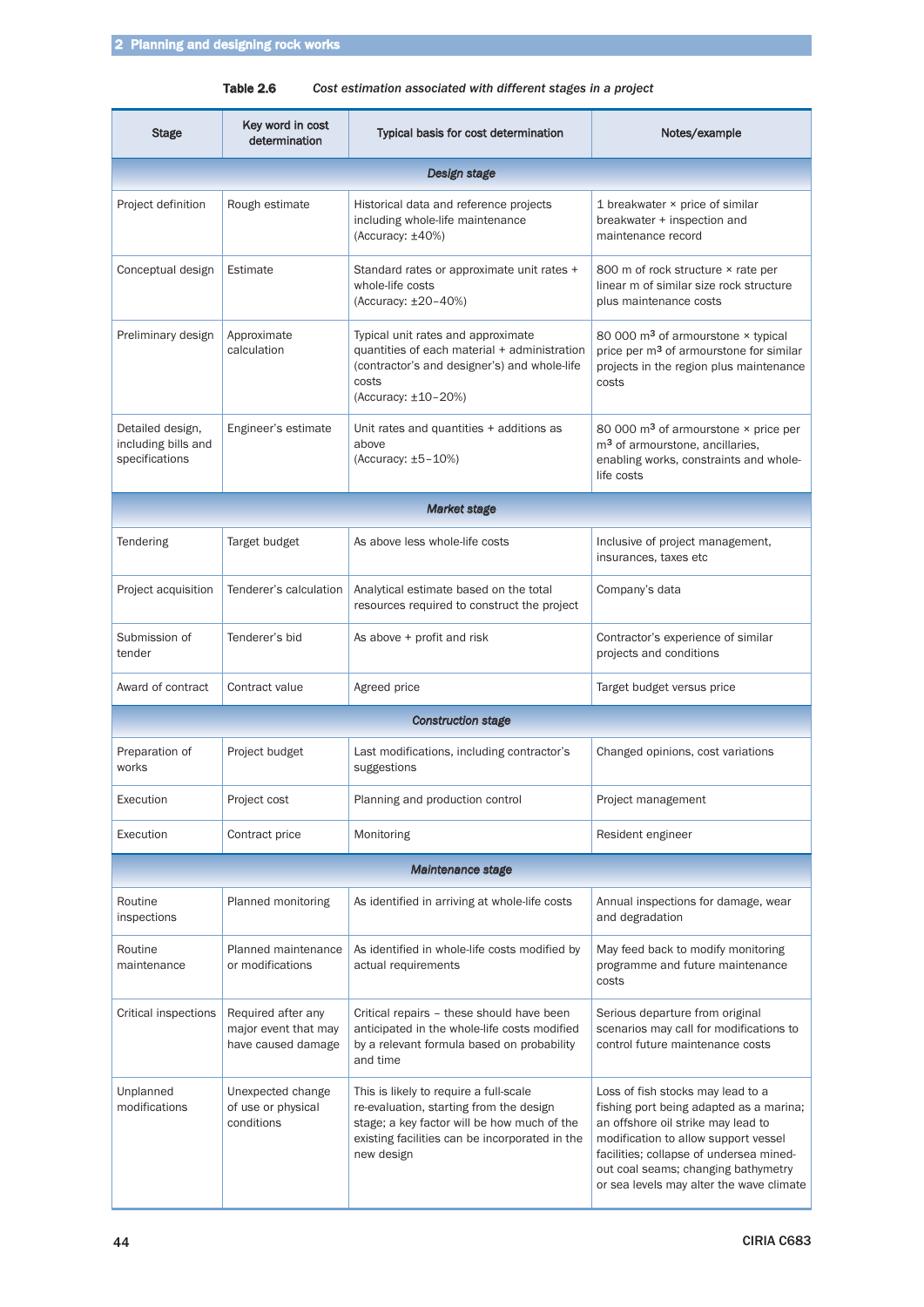**Table 2.6** *Cost estimation associated with different stages in a project*

| Stage | Key word in cost determination | Typical basis for cost determination | Notes/example |
|---|---|---|---|
| ***Design stage*** | | | |
| Project definition | Rough estimate | Historical data and reference projects including whole-life maintenance (Accuracy: ±40%) | 1 breakwater × price of similar breakwater + inspection and maintenance record |
| Conceptual design | Estimate | Standard rates or approximate unit rates + whole-life costs (Accuracy: ±20–40%) | 800 m of rock structure × rate per linear m of similar size rock structure plus maintenance costs |
| Preliminary design | Approximate calculation | Typical unit rates and approximate quantities of each material + administration (contractor's and designer's) and whole-life costs (Accuracy: ±10–20%) | 80 000 $m^3$ of armourstone × typical price per $m^3$ of armourstone for similar projects in the region plus maintenance costs |
| Detailed design, including bills and specifications | Engineer's estimate | Unit rates and quantities + additions as above (Accuracy: ±5–10%) | 80 000 $m^3$ of armourstone × price per $m^3$ of armourstone, ancillaries, enabling works, constraints and whole-life costs |
| ***Market stage*** | | | |
| Tendering | Target budget | As above less whole-life costs | Inclusive of project management, insurances, taxes etc |
| Project acquisition | Tenderer's calculation | Analytical estimate based on the total resources required to construct the project | Company's data |
| Submission of tender | Tenderer's bid | As above + profit and risk | Contractor's experience of similar projects and conditions |
| Award of contract | Contract value | Agreed price | Target budget versus price |
| ***Construction stage*** | | | |
| Preparation of works | Project budget | Last modifications, including contractor's suggestions | Changed opinions, cost variations |
| Execution | Project cost | Planning and production control | Project management |
| Execution | Contract price | Monitoring | Resident engineer |
| ***Maintenance stage*** | | | |
| Routine inspections | Planned monitoring | As identified in arriving at whole-life costs | Annual inspections for damage, wear and degradation |
| Routine maintenance | Planned maintenance or modifications | As identified in whole-life costs modified by actual requirements | May feed back to modify monitoring programme and future maintenance costs |
| Critical inspections | Required after any major event that may have caused damage | Critical repairs – these should have been anticipated in the whole-life costs modified by a relevant formula based on probability and time | Serious departure from original scenarios may call for modifications to control future maintenance costs |
| Unplanned modifications | Unexpected change of use or physical conditions | This is likely to require a full-scale re-evaluation, starting from the design stage; a key factor will be how much of the existing facilities can be incorporated in the new design | Loss of fish stocks may lead to a fishing port being adapted as a marina; an offshore oil strike may lead to modification to allow support vessel facilities; collapse of undersea mined-out coal seams; changing bathymetry or sea levels may alter the wave climate |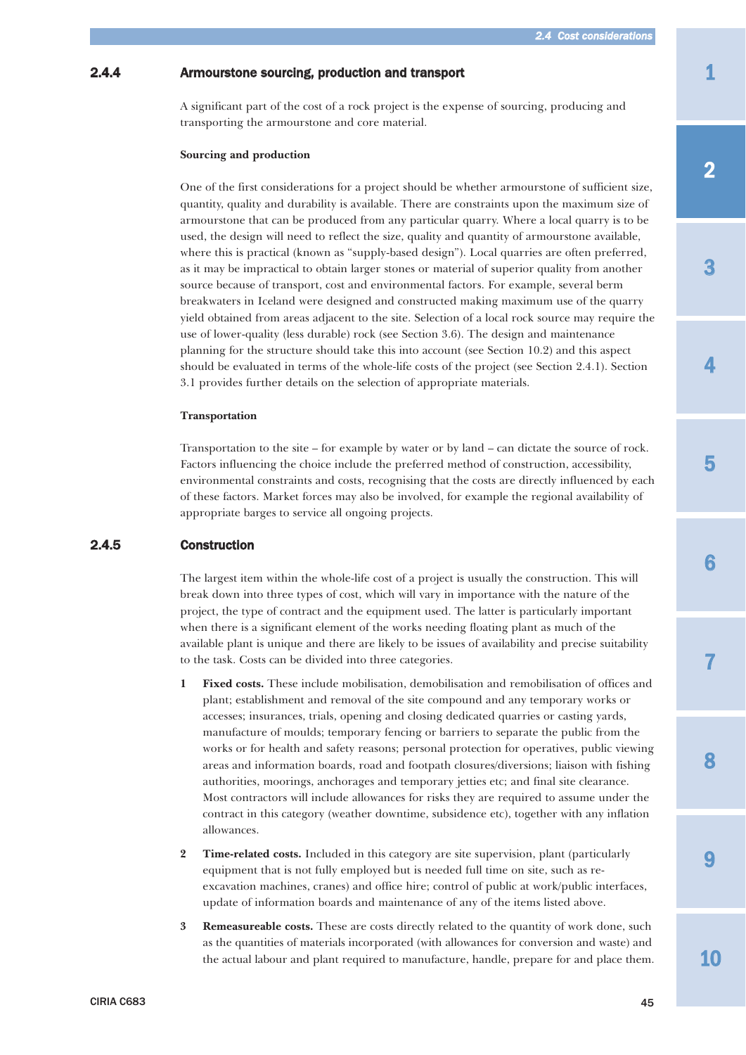### 2.4.4 Armourstone sourcing, production and transport

A significant part of the cost of a rock project is the expense of sourcing, producing and transporting the armourstone and core material.

**Sourcing and production**

One of the first considerations for a project should be whether armourstone of sufficient size, quantity, quality and durability is available. There are constraints upon the maximum size of armourstone that can be produced from any particular quarry. Where a local quarry is to be used, the design will need to reflect the size, quality and quantity of armourstone available, where this is practical (known as "supply-based design"). Local quarries are often preferred, as it may be impractical to obtain larger stones or material of superior quality from another source because of transport, cost and environmental factors. For example, several berm breakwaters in Iceland were designed and constructed making maximum use of the quarry yield obtained from areas adjacent to the site. Selection of a local rock source may require the use of lower-quality (less durable) rock (see Section 3.6). The design and maintenance planning for the structure should take this into account (see Section 10.2) and this aspect should be evaluated in terms of the whole-life costs of the project (see Section 2.4.1). Section 3.1 provides further details on the selection of appropriate materials.

**Transportation**

Transportation to the site – for example by water or by land – can dictate the source of rock. Factors influencing the choice include the preferred method of construction, accessibility, environmental constraints and costs, recognising that the costs are directly influenced by each of these factors. Market forces may also be involved, for example the regional availability of appropriate barges to service all ongoing projects.

### 2.4.5 Construction

The largest item within the whole-life cost of a project is usually the construction. This will break down into three types of cost, which will vary in importance with the nature of the project, the type of contract and the equipment used. The latter is particularly important when there is a significant element of the works needing floating plant as much of the available plant is unique and there are likely to be issues of availability and precise suitability to the task. Costs can be divided into three categories.

1. **Fixed costs.** These include mobilisation, demobilisation and remobilisation of offices and plant; establishment and removal of the site compound and any temporary works or accesses; insurances, trials, opening and closing dedicated quarries or casting yards, manufacture of moulds; temporary fencing or barriers to separate the public from the works or for health and safety reasons; personal protection for operatives, public viewing areas and information boards, road and footpath closures/diversions; liaison with fishing authorities, moorings, anchorages and temporary jetties etc; and final site clearance. Most contractors will include allowances for risks they are required to assume under the contract in this category (weather downtime, subsidence etc), together with any inflation allowances.

2. **Time-related costs.** Included in this category are site supervision, plant (particularly equipment that is not fully employed but is needed full time on site, such as re-excavation machines, cranes) and office hire; control of public at work/public interfaces, update of information boards and maintenance of any of the items listed above.

3. **Remeasureable costs.** These are costs directly related to the quantity of work done, such as the quantities of materials incorporated (with allowances for conversion and waste) and the actual labour and plant required to manufacture, handle, prepare for and place them.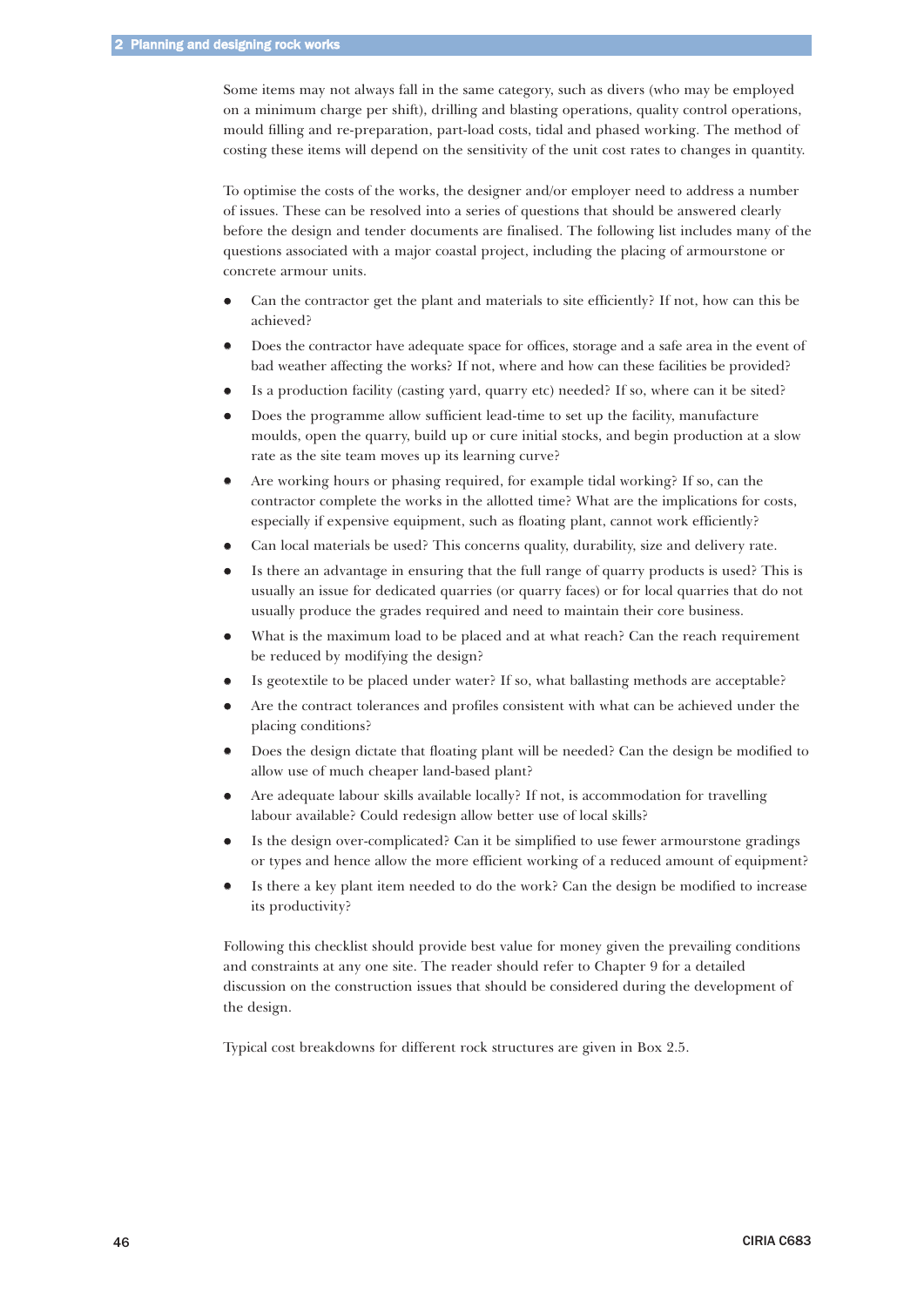Some items may not always fall in the same category, such as divers (who may be employed on a minimum charge per shift), drilling and blasting operations, quality control operations, mould filling and re-preparation, part-load costs, tidal and phased working. The method of costing these items will depend on the sensitivity of the unit cost rates to changes in quantity.

To optimise the costs of the works, the designer and/or employer need to address a number of issues. These can be resolved into a series of questions that should be answered clearly before the design and tender documents are finalised. The following list includes many of the questions associated with a major coastal project, including the placing of armourstone or concrete armour units.

- Can the contractor get the plant and materials to site efficiently? If not, how can this be achieved?
- Does the contractor have adequate space for offices, storage and a safe area in the event of bad weather affecting the works? If not, where and how can these facilities be provided?
- Is a production facility (casting yard, quarry etc) needed? If so, where can it be sited?
- Does the programme allow sufficient lead-time to set up the facility, manufacture moulds, open the quarry, build up or cure initial stocks, and begin production at a slow rate as the site team moves up its learning curve?
- Are working hours or phasing required, for example tidal working? If so, can the contractor complete the works in the allotted time? What are the implications for costs, especially if expensive equipment, such as floating plant, cannot work efficiently?
- Can local materials be used? This concerns quality, durability, size and delivery rate.
- Is there an advantage in ensuring that the full range of quarry products is used? This is usually an issue for dedicated quarries (or quarry faces) or for local quarries that do not usually produce the grades required and need to maintain their core business.
- What is the maximum load to be placed and at what reach? Can the reach requirement be reduced by modifying the design?
- Is geotextile to be placed under water? If so, what ballasting methods are acceptable?
- Are the contract tolerances and profiles consistent with what can be achieved under the placing conditions?
- Does the design dictate that floating plant will be needed? Can the design be modified to allow use of much cheaper land-based plant?
- Are adequate labour skills available locally? If not, is accommodation for travelling labour available? Could redesign allow better use of local skills?
- Is the design over-complicated? Can it be simplified to use fewer armourstone gradings or types and hence allow the more efficient working of a reduced amount of equipment?
- Is there a key plant item needed to do the work? Can the design be modified to increase its productivity?

Following this checklist should provide best value for money given the prevailing conditions and constraints at any one site. The reader should refer to Chapter 9 for a detailed discussion on the construction issues that should be considered during the development of the design.

Typical cost breakdowns for different rock structures are given in Box 2.5.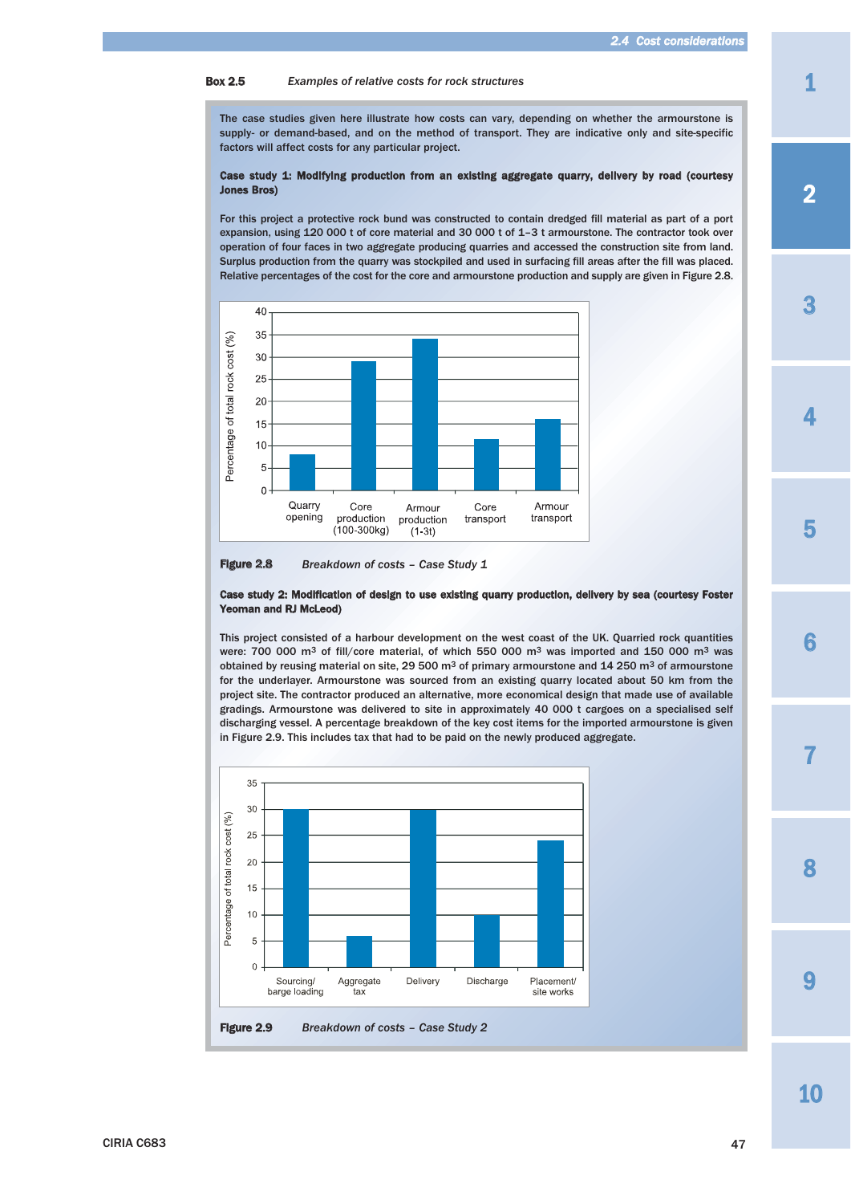**Box 2.5** *Examples of relative costs for rock structures*

The case studies given here illustrate how costs can vary, depending on whether the armourstone is supply- or demand-based, and on the method of transport. They are indicative only and site-specific factors will affect costs for any particular project.

**Case study 1: Modifying production from an existing aggregate quarry, delivery by road (courtesy Jones Bros)**

For this project a protective rock bund was constructed to contain dredged fill material as part of a port expansion, using 120 000 t of core material and 30 000 t of 1–3 t armourstone. The contractor took over operation of four faces in two aggregate producing quarries and accessed the construction site from land. Surplus production from the quarry was stockpiled and used in surfacing fill areas after the fill was placed. Relative percentages of the cost for the core and armourstone production and supply are given in Figure 2.8.

| Cost item | Percentage of total rock cost (%) |
|---|---|
| Quarry opening | ~8 |
| Core production (100-300kg) | ~29 |
| Armour production (1-3t) | ~34 |
| Core transport | ~11.5 |
| Armour transport | ~16 |

**Figure 2.8** *Breakdown of costs – Case Study 1*

**Case study 2: Modification of design to use existing quarry production, delivery by sea (courtesy Foster Yeoman and RJ McLeod)**

This project consisted of a harbour development on the west coast of the UK. Quarried rock quantities were: 700 000 m³ of fill/core material, of which 550 000 m³ was imported and 150 000 m³ was obtained by reusing material on site, 29 500 m³ of primary armourstone and 14 250 m³ of armourstone for the underlayer. Armourstone was sourced from an existing quarry located about 50 km from the project site. The contractor produced an alternative, more economical design that made use of available gradings. Armourstone was delivered to site in approximately 40 000 t cargoes on a specialised self discharging vessel. A percentage breakdown of the key cost items for the imported armourstone is given in Figure 2.9. This includes tax that had to be paid on the newly produced aggregate.

| Cost item | Percentage of total rock cost (%) |
|---|---|
| Sourcing/ barge loading | ~30 |
| Aggregate tax | ~6 |
| Delivery | ~30 |
| Discharge | ~10 |
| Placement/ site works | ~24 |

**Figure 2.9** *Breakdown of costs – Case Study 2*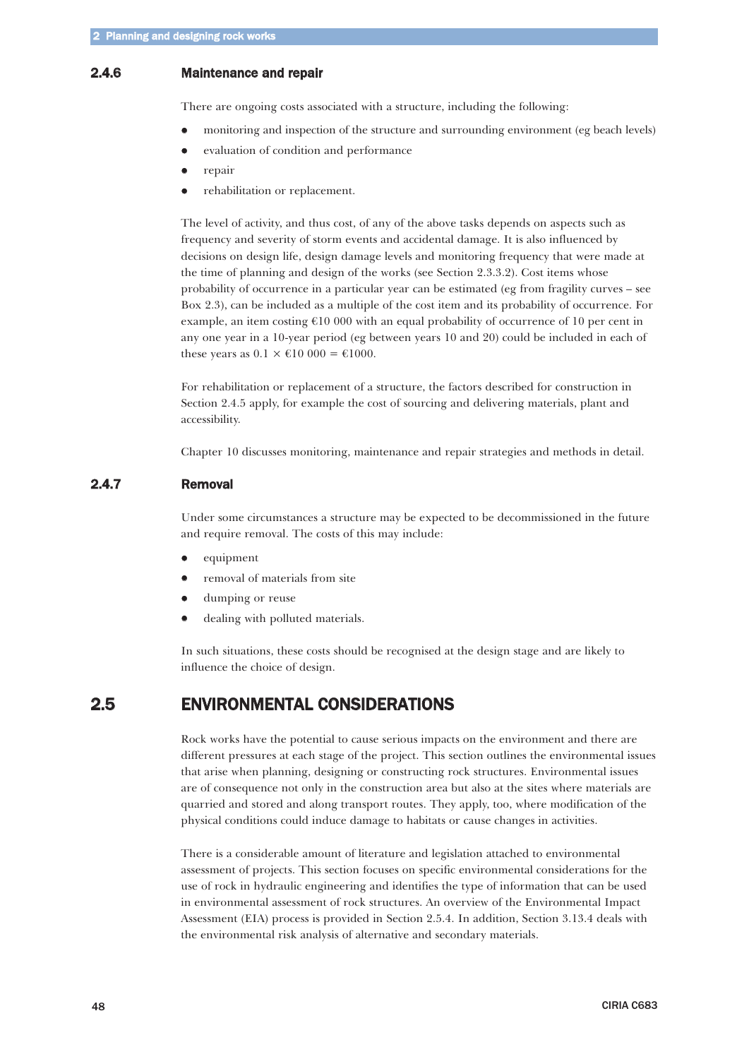### 2.4.6 Maintenance and repair

There are ongoing costs associated with a structure, including the following:

- monitoring and inspection of the structure and surrounding environment (eg beach levels)
- evaluation of condition and performance
- repair
- rehabilitation or replacement.

The level of activity, and thus cost, of any of the above tasks depends on aspects such as frequency and severity of storm events and accidental damage. It is also influenced by decisions on design life, design damage levels and monitoring frequency that were made at the time of planning and design of the works (see Section 2.3.3.2). Cost items whose probability of occurrence in a particular year can be estimated (eg from fragility curves – see Box 2.3), can be included as a multiple of the cost item and its probability of occurrence. For example, an item costing €10 000 with an equal probability of occurrence of 10 per cent in any one year in a 10-year period (eg between years 10 and 20) could be included in each of these years as $0.1 \times €10\,000 = €1000$.

For rehabilitation or replacement of a structure, the factors described for construction in Section 2.4.5 apply, for example the cost of sourcing and delivering materials, plant and accessibility.

Chapter 10 discusses monitoring, maintenance and repair strategies and methods in detail.

### 2.4.7 Removal

Under some circumstances a structure may be expected to be decommissioned in the future and require removal. The costs of this may include:

- equipment
- removal of materials from site
- dumping or reuse
- dealing with polluted materials.

In such situations, these costs should be recognised at the design stage and are likely to influence the choice of design.

## 2.5 ENVIRONMENTAL CONSIDERATIONS

Rock works have the potential to cause serious impacts on the environment and there are different pressures at each stage of the project. This section outlines the environmental issues that arise when planning, designing or constructing rock structures. Environmental issues are of consequence not only in the construction area but also at the sites where materials are quarried and stored and along transport routes. They apply, too, where modification of the physical conditions could induce damage to habitats or cause changes in activities.

There is a considerable amount of literature and legislation attached to environmental assessment of projects. This section focuses on specific environmental considerations for the use of rock in hydraulic engineering and identifies the type of information that can be used in environmental assessment of rock structures. An overview of the Environmental Impact Assessment (EIA) process is provided in Section 2.5.4. In addition, Section 3.13.4 deals with the environmental risk analysis of alternative and secondary materials.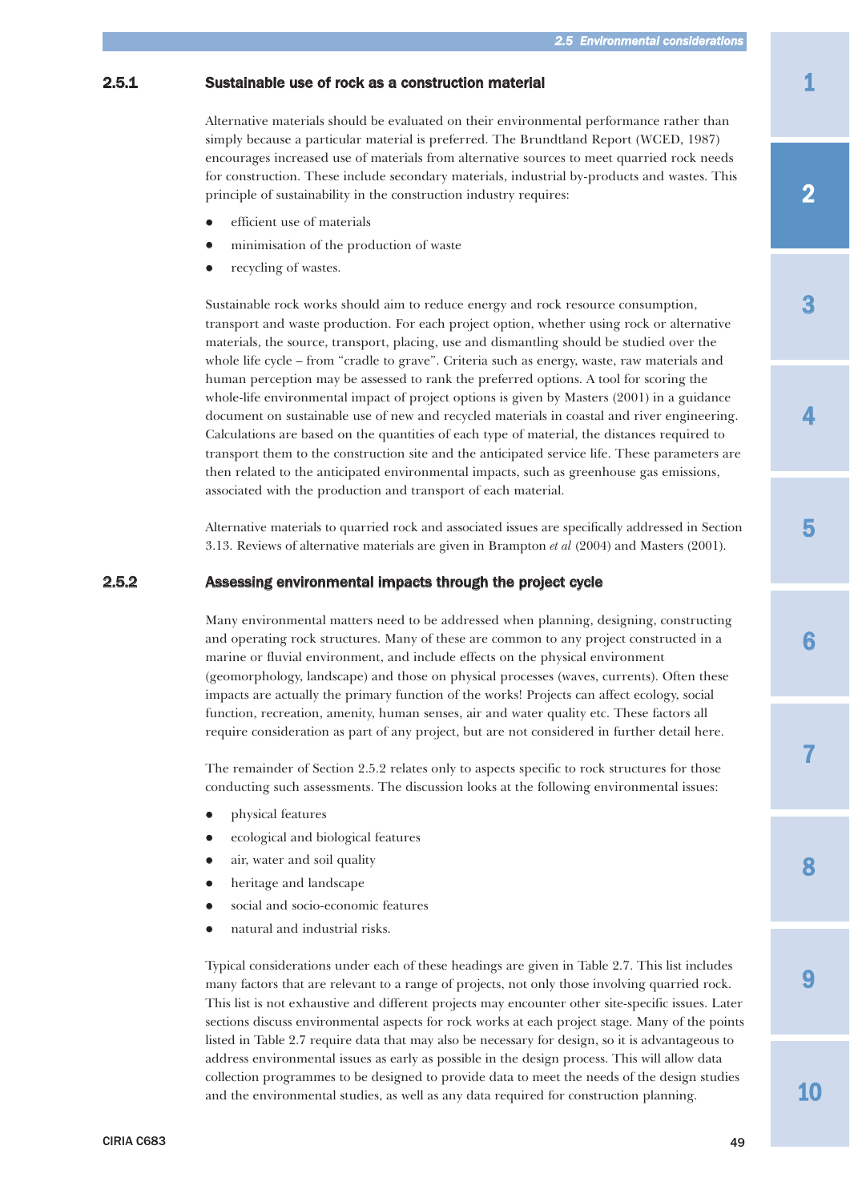### 2.5.1 Sustainable use of rock as a construction material

Alternative materials should be evaluated on their environmental performance rather than simply because a particular material is preferred. The Brundtland Report (WCED, 1987) encourages increased use of materials from alternative sources to meet quarried rock needs for construction. These include secondary materials, industrial by-products and wastes. This principle of sustainability in the construction industry requires:

- efficient use of materials
- minimisation of the production of waste
- recycling of wastes.

Sustainable rock works should aim to reduce energy and rock resource consumption, transport and waste production. For each project option, whether using rock or alternative materials, the source, transport, placing, use and dismantling should be studied over the whole life cycle – from "cradle to grave". Criteria such as energy, waste, raw materials and human perception may be assessed to rank the preferred options. A tool for scoring the whole-life environmental impact of project options is given by Masters (2001) in a guidance document on sustainable use of new and recycled materials in coastal and river engineering. Calculations are based on the quantities of each type of material, the distances required to transport them to the construction site and the anticipated service life. These parameters are then related to the anticipated environmental impacts, such as greenhouse gas emissions, associated with the production and transport of each material.

Alternative materials to quarried rock and associated issues are specifically addressed in Section 3.13. Reviews of alternative materials are given in Brampton *et al* (2004) and Masters (2001).

### 2.5.2 Assessing environmental impacts through the project cycle

Many environmental matters need to be addressed when planning, designing, constructing and operating rock structures. Many of these are common to any project constructed in a marine or fluvial environment, and include effects on the physical environment (geomorphology, landscape) and those on physical processes (waves, currents). Often these impacts are actually the primary function of the works! Projects can affect ecology, social function, recreation, amenity, human senses, air and water quality etc. These factors all require consideration as part of any project, but are not considered in further detail here.

The remainder of Section 2.5.2 relates only to aspects specific to rock structures for those conducting such assessments. The discussion looks at the following environmental issues:

- physical features
- ecological and biological features
- air, water and soil quality
- heritage and landscape
- social and socio-economic features
- natural and industrial risks.

Typical considerations under each of these headings are given in Table 2.7. This list includes many factors that are relevant to a range of projects, not only those involving quarried rock. This list is not exhaustive and different projects may encounter other site-specific issues. Later sections discuss environmental aspects for rock works at each project stage. Many of the points listed in Table 2.7 require data that may also be necessary for design, so it is advantageous to address environmental issues as early as possible in the design process. This will allow data collection programmes to be designed to provide data to meet the needs of the design studies and the environmental studies, as well as any data required for construction planning.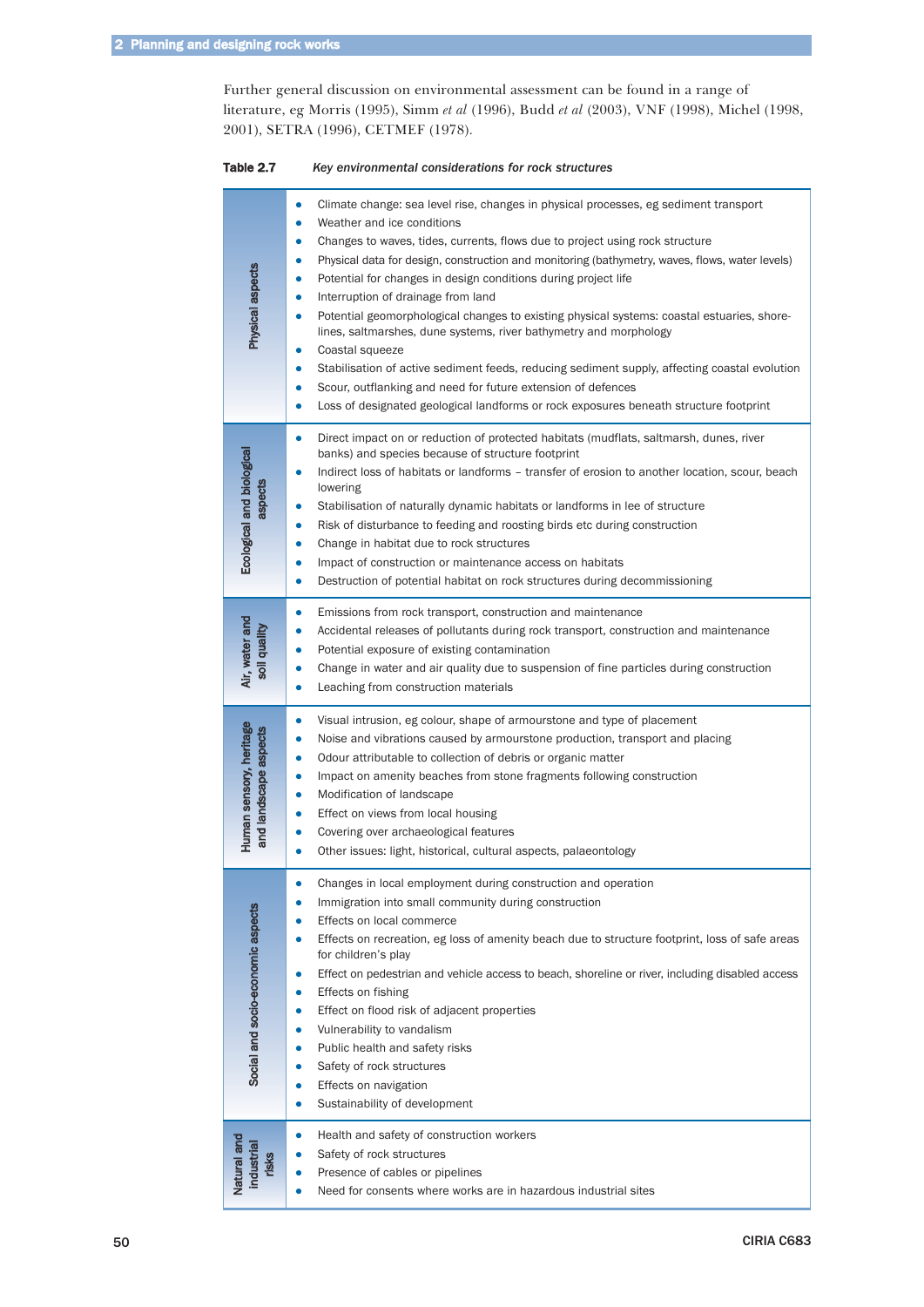Further general discussion on environmental assessment can be found in a range of literature, eg Morris (1995), Simm *et al* (1996), Budd *et al* (2003), VNF (1998), Michel (1998, 2001), SETRA (1996), CETMEF (1978).

**Table 2.7** *Key environmental considerations for rock structures*

| Aspect | Considerations |
|---|---|
| Physical aspects | • Climate change: sea level rise, changes in physical processes, eg sediment transport<br>• Weather and ice conditions<br>• Changes to waves, tides, currents, flows due to project using rock structure<br>• Physical data for design, construction and monitoring (bathymetry, waves, flows, water levels)<br>• Potential for changes in design conditions during project life<br>• Interruption of drainage from land<br>• Potential geomorphological changes to existing physical systems: coastal estuaries, shore-lines, saltmarshes, dune systems, river bathymetry and morphology<br>• Coastal squeeze<br>• Stabilisation of active sediment feeds, reducing sediment supply, affecting coastal evolution<br>• Scour, outflanking and need for future extension of defences<br>• Loss of designated geological landforms or rock exposures beneath structure footprint |
| Ecological and biological aspects | • Direct impact on or reduction of protected habitats (mudflats, saltmarsh, dunes, river banks) and species because of structure footprint<br>• Indirect loss of habitats or landforms – transfer of erosion to another location, scour, beach lowering<br>• Stabilisation of naturally dynamic habitats or landforms in lee of structure<br>• Risk of disturbance to feeding and roosting birds etc during construction<br>• Change in habitat due to rock structures<br>• Impact of construction or maintenance access on habitats<br>• Destruction of potential habitat on rock structures during decommissioning |
| Air, water and soil quality | • Emissions from rock transport, construction and maintenance<br>• Accidental releases of pollutants during rock transport, construction and maintenance<br>• Potential exposure of existing contamination<br>• Change in water and air quality due to suspension of fine particles during construction<br>• Leaching from construction materials |
| Human sensory, heritage and landscape aspects | • Visual intrusion, eg colour, shape of armourstone and type of placement<br>• Noise and vibrations caused by armourstone production, transport and placing<br>• Odour attributable to collection of debris or organic matter<br>• Impact on amenity beaches from stone fragments following construction<br>• Modification of landscape<br>• Effect on views from local housing<br>• Covering over archaeological features<br>• Other issues: light, historical, cultural aspects, palaeontology |
| Social and socio-economic aspects | • Changes in local employment during construction and operation<br>• Immigration into small community during construction<br>• Effects on local commerce<br>• Effects on recreation, eg loss of amenity beach due to structure footprint, loss of safe areas for children's play<br>• Effect on pedestrian and vehicle access to beach, shoreline or river, including disabled access<br>• Effects on fishing<br>• Effect on flood risk of adjacent properties<br>• Vulnerability to vandalism<br>• Public health and safety risks<br>• Safety of rock structures<br>• Effects on navigation<br>• Sustainability of development |
| Natural and industrial risks | • Health and safety of construction workers<br>• Safety of rock structures<br>• Presence of cables or pipelines<br>• Need for consents where works are in hazardous industrial sites |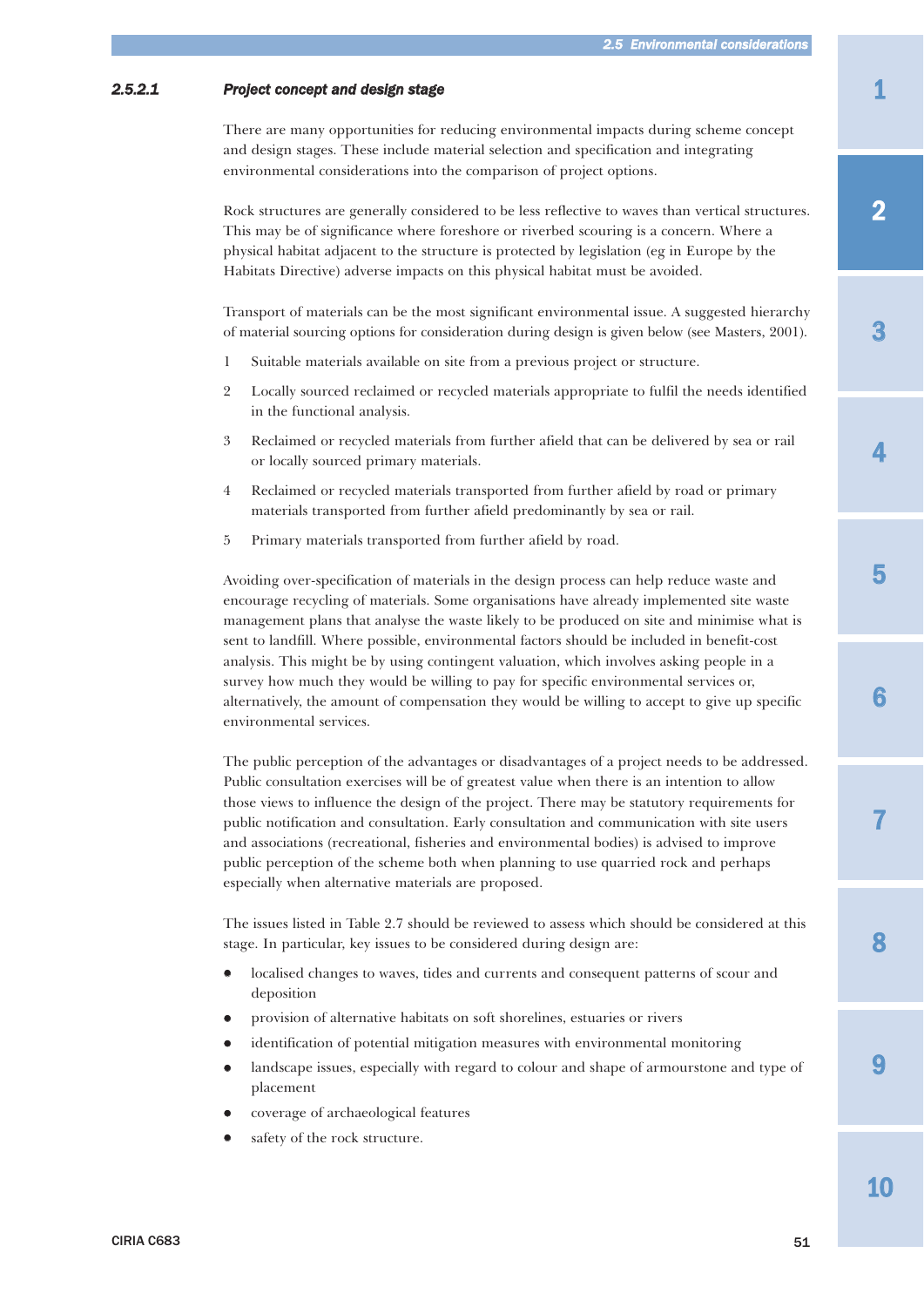#### 2.5.2.1 *Project concept and design stage*

There are many opportunities for reducing environmental impacts during scheme concept and design stages. These include material selection and specification and integrating environmental considerations into the comparison of project options.

Rock structures are generally considered to be less reflective to waves than vertical structures. This may be of significance where foreshore or riverbed scouring is a concern. Where a physical habitat adjacent to the structure is protected by legislation (eg in Europe by the Habitats Directive) adverse impacts on this physical habitat must be avoided.

Transport of materials can be the most significant environmental issue. A suggested hierarchy of material sourcing options for consideration during design is given below (see Masters, 2001).

1. Suitable materials available on site from a previous project or structure.
2. Locally sourced reclaimed or recycled materials appropriate to fulfil the needs identified in the functional analysis.
3. Reclaimed or recycled materials from further afield that can be delivered by sea or rail or locally sourced primary materials.
4. Reclaimed or recycled materials transported from further afield by road or primary materials transported from further afield predominantly by sea or rail.
5. Primary materials transported from further afield by road.

Avoiding over-specification of materials in the design process can help reduce waste and encourage recycling of materials. Some organisations have already implemented site waste management plans that analyse the waste likely to be produced on site and minimise what is sent to landfill. Where possible, environmental factors should be included in benefit-cost analysis. This might be by using contingent valuation, which involves asking people in a survey how much they would be willing to pay for specific environmental services or, alternatively, the amount of compensation they would be willing to accept to give up specific environmental services.

The public perception of the advantages or disadvantages of a project needs to be addressed. Public consultation exercises will be of greatest value when there is an intention to allow those views to influence the design of the project. There may be statutory requirements for public notification and consultation. Early consultation and communication with site users and associations (recreational, fisheries and environmental bodies) is advised to improve public perception of the scheme both when planning to use quarried rock and perhaps especially when alternative materials are proposed.

The issues listed in Table 2.7 should be reviewed to assess which should be considered at this stage. In particular, key issues to be considered during design are:

- localised changes to waves, tides and currents and consequent patterns of scour and deposition
- provision of alternative habitats on soft shorelines, estuaries or rivers
- identification of potential mitigation measures with environmental monitoring
- landscape issues, especially with regard to colour and shape of armourstone and type of placement
- coverage of archaeological features
- safety of the rock structure.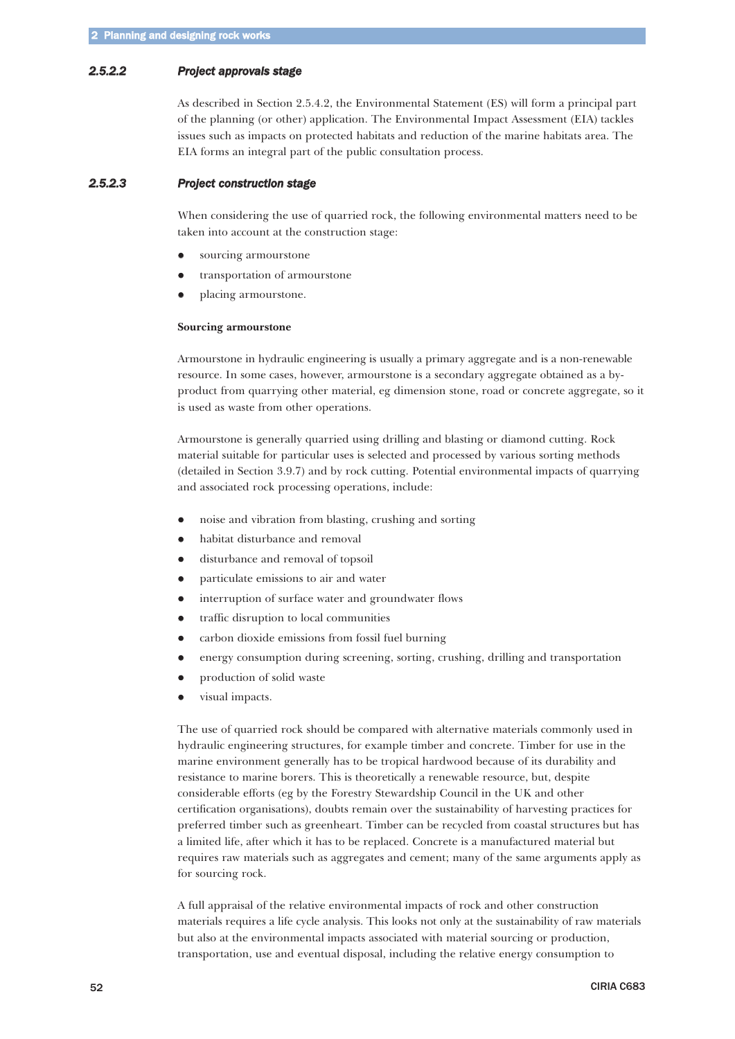### 2.5.2.2 *Project approvals stage*

As described in Section 2.5.4.2, the Environmental Statement (ES) will form a principal part of the planning (or other) application. The Environmental Impact Assessment (EIA) tackles issues such as impacts on protected habitats and reduction of the marine habitats area. The EIA forms an integral part of the public consultation process.

### 2.5.2.3 *Project construction stage*

When considering the use of quarried rock, the following environmental matters need to be taken into account at the construction stage:

- sourcing armourstone
- transportation of armourstone
- placing armourstone.

**Sourcing armourstone**

Armourstone in hydraulic engineering is usually a primary aggregate and is a non-renewable resource. In some cases, however, armourstone is a secondary aggregate obtained as a by-product from quarrying other material, eg dimension stone, road or concrete aggregate, so it is used as waste from other operations.

Armourstone is generally quarried using drilling and blasting or diamond cutting. Rock material suitable for particular uses is selected and processed by various sorting methods (detailed in Section 3.9.7) and by rock cutting. Potential environmental impacts of quarrying and associated rock processing operations, include:

- noise and vibration from blasting, crushing and sorting
- habitat disturbance and removal
- disturbance and removal of topsoil
- particulate emissions to air and water
- interruption of surface water and groundwater flows
- traffic disruption to local communities
- carbon dioxide emissions from fossil fuel burning
- energy consumption during screening, sorting, crushing, drilling and transportation
- production of solid waste
- visual impacts.

The use of quarried rock should be compared with alternative materials commonly used in hydraulic engineering structures, for example timber and concrete. Timber for use in the marine environment generally has to be tropical hardwood because of its durability and resistance to marine borers. This is theoretically a renewable resource, but, despite considerable efforts (eg by the Forestry Stewardship Council in the UK and other certification organisations), doubts remain over the sustainability of harvesting practices for preferred timber such as greenheart. Timber can be recycled from coastal structures but has a limited life, after which it has to be replaced. Concrete is a manufactured material but requires raw materials such as aggregates and cement; many of the same arguments apply as for sourcing rock.

A full appraisal of the relative environmental impacts of rock and other construction materials requires a life cycle analysis. This looks not only at the sustainability of raw materials but also at the environmental impacts associated with material sourcing or production, transportation, use and eventual disposal, including the relative energy consumption to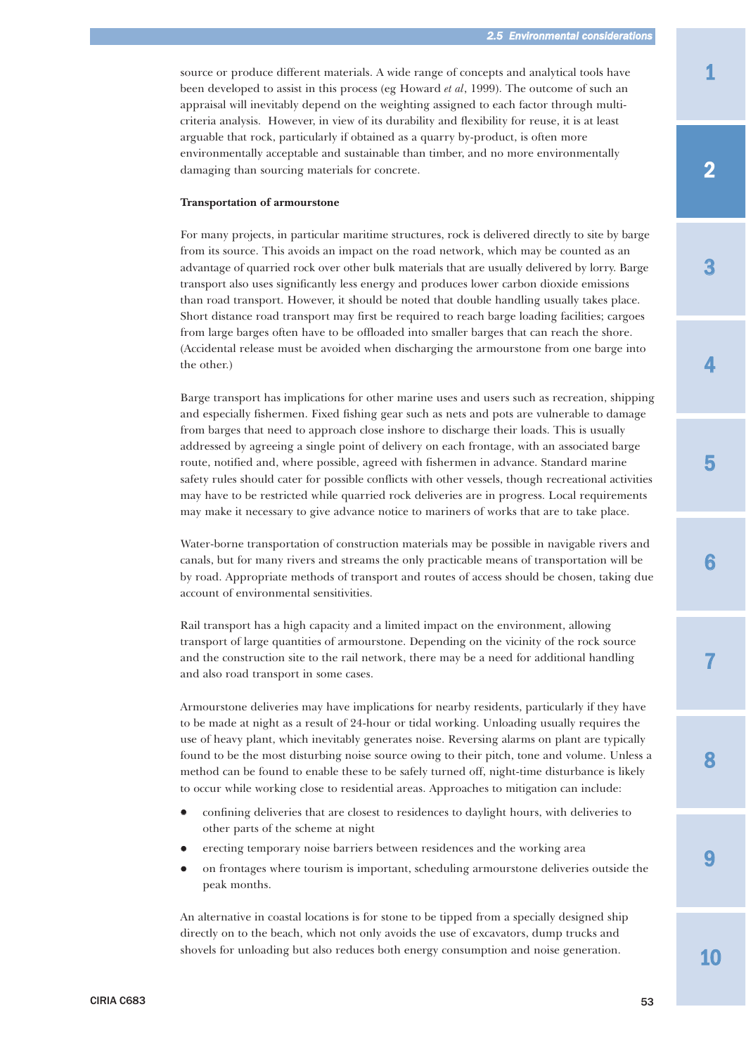source or produce different materials. A wide range of concepts and analytical tools have been developed to assist in this process (eg Howard *et al*, 1999). The outcome of such an appraisal will inevitably depend on the weighting assigned to each factor through multi-criteria analysis. However, in view of its durability and flexibility for reuse, it is at least arguable that rock, particularly if obtained as a quarry by-product, is often more environmentally acceptable and sustainable than timber, and no more environmentally damaging than sourcing materials for concrete.

**Transportation of armourstone**

For many projects, in particular maritime structures, rock is delivered directly to site by barge from its source. This avoids an impact on the road network, which may be counted as an advantage of quarried rock over other bulk materials that are usually delivered by lorry. Barge transport also uses significantly less energy and produces lower carbon dioxide emissions than road transport. However, it should be noted that double handling usually takes place. Short distance road transport may first be required to reach barge loading facilities; cargoes from large barges often have to be offloaded into smaller barges that can reach the shore. (Accidental release must be avoided when discharging the armourstone from one barge into the other.)

Barge transport has implications for other marine uses and users such as recreation, shipping and especially fishermen. Fixed fishing gear such as nets and pots are vulnerable to damage from barges that need to approach close inshore to discharge their loads. This is usually addressed by agreeing a single point of delivery on each frontage, with an associated barge route, notified and, where possible, agreed with fishermen in advance. Standard marine safety rules should cater for possible conflicts with other vessels, though recreational activities may have to be restricted while quarried rock deliveries are in progress. Local requirements may make it necessary to give advance notice to mariners of works that are to take place.

Water-borne transportation of construction materials may be possible in navigable rivers and canals, but for many rivers and streams the only practicable means of transportation will be by road. Appropriate methods of transport and routes of access should be chosen, taking due account of environmental sensitivities.

Rail transport has a high capacity and a limited impact on the environment, allowing transport of large quantities of armourstone. Depending on the vicinity of the rock source and the construction site to the rail network, there may be a need for additional handling and also road transport in some cases.

Armourstone deliveries may have implications for nearby residents, particularly if they have to be made at night as a result of 24-hour or tidal working. Unloading usually requires the use of heavy plant, which inevitably generates noise. Reversing alarms on plant are typically found to be the most disturbing noise source owing to their pitch, tone and volume. Unless a method can be found to enable these to be safely turned off, night-time disturbance is likely to occur while working close to residential areas. Approaches to mitigation can include:

- confining deliveries that are closest to residences to daylight hours, with deliveries to other parts of the scheme at night
- erecting temporary noise barriers between residences and the working area
- on frontages where tourism is important, scheduling armourstone deliveries outside the peak months.

An alternative in coastal locations is for stone to be tipped from a specially designed ship directly on to the beach, which not only avoids the use of excavators, dump trucks and shovels for unloading but also reduces both energy consumption and noise generation.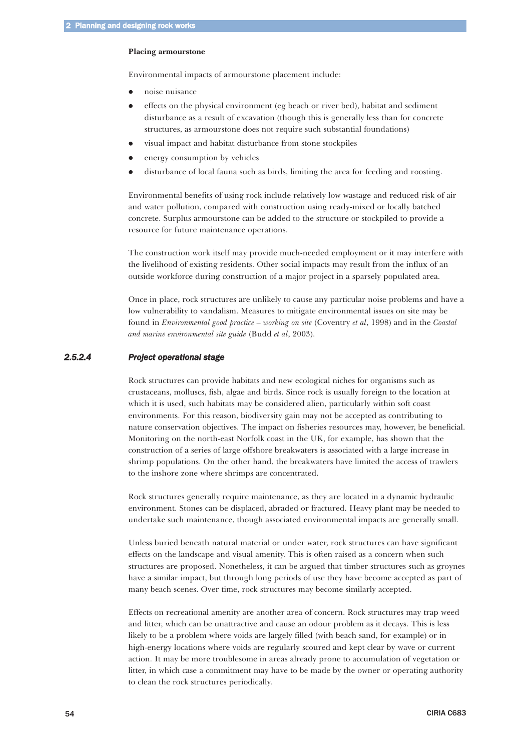**Placing armourstone**

Environmental impacts of armourstone placement include:

- noise nuisance
- effects on the physical environment (eg beach or river bed), habitat and sediment disturbance as a result of excavation (though this is generally less than for concrete structures, as armourstone does not require such substantial foundations)
- visual impact and habitat disturbance from stone stockpiles
- energy consumption by vehicles
- disturbance of local fauna such as birds, limiting the area for feeding and roosting.

Environmental benefits of using rock include relatively low wastage and reduced risk of air and water pollution, compared with construction using ready-mixed or locally batched concrete. Surplus armourstone can be added to the structure or stockpiled to provide a resource for future maintenance operations.

The construction work itself may provide much-needed employment or it may interfere with the livelihood of existing residents. Other social impacts may result from the influx of an outside workforce during construction of a major project in a sparsely populated area.

Once in place, rock structures are unlikely to cause any particular noise problems and have a low vulnerability to vandalism. Measures to mitigate environmental issues on site may be found in *Environmental good practice – working on site* (Coventry *et al*, 1998) and in the *Coastal and marine environmental site guide* (Budd *et al*, 2003).

#### 2.5.2.4 *Project operational stage*

Rock structures can provide habitats and new ecological niches for organisms such as crustaceans, molluscs, fish, algae and birds. Since rock is usually foreign to the location at which it is used, such habitats may be considered alien, particularly within soft coast environments. For this reason, biodiversity gain may not be accepted as contributing to nature conservation objectives. The impact on fisheries resources may, however, be beneficial. Monitoring on the north-east Norfolk coast in the UK, for example, has shown that the construction of a series of large offshore breakwaters is associated with a large increase in shrimp populations. On the other hand, the breakwaters have limited the access of trawlers to the inshore zone where shrimps are concentrated.

Rock structures generally require maintenance, as they are located in a dynamic hydraulic environment. Stones can be displaced, abraded or fractured. Heavy plant may be needed to undertake such maintenance, though associated environmental impacts are generally small.

Unless buried beneath natural material or under water, rock structures can have significant effects on the landscape and visual amenity. This is often raised as a concern when such structures are proposed. Nonetheless, it can be argued that timber structures such as groynes have a similar impact, but through long periods of use they have become accepted as part of many beach scenes. Over time, rock structures may become similarly accepted.

Effects on recreational amenity are another area of concern. Rock structures may trap weed and litter, which can be unattractive and cause an odour problem as it decays. This is less likely to be a problem where voids are largely filled (with beach sand, for example) or in high-energy locations where voids are regularly scoured and kept clear by wave or current action. It may be more troublesome in areas already prone to accumulation of vegetation or litter, in which case a commitment may have to be made by the owner or operating authority to clean the rock structures periodically.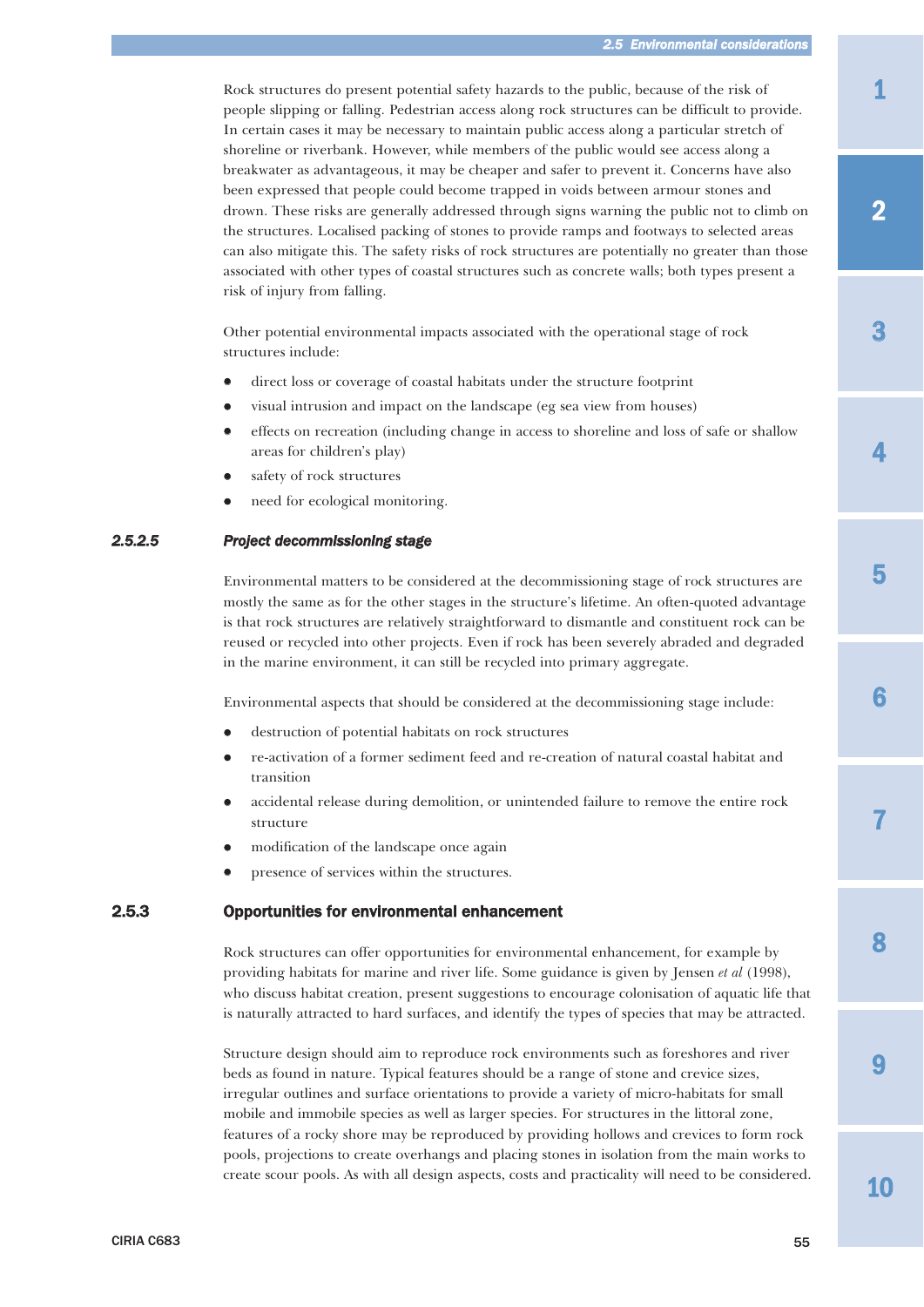Rock structures do present potential safety hazards to the public, because of the risk of people slipping or falling. Pedestrian access along rock structures can be difficult to provide. In certain cases it may be necessary to maintain public access along a particular stretch of shoreline or riverbank. However, while members of the public would see access along a breakwater as advantageous, it may be cheaper and safer to prevent it. Concerns have also been expressed that people could become trapped in voids between armour stones and drown. These risks are generally addressed through signs warning the public not to climb on the structures. Localised packing of stones to provide ramps and footways to selected areas can also mitigate this. The safety risks of rock structures are potentially no greater than those associated with other types of coastal structures such as concrete walls; both types present a risk of injury from falling.

Other potential environmental impacts associated with the operational stage of rock structures include:

- direct loss or coverage of coastal habitats under the structure footprint
- visual intrusion and impact on the landscape (eg sea view from houses)
- effects on recreation (including change in access to shoreline and loss of safe or shallow areas for children's play)
- safety of rock structures
- need for ecological monitoring.

#### 2.5.2.5 *Project decommissioning stage*

Environmental matters to be considered at the decommissioning stage of rock structures are mostly the same as for the other stages in the structure's lifetime. An often-quoted advantage is that rock structures are relatively straightforward to dismantle and constituent rock can be reused or recycled into other projects. Even if rock has been severely abraded and degraded in the marine environment, it can still be recycled into primary aggregate.

Environmental aspects that should be considered at the decommissioning stage include:

- destruction of potential habitats on rock structures
- re-activation of a former sediment feed and re-creation of natural coastal habitat and transition
- accidental release during demolition, or unintended failure to remove the entire rock structure
- modification of the landscape once again
- presence of services within the structures.

### 2.5.3 Opportunities for environmental enhancement

Rock structures can offer opportunities for environmental enhancement, for example by providing habitats for marine and river life. Some guidance is given by Jensen *et al* (1998), who discuss habitat creation, present suggestions to encourage colonisation of aquatic life that is naturally attracted to hard surfaces, and identify the types of species that may be attracted.

Structure design should aim to reproduce rock environments such as foreshores and river beds as found in nature. Typical features should be a range of stone and crevice sizes, irregular outlines and surface orientations to provide a variety of micro-habitats for small mobile and immobile species as well as larger species. For structures in the littoral zone, features of a rocky shore may be reproduced by providing hollows and crevices to form rock pools, projections to create overhangs and placing stones in isolation from the main works to create scour pools. As with all design aspects, costs and practicality will need to be considered.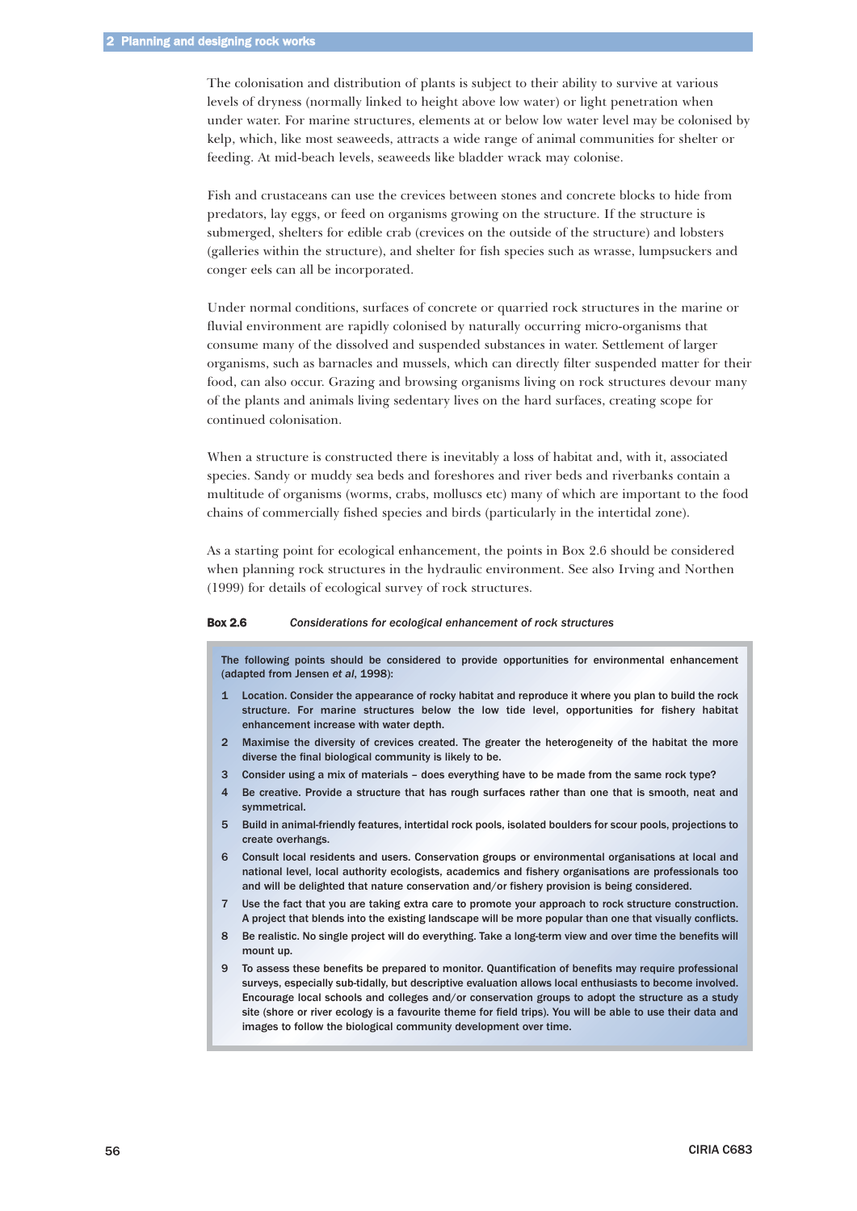The colonisation and distribution of plants is subject to their ability to survive at various levels of dryness (normally linked to height above low water) or light penetration when under water. For marine structures, elements at or below low water level may be colonised by kelp, which, like most seaweeds, attracts a wide range of animal communities for shelter or feeding. At mid-beach levels, seaweeds like bladder wrack may colonise.

Fish and crustaceans can use the crevices between stones and concrete blocks to hide from predators, lay eggs, or feed on organisms growing on the structure. If the structure is submerged, shelters for edible crab (crevices on the outside of the structure) and lobsters (galleries within the structure), and shelter for fish species such as wrasse, lumpsuckers and conger eels can all be incorporated.

Under normal conditions, surfaces of concrete or quarried rock structures in the marine or fluvial environment are rapidly colonised by naturally occurring micro-organisms that consume many of the dissolved and suspended substances in water. Settlement of larger organisms, such as barnacles and mussels, which can directly filter suspended matter for their food, can also occur. Grazing and browsing organisms living on rock structures devour many of the plants and animals living sedentary lives on the hard surfaces, creating scope for continued colonisation.

When a structure is constructed there is inevitably a loss of habitat and, with it, associated species. Sandy or muddy sea beds and foreshores and river beds and riverbanks contain a multitude of organisms (worms, crabs, molluscs etc) many of which are important to the food chains of commercially fished species and birds (particularly in the intertidal zone).

As a starting point for ecological enhancement, the points in Box 2.6 should be considered when planning rock structures in the hydraulic environment. See also Irving and Northen (1999) for details of ecological survey of rock structures.

**Box 2.6** *Considerations for ecological enhancement of rock structures*

The following points should be considered to provide opportunities for environmental enhancement (adapted from Jensen *et al*, 1998):

1. Location. Consider the appearance of rocky habitat and reproduce it where you plan to build the rock structure. For marine structures below the low tide level, opportunities for fishery habitat enhancement increase with water depth.
2. Maximise the diversity of crevices created. The greater the heterogeneity of the habitat the more diverse the final biological community is likely to be.
3. Consider using a mix of materials – does everything have to be made from the same rock type?
4. Be creative. Provide a structure that has rough surfaces rather than one that is smooth, neat and symmetrical.
5. Build in animal-friendly features, intertidal rock pools, isolated boulders for scour pools, projections to create overhangs.
6. Consult local residents and users. Conservation groups or environmental organisations at local and national level, local authority ecologists, academics and fishery organisations are professionals too and will be delighted that nature conservation and/or fishery provision is being considered.
7. Use the fact that you are taking extra care to promote your approach to rock structure construction. A project that blends into the existing landscape will be more popular than one that visually conflicts.
8. Be realistic. No single project will do everything. Take a long-term view and over time the benefits will mount up.
9. To assess these benefits be prepared to monitor. Quantification of benefits may require professional surveys, especially sub-tidally, but descriptive evaluation allows local enthusiasts to become involved. Encourage local schools and colleges and/or conservation groups to adopt the structure as a study site (shore or river ecology is a favourite theme for field trips). You will be able to use their data and images to follow the biological community development over time.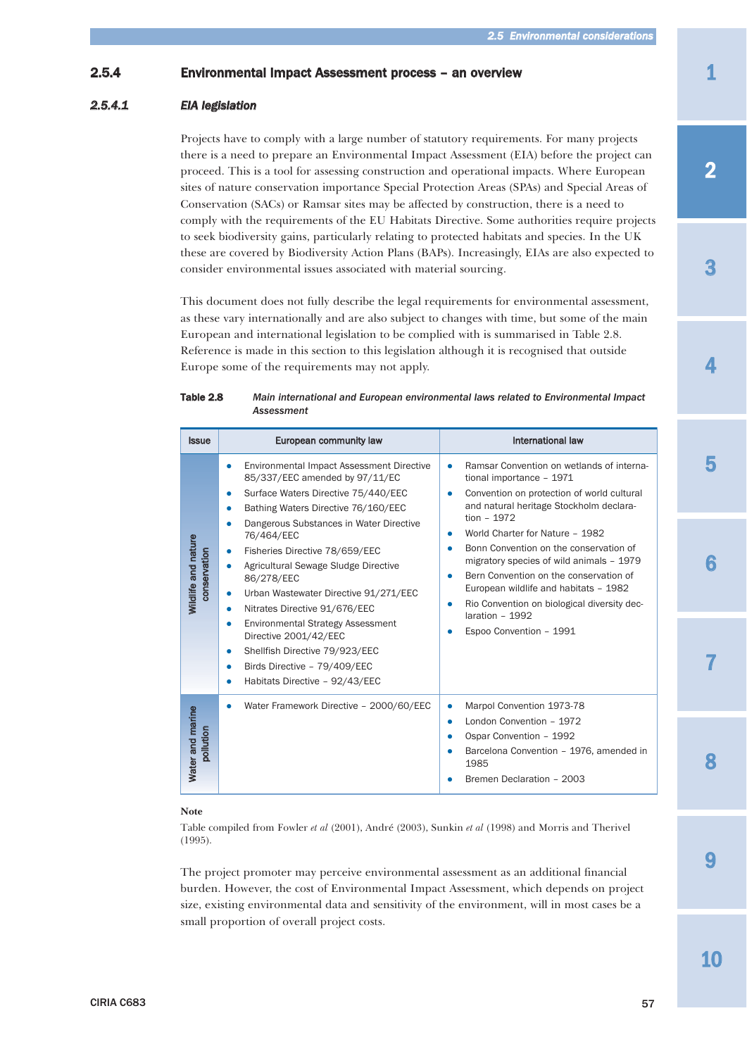### 2.5.4 Environmental Impact Assessment process – an overview

#### *2.5.4.1 EIA legislation*

Projects have to comply with a large number of statutory requirements. For many projects there is a need to prepare an Environmental Impact Assessment (EIA) before the project can proceed. This is a tool for assessing construction and operational impacts. Where European sites of nature conservation importance Special Protection Areas (SPAs) and Special Areas of Conservation (SACs) or Ramsar sites may be affected by construction, there is a need to comply with the requirements of the EU Habitats Directive. Some authorities require projects to seek biodiversity gains, particularly relating to protected habitats and species. In the UK these are covered by Biodiversity Action Plans (BAPs). Increasingly, EIAs are also expected to consider environmental issues associated with material sourcing.

This document does not fully describe the legal requirements for environmental assessment, as these vary internationally and are also subject to changes with time, but some of the main European and international legislation to be complied with is summarised in Table 2.8. Reference is made in this section to this legislation although it is recognised that outside Europe some of the requirements may not apply.

**Table 2.8** *Main international and European environmental laws related to Environmental Impact Assessment*

| Issue | European community law | International law |
|---|---|---|
| Wildlife and nature conservation | • Environmental Impact Assessment Directive 85/337/EEC amended by 97/11/EC<br>• Surface Waters Directive 75/440/EEC<br>• Bathing Waters Directive 76/160/EEC<br>• Dangerous Substances in Water Directive 76/464/EEC<br>• Fisheries Directive 78/659/EEC<br>• Agricultural Sewage Sludge Directive 86/278/EEC<br>• Urban Wastewater Directive 91/271/EEC<br>• Nitrates Directive 91/676/EEC<br>• Environmental Strategy Assessment Directive 2001/42/EEC<br>• Shellfish Directive 79/923/EEC<br>• Birds Directive – 79/409/EEC<br>• Habitats Directive – 92/43/EEC | • Ramsar Convention on wetlands of international importance – 1971<br>• Convention on protection of world cultural and natural heritage Stockholm declaration – 1972<br>• World Charter for Nature – 1982<br>• Bonn Convention on the conservation of migratory species of wild animals – 1979<br>• Bern Convention on the conservation of European wildlife and habitats – 1982<br>• Rio Convention on biological diversity declaration – 1992<br>• Espoo Convention – 1991 |
| Water and marine pollution | • Water Framework Directive – 2000/60/EEC | • Marpol Convention 1973-78<br>• London Convention – 1972<br>• Ospar Convention – 1992<br>• Barcelona Convention – 1976, amended in 1985<br>• Bremen Declaration – 2003 |

**Note**

Table compiled from Fowler *et al* (2001), André (2003), Sunkin *et al* (1998) and Morris and Therivel (1995).

The project promoter may perceive environmental assessment as an additional financial burden. However, the cost of Environmental Impact Assessment, which depends on project size, existing environmental data and sensitivity of the environment, will in most cases be a small proportion of overall project costs.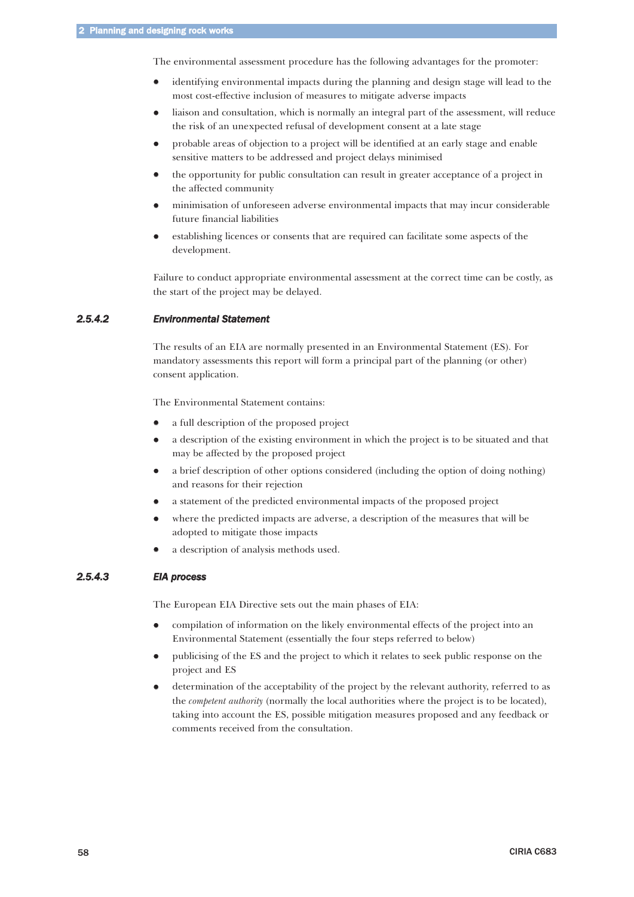The environmental assessment procedure has the following advantages for the promoter:

- identifying environmental impacts during the planning and design stage will lead to the most cost-effective inclusion of measures to mitigate adverse impacts
- liaison and consultation, which is normally an integral part of the assessment, will reduce the risk of an unexpected refusal of development consent at a late stage
- probable areas of objection to a project will be identified at an early stage and enable sensitive matters to be addressed and project delays minimised
- the opportunity for public consultation can result in greater acceptance of a project in the affected community
- minimisation of unforeseen adverse environmental impacts that may incur considerable future financial liabilities
- establishing licences or consents that are required can facilitate some aspects of the development.

Failure to conduct appropriate environmental assessment at the correct time can be costly, as the start of the project may be delayed.

### *2.5.4.2 Environmental Statement*

The results of an EIA are normally presented in an Environmental Statement (ES). For mandatory assessments this report will form a principal part of the planning (or other) consent application.

The Environmental Statement contains:

- a full description of the proposed project
- a description of the existing environment in which the project is to be situated and that may be affected by the proposed project
- a brief description of other options considered (including the option of doing nothing) and reasons for their rejection
- a statement of the predicted environmental impacts of the proposed project
- where the predicted impacts are adverse, a description of the measures that will be adopted to mitigate those impacts
- a description of analysis methods used.

### *2.5.4.3 EIA process*

The European EIA Directive sets out the main phases of EIA:

- compilation of information on the likely environmental effects of the project into an Environmental Statement (essentially the four steps referred to below)
- publicising of the ES and the project to which it relates to seek public response on the project and ES
- determination of the acceptability of the project by the relevant authority, referred to as the *competent authority* (normally the local authorities where the project is to be located), taking into account the ES, possible mitigation measures proposed and any feedback or comments received from the consultation.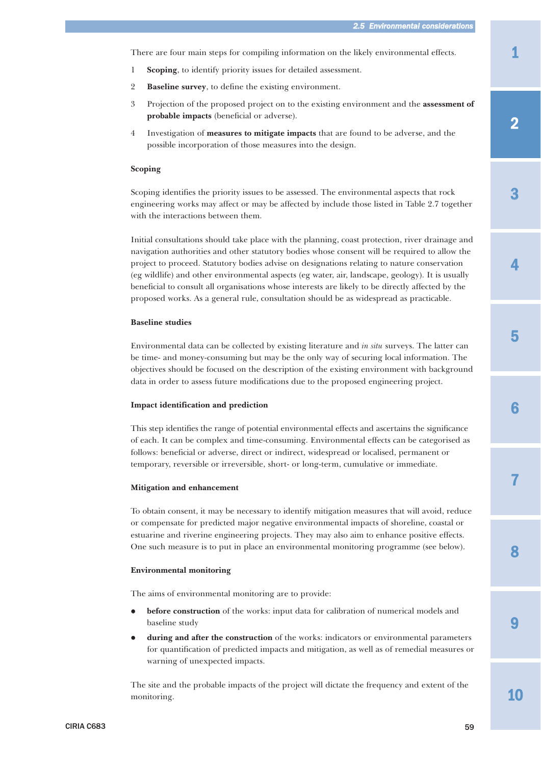There are four main steps for compiling information on the likely environmental effects.

1. **Scoping**, to identify priority issues for detailed assessment.
2. **Baseline survey**, to define the existing environment.
3. Projection of the proposed project on to the existing environment and the **assessment of probable impacts** (beneficial or adverse).
4. Investigation of **measures to mitigate impacts** that are found to be adverse, and the possible incorporation of those measures into the design.

#### Scoping

Scoping identifies the priority issues to be assessed. The environmental aspects that rock engineering works may affect or may be affected by include those listed in Table 2.7 together with the interactions between them.

Initial consultations should take place with the planning, coast protection, river drainage and navigation authorities and other statutory bodies whose consent will be required to allow the project to proceed. Statutory bodies advise on designations relating to nature conservation (eg wildlife) and other environmental aspects (eg water, air, landscape, geology). It is usually beneficial to consult all organisations whose interests are likely to be directly affected by the proposed works. As a general rule, consultation should be as widespread as practicable.

#### Baseline studies

Environmental data can be collected by existing literature and *in situ* surveys. The latter can be time- and money-consuming but may be the only way of securing local information. The objectives should be focused on the description of the existing environment with background data in order to assess future modifications due to the proposed engineering project.

#### Impact identification and prediction

This step identifies the range of potential environmental effects and ascertains the significance of each. It can be complex and time-consuming. Environmental effects can be categorised as follows: beneficial or adverse, direct or indirect, widespread or localised, permanent or temporary, reversible or irreversible, short- or long-term, cumulative or immediate.

#### Mitigation and enhancement

To obtain consent, it may be necessary to identify mitigation measures that will avoid, reduce or compensate for predicted major negative environmental impacts of shoreline, coastal or estuarine and riverine engineering projects. They may also aim to enhance positive effects. One such measure is to put in place an environmental monitoring programme (see below).

#### Environmental monitoring

The aims of environmental monitoring are to provide:

- **before construction** of the works: input data for calibration of numerical models and baseline study
- **during and after the construction** of the works: indicators or environmental parameters for quantification of predicted impacts and mitigation, as well as of remedial measures or warning of unexpected impacts.

The site and the probable impacts of the project will dictate the frequency and extent of the monitoring.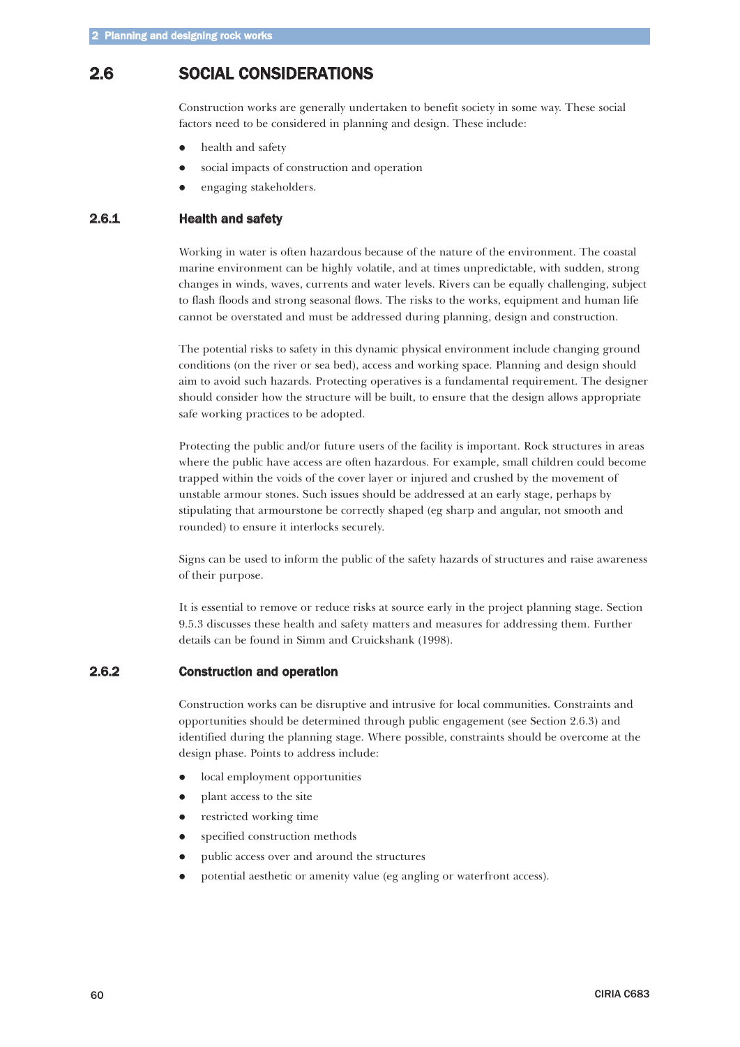## 2.6 SOCIAL CONSIDERATIONS

Construction works are generally undertaken to benefit society in some way. These social factors need to be considered in planning and design. These include:

- health and safety
- social impacts of construction and operation
- engaging stakeholders.

### 2.6.1 Health and safety

Working in water is often hazardous because of the nature of the environment. The coastal marine environment can be highly volatile, and at times unpredictable, with sudden, strong changes in winds, waves, currents and water levels. Rivers can be equally challenging, subject to flash floods and strong seasonal flows. The risks to the works, equipment and human life cannot be overstated and must be addressed during planning, design and construction.

The potential risks to safety in this dynamic physical environment include changing ground conditions (on the river or sea bed), access and working space. Planning and design should aim to avoid such hazards. Protecting operatives is a fundamental requirement. The designer should consider how the structure will be built, to ensure that the design allows appropriate safe working practices to be adopted.

Protecting the public and/or future users of the facility is important. Rock structures in areas where the public have access are often hazardous. For example, small children could become trapped within the voids of the cover layer or injured and crushed by the movement of unstable armour stones. Such issues should be addressed at an early stage, perhaps by stipulating that armourstone be correctly shaped (eg sharp and angular, not smooth and rounded) to ensure it interlocks securely.

Signs can be used to inform the public of the safety hazards of structures and raise awareness of their purpose.

It is essential to remove or reduce risks at source early in the project planning stage. Section 9.5.3 discusses these health and safety matters and measures for addressing them. Further details can be found in Simm and Cruickshank (1998).

### 2.6.2 Construction and operation

Construction works can be disruptive and intrusive for local communities. Constraints and opportunities should be determined through public engagement (see Section 2.6.3) and identified during the planning stage. Where possible, constraints should be overcome at the design phase. Points to address include:

- local employment opportunities
- plant access to the site
- restricted working time
- specified construction methods
- public access over and around the structures
- potential aesthetic or amenity value (eg angling or waterfront access).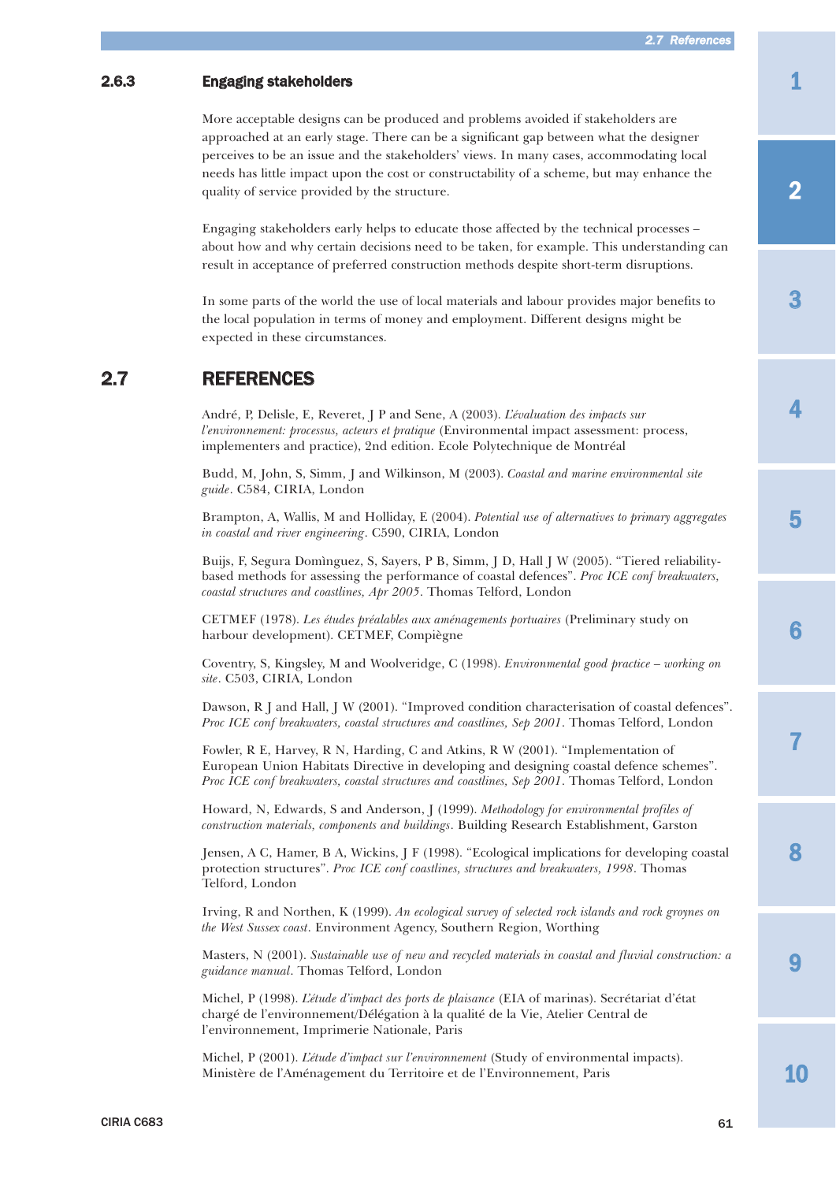### 2.6.3 Engaging stakeholders

More acceptable designs can be produced and problems avoided if stakeholders are approached at an early stage. There can be a significant gap between what the designer perceives to be an issue and the stakeholders' views. In many cases, accommodating local needs has little impact upon the cost or constructability of a scheme, but may enhance the quality of service provided by the structure.

Engaging stakeholders early helps to educate those affected by the technical processes – about how and why certain decisions need to be taken, for example. This understanding can result in acceptance of preferred construction methods despite short-term disruptions.

In some parts of the world the use of local materials and labour provides major benefits to the local population in terms of money and employment. Different designs might be expected in these circumstances.

## 2.7 REFERENCES

André, P, Delisle, E, Reveret, J P and Sene, A (2003). *L'évaluation des impacts sur l'environnement: processus, acteurs et pratique* (Environmental impact assessment: process, implementers and practice), 2nd edition. Ecole Polytechnique de Montréal

Budd, M, John, S, Simm, J and Wilkinson, M (2003). *Coastal and marine environmental site guide*. C584, CIRIA, London

Brampton, A, Wallis, M and Holliday, E (2004). *Potential use of alternatives to primary aggregates in coastal and river engineering*. C590, CIRIA, London

Buijs, F, Segura Domìnguez, S, Sayers, P B, Simm, J D, Hall J W (2005). "Tiered reliability-based methods for assessing the performance of coastal defences". *Proc ICE conf breakwaters, coastal structures and coastlines, Apr 2005*. Thomas Telford, London

CETMEF (1978). *Les études préalables aux aménagements portuaires* (Preliminary study on harbour development). CETMEF, Compiègne

Coventry, S, Kingsley, M and Woolveridge, C (1998). *Environmental good practice – working on site*. C503, CIRIA, London

Dawson, R J and Hall, J W (2001). "Improved condition characterisation of coastal defences". *Proc ICE conf breakwaters, coastal structures and coastlines, Sep 2001*. Thomas Telford, London

Fowler, R E, Harvey, R N, Harding, C and Atkins, R W (2001). "Implementation of European Union Habitats Directive in developing and designing coastal defence schemes". *Proc ICE conf breakwaters, coastal structures and coastlines, Sep 2001*. Thomas Telford, London

Howard, N, Edwards, S and Anderson, J (1999). *Methodology for environmental profiles of construction materials, components and buildings*. Building Research Establishment, Garston

Jensen, A C, Hamer, B A, Wickins, J F (1998). "Ecological implications for developing coastal protection structures". *Proc ICE conf coastlines, structures and breakwaters, 1998*. Thomas Telford, London

Irving, R and Northen, K (1999). *An ecological survey of selected rock islands and rock groynes on the West Sussex coast*. Environment Agency, Southern Region, Worthing

Masters, N (2001). *Sustainable use of new and recycled materials in coastal and fluvial construction: a guidance manual*. Thomas Telford, London

Michel, P (1998). *L'étude d'impact des ports de plaisance* (EIA of marinas). Secrétariat d'état chargé de l'environnement/Délégation à la qualité de la Vie, Atelier Central de l'environnement, Imprimerie Nationale, Paris

Michel, P (2001). *L'étude d'impact sur l'environnement* (Study of environmental impacts). Ministère de l'Aménagement du Territoire et de l'Environnement, Paris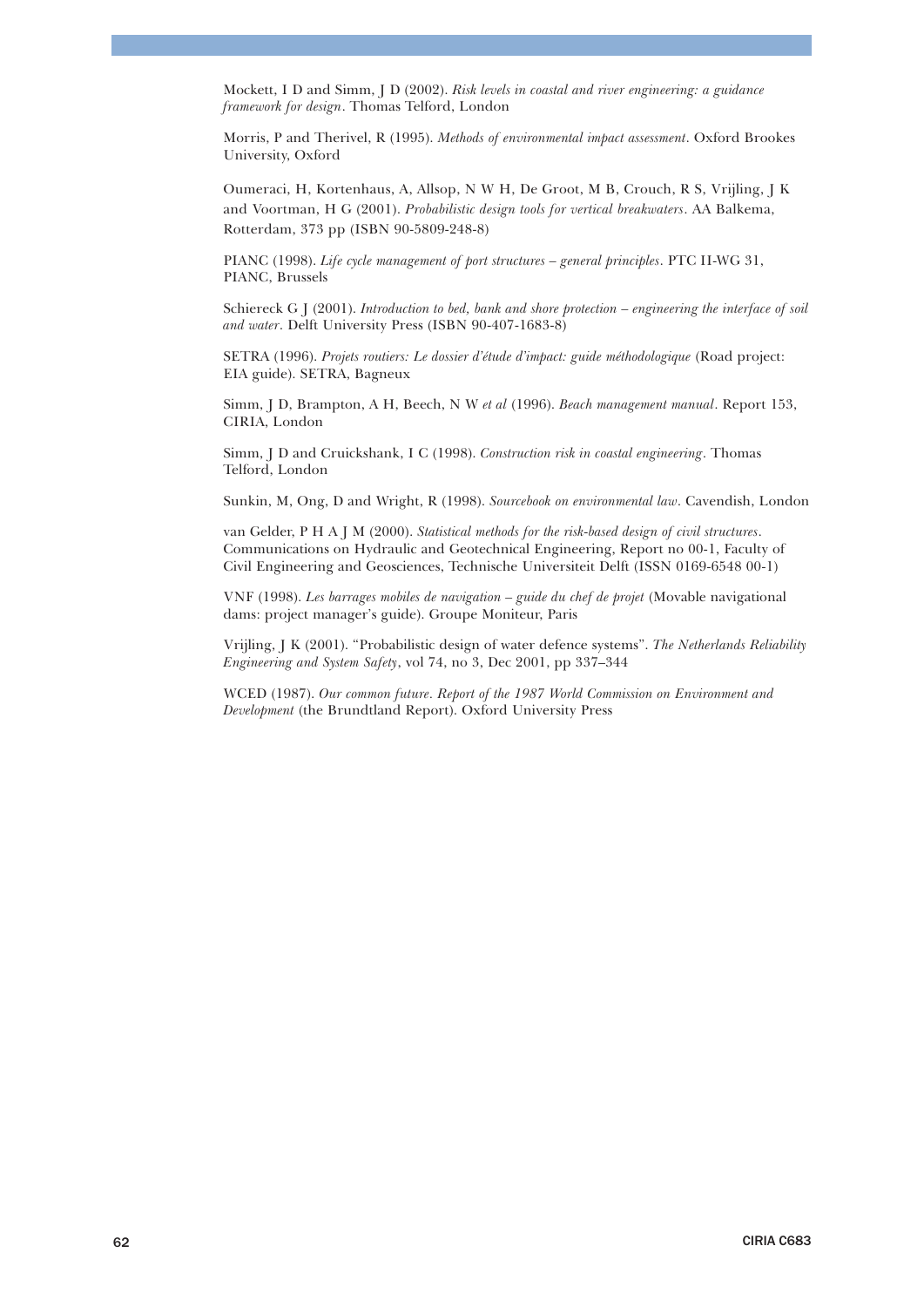Mockett, I D and Simm, J D (2002). *Risk levels in coastal and river engineering: a guidance framework for design*. Thomas Telford, London

Morris, P and Therivel, R (1995). *Methods of environmental impact assessment*. Oxford Brookes University, Oxford

Oumeraci, H, Kortenhaus, A, Allsop, N W H, De Groot, M B, Crouch, R S, Vrijling, J K and Voortman, H G (2001). *Probabilistic design tools for vertical breakwaters*. AA Balkema, Rotterdam, 373 pp (ISBN 90-5809-248-8)

PIANC (1998). *Life cycle management of port structures – general principles*. PTC II-WG 31, PIANC, Brussels

Schiereck G J (2001). *Introduction to bed, bank and shore protection – engineering the interface of soil and water*. Delft University Press (ISBN 90-407-1683-8)

SETRA (1996). *Projets routiers: Le dossier d'étude d'impact: guide méthodologique* (Road project: EIA guide). SETRA, Bagneux

Simm, J D, Brampton, A H, Beech, N W *et al* (1996). *Beach management manual*. Report 153, CIRIA, London

Simm, J D and Cruickshank, I C (1998). *Construction risk in coastal engineering*. Thomas Telford, London

Sunkin, M, Ong, D and Wright, R (1998). *Sourcebook on environmental law*. Cavendish, London

van Gelder, P H A J M (2000). *Statistical methods for the risk-based design of civil structures*. Communications on Hydraulic and Geotechnical Engineering, Report no 00-1, Faculty of Civil Engineering and Geosciences, Technische Universiteit Delft (ISSN 0169-6548 00-1)

VNF (1998). *Les barrages mobiles de navigation – guide du chef de projet* (Movable navigational dams: project manager's guide). Groupe Moniteur, Paris

Vrijling, J K (2001). "Probabilistic design of water defence systems". *The Netherlands Reliability Engineering and System Safety*, vol 74, no 3, Dec 2001, pp 337–344

WCED (1987). *Our common future. Report of the 1987 World Commission on Environment and Development* (the Brundtland Report). Oxford University Press